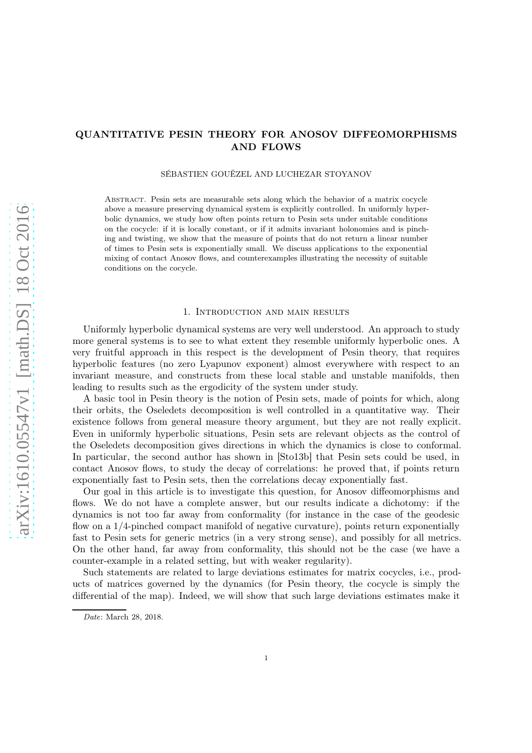# QUANTITATIVE PESIN THEORY FOR ANOSOV DIFFEOMORPHISMS AND FLOWS

SÉBASTIEN GOUËZEL AND LUCHEZAR STOYANOV

Abstract. Pesin sets are measurable sets along which the behavior of a matrix cocycle above a measure preserving dynamical system is explicitly controlled. In uniformly hyperbolic dynamics, we study how often points return to Pesin sets under suitable conditions on the cocycle: if it is locally constant, or if it admits invariant holonomies and is pinching and twisting, we show that the measure of points that do not return a linear number of times to Pesin sets is exponentially small. We discuss applications to the exponential mixing of contact Anosov flows, and counterexamples illustrating the necessity of suitable conditions on the cocycle.

## 1. Introduction and main results

Uniformly hyperbolic dynamical systems are very well understood. An approach to study more general systems is to see to what extent they resemble uniformly hyperbolic ones. A very fruitful approach in this respect is the development of Pesin theory, that requires hyperbolic features (no zero Lyapunov exponent) almost everywhere with respect to an invariant measure, and constructs from these local stable and unstable manifolds, then leading to results such as the ergodicity of the system under study.

A basic tool in Pesin theory is the notion of Pesin sets, made of points for which, along their orbits, the Oseledets decomposition is well controlled in a quantitative way. Their existence follows from general measure theory argument, but they are not really explicit. Even in uniformly hyperbolic situations, Pesin sets are relevant objects as the control of the Oseledets decomposition gives directions in which the dynamics is close to conformal. In particular, the second author has shown in [Sto13b] that Pesin sets could be used, in contact Anosov flows, to study the decay of correlations: he proved that, if points return exponentially fast to Pesin sets, then the correlations decay exponentially fast.

Our goal in this article is to investigate this question, for Anosov diffeomorphisms and flows. We do not have a complete answer, but our results indicate a dichotomy: if the dynamics is not too far away from conformality (for instance in the case of the geodesic flow on a $1/4$-pinched compact manifold of negative curvature), points return exponentially fast to Pesin sets for generic metrics (in a very strong sense), and possibly for all metrics. On the other hand, far away from conformality, this should not be the case (we have a counter-example in a related setting, but with weaker regularity).

Such statements are related to large deviations estimates for matrix cocycles, i.e., products of matrices governed by the dynamics (for Pesin theory, the cocycle is simply the differential of the map). Indeed, we will show that such large deviations estimates make it

*Date*: March 28, 2018.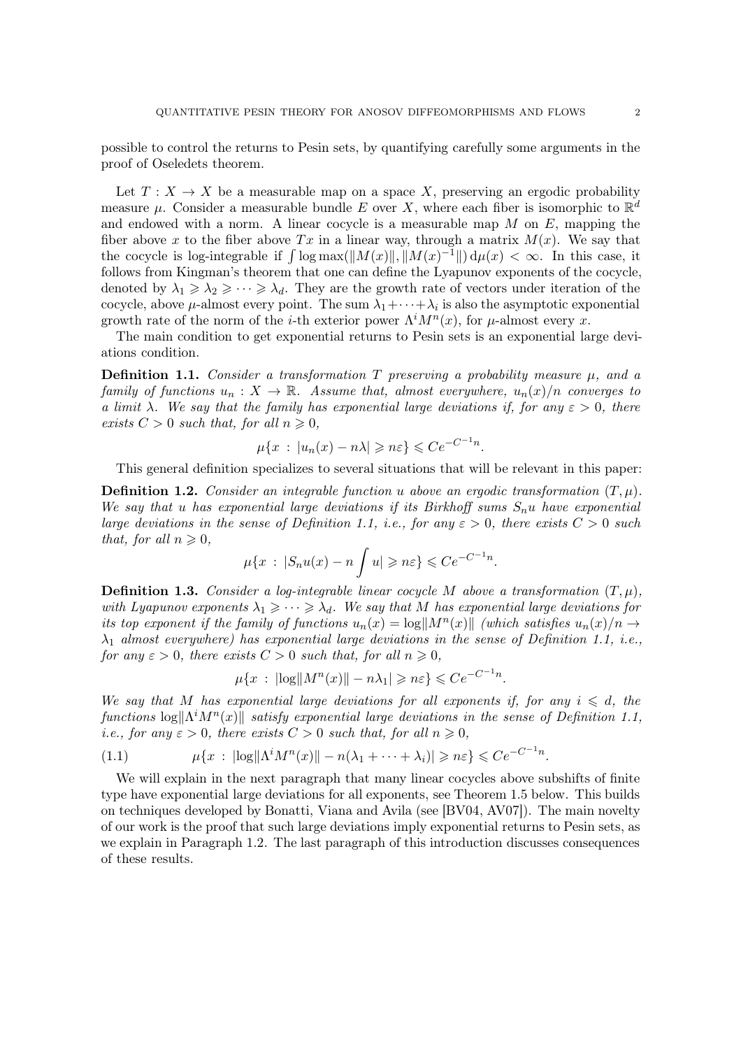possible to control the returns to Pesin sets, by quantifying carefully some arguments in the proof of Oseledets theorem.

Let $T : X \to X$ be a measurable map on a space $X$, preserving an ergodic probability measure $\mu$. Consider a measurable bundle $E$ over $X$, where each fiber is isomorphic to $\mathbb{R}^d$ and endowed with a norm. A linear cocycle is a measurable map $M$ on $E$, mapping the fiber above $x$ to the fiber above $Tx$ in a linear way, through a matrix $M(x)$. We say that the cocycle is log-integrable if $\int \log \max(\|M(x)\|, \|M(x)^{-1}\|) \, \mathrm{d}\mu(x) < \infty$. In this case, it follows from Kingman's theorem that one can define the Lyapunov exponents of the cocycle, denoted by $\lambda_1 \geqslant \lambda_2 \geqslant \cdots \geqslant \lambda_d$. They are the growth rate of vectors under iteration of the cocycle, above $\mu$-almost every point. The sum $\lambda_1 + \cdots + \lambda_i$ is also the asymptotic exponential growth rate of the norm of the $i$-th exterior power $\Lambda^i M^n(x)$, for $\mu$-almost every $x$.

The main condition to get exponential returns to Pesin sets is an exponential large deviations condition.

**Definition 1.1.** *Consider a transformation $T$ preserving a probability measure $\mu$, and a family of functions $u_n : X \to \mathbb{R}$. Assume that, almost everywhere, $u_n(x)/n$ converges to a limit $\lambda$. We say that the family has exponential large deviations if, for any $\varepsilon > 0$, there exists $C > 0$ such that, for all $n \geqslant 0$,*

$$\mu\{x \,:\, |u_n(x) - n\lambda| \geqslant n\varepsilon\} \leqslant Ce^{-C^{-1}n}.$$

This general definition specializes to several situations that will be relevant in this paper:

**Definition 1.2.** *Consider an integrable function $u$ above an ergodic transformation $(T, \mu)$. We say that $u$ has exponential large deviations if its Birkhoff sums $S_n u$ have exponential large deviations in the sense of Definition 1.1, i.e., for any $\varepsilon > 0$, there exists $C > 0$ such that, for all $n \geqslant 0$,*

$$\mu\{x \,:\, |S_n u(x) - n \int u| \geqslant n\varepsilon\} \leqslant Ce^{-C^{-1}n}.$$

**Definition 1.3.** *Consider a log-integrable linear cocycle $M$ above a transformation $(T, \mu)$, with Lyapunov exponents $\lambda_1 \geqslant \cdots \geqslant \lambda_d$. We say that $M$ has exponential large deviations for its top exponent if the family of functions $u_n(x) = \log\|M^n(x)\|$ (which satisfies $u_n(x)/n \to \lambda_1$ almost everywhere) has exponential large deviations in the sense of Definition 1.1, i.e., for any $\varepsilon > 0$, there exists $C > 0$ such that, for all $n \geqslant 0$,*

$$\mu\{x \,:\, |\log\|M^n(x)\| - n\lambda_1| \geqslant n\varepsilon\} \leqslant Ce^{-C^{-1}n}.$$

*We say that $M$ has exponential large deviations for all exponents if, for any $i \leqslant d$, the functions $\log\|\Lambda^i M^n(x)\|$ satisfy exponential large deviations in the sense of Definition 1.1, i.e., for any $\varepsilon > 0$, there exists $C > 0$ such that, for all $n \geqslant 0$,*

$$\mu\{x \,:\, |\log\|\Lambda^i M^n(x)\| - n(\lambda_1 + \cdots + \lambda_i)| \geqslant n\varepsilon\} \leqslant Ce^{-C^{-1}n}. \tag{1.1}$$

We will explain in the next paragraph that many linear cocycles above subshifts of finite type have exponential large deviations for all exponents, see Theorem 1.5 below. This builds on techniques developed by Bonatti, Viana and Avila (see [BV04, AV07]). The main novelty of our work is the proof that such large deviations imply exponential returns to Pesin sets, as we explain in Paragraph 1.2. The last paragraph of this introduction discusses consequences of these results.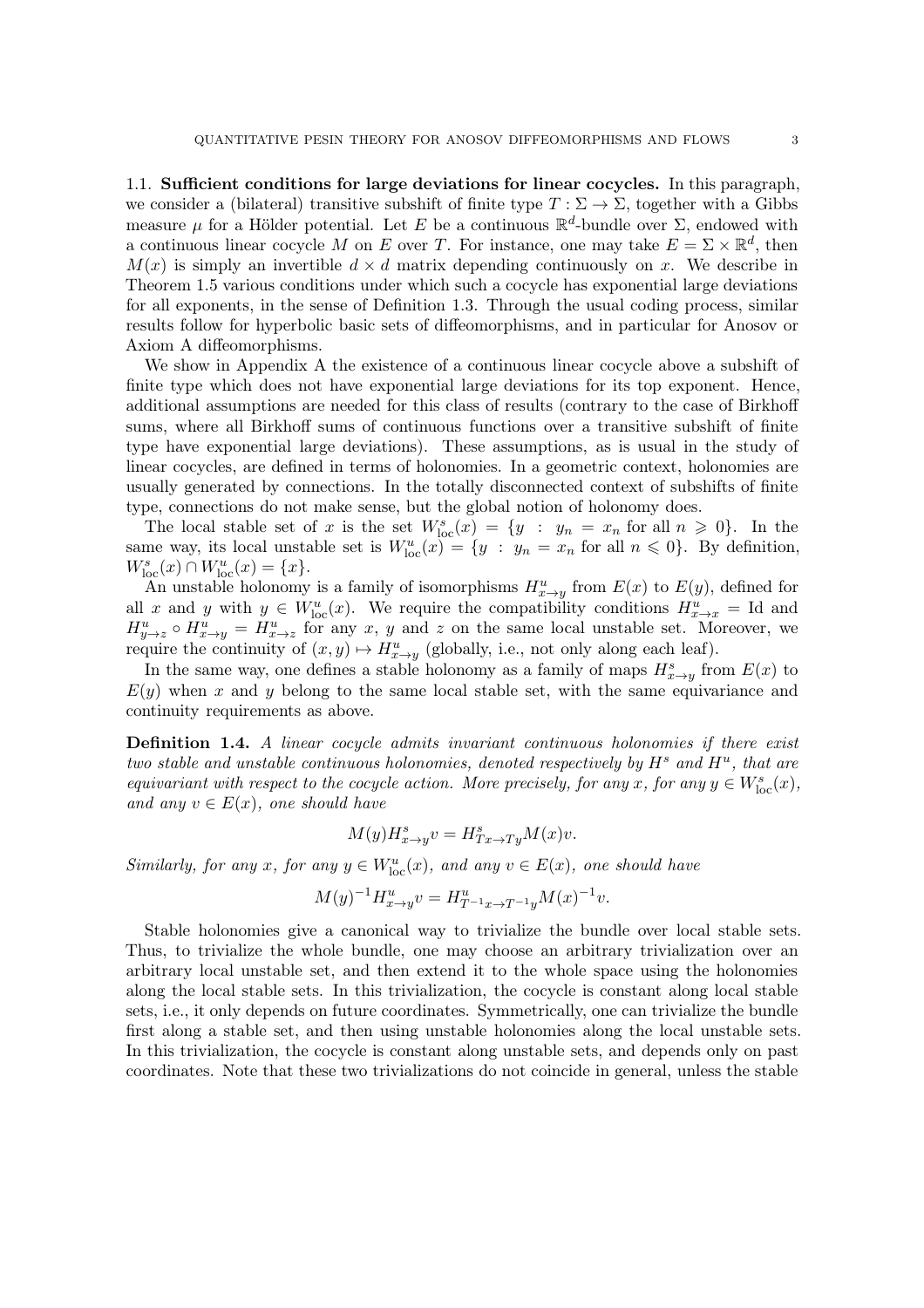### 1.1. Sufficient conditions for large deviations for linear cocycles.

In this paragraph, we consider a (bilateral) transitive subshift of finite type $T : \Sigma \to \Sigma$, together with a Gibbs measure $\mu$ for a Hölder potential. Let $E$ be a continuous $\mathbb{R}^d$-bundle over $\Sigma$, endowed with a continuous linear cocycle $M$ on $E$ over $T$. For instance, one may take $E = \Sigma \times \mathbb{R}^d$, then $M(x)$ is simply an invertible $d \times d$ matrix depending continuously on $x$. We describe in Theorem 1.5 various conditions under which such a cocycle has exponential large deviations for all exponents, in the sense of Definition 1.3. Through the usual coding process, similar results follow for hyperbolic basic sets of diffeomorphisms, and in particular for Anosov or Axiom A diffeomorphisms.

We show in Appendix A the existence of a continuous linear cocycle above a subshift of finite type which does not have exponential large deviations for its top exponent. Hence, additional assumptions are needed for this class of results (contrary to the case of Birkhoff sums, where all Birkhoff sums of continuous functions over a transitive subshift of finite type have exponential large deviations). These assumptions, as is usual in the study of linear cocycles, are defined in terms of holonomies. In a geometric context, holonomies are usually generated by connections. In the totally disconnected context of subshifts of finite type, connections do not make sense, but the global notion of holonomy does.

The local stable set of $x$ is the set $W^s_{\mathrm{loc}}(x) = \{y \ : \ y_n = x_n \text{ for all } n \geqslant 0\}$. In the same way, its local unstable set is $W^u_{\mathrm{loc}}(x) = \{y \ : \ y_n = x_n \text{ for all } n \leqslant 0\}$. By definition, $W^s_{\mathrm{loc}}(x) \cap W^u_{\mathrm{loc}}(x) = \{x\}$.

An unstable holonomy is a family of isomorphisms $H^u_{x\to y}$ from $E(x)$ to $E(y)$, defined for all $x$ and $y$ with $y \in W^u_{\mathrm{loc}}(x)$. We require the compatibility conditions $H^u_{x\to x} = \mathrm{Id}$ and $H^u_{y\to z} \circ H^u_{x\to y} = H^u_{x\to z}$ for any $x$, $y$ and $z$ on the same local unstable set. Moreover, we require the continuity of $(x, y) \mapsto H^u_{x\to y}$ (globally, i.e., not only along each leaf).

In the same way, one defines a stable holonomy as a family of maps $H^s_{x\to y}$ from $E(x)$ to $E(y)$ when $x$ and $y$ belong to the same local stable set, with the same equivariance and continuity requirements as above.

**Definition 1.4.** *A linear cocycle admits invariant continuous holonomies if there exist two stable and unstable continuous holonomies, denoted respectively by $H^s$ and $H^u$, that are equivariant with respect to the cocycle action. More precisely, for any $x$, for any $y \in W^s_{\mathrm{loc}}(x)$, and any $v \in E(x)$, one should have*

$$M(y)H^s_{x\to y}v = H^s_{Tx\to Ty}M(x)v.$$

*Similarly, for any $x$, for any $y \in W^u_{\mathrm{loc}}(x)$, and any $v \in E(x)$, one should have*

$$M(y)^{-1}H^u_{x\to y}v = H^u_{T^{-1}x\to T^{-1}y}M(x)^{-1}v.$$

Stable holonomies give a canonical way to trivialize the bundle over local stable sets. Thus, to trivialize the whole bundle, one may choose an arbitrary trivialization over an arbitrary local unstable set, and then extend it to the whole space using the holonomies along the local stable sets. In this trivialization, the cocycle is constant along local stable sets, i.e., it only depends on future coordinates. Symmetrically, one can trivialize the bundle first along a stable set, and then using unstable holonomies along the local unstable sets. In this trivialization, the cocycle is constant along unstable sets, and depends only on past coordinates. Note that these two trivializations do not coincide in general, unless the stable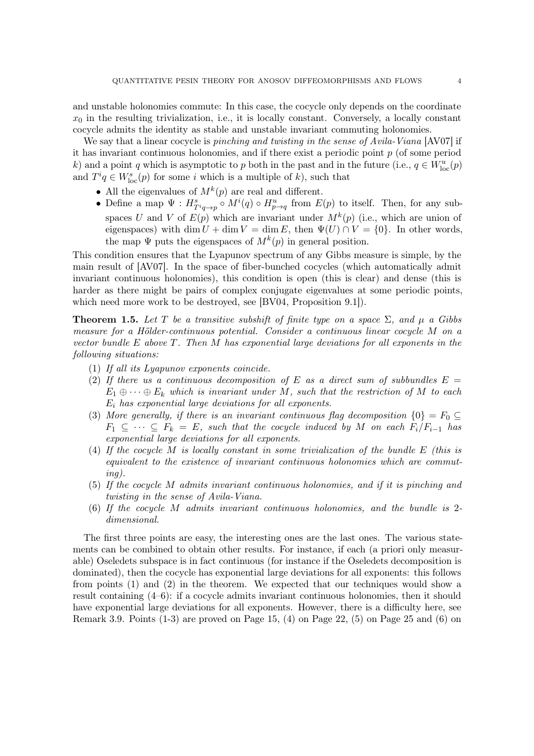and unstable holonomies commute: In this case, the cocycle only depends on the coordinate $x_0$ in the resulting trivialization, i.e., it is locally constant. Conversely, a locally constant cocycle admits the identity as stable and unstable invariant commuting holonomies.

We say that a linear cocycle is *pinching and twisting in the sense of Avila-Viana* [AV07] if it has invariant continuous holonomies, and if there exist a periodic point $p$ (of some period $k$) and a point $q$ which is asymptotic to $p$ both in the past and in the future (i.e., $q \in W^u_{\mathrm{loc}}(p)$ and $T^i q \in W^s_{\mathrm{loc}}(p)$ for some $i$ which is a multiple of $k$), such that

- All the eigenvalues of $M^k(p)$ are real and different.
- Define a map $\Psi : H^s_{T^i q \to p} \circ M^i(q) \circ H^u_{p \to q}$ from $E(p)$ to itself. Then, for any subspaces $U$ and $V$ of $E(p)$ which are invariant under $M^k(p)$ (i.e., which are union of eigenspaces) with $\dim U + \dim V = \dim E$, then $\Psi(U) \cap V = \{0\}$. In other words, the map $\Psi$ puts the eigenspaces of $M^k(p)$ in general position.

This condition ensures that the Lyapunov spectrum of any Gibbs measure is simple, by the main result of [AV07]. In the space of fiber-bunched cocycles (which automatically admit invariant continuous holonomies), this condition is open (this is clear) and dense (this is harder as there might be pairs of complex conjugate eigenvalues at some periodic points, which need more work to be destroyed, see [BV04, Proposition 9.1]).

**Theorem 1.5.** *Let $T$ be a transitive subshift of finite type on a space $\Sigma$, and $\mu$ a Gibbs measure for a Hölder-continuous potential. Consider a continuous linear cocycle $M$ on a vector bundle $E$ above $T$. Then $M$ has exponential large deviations for all exponents in the following situations:*

1. *If all its Lyapunov exponents coincide.*
2. *If there us a continuous decomposition of $E$ as a direct sum of subbundles $E = E_1 \oplus \cdots \oplus E_k$ which is invariant under $M$, such that the restriction of $M$ to each $E_i$ has exponential large deviations for all exponents.*
3. *More generally, if there is an invariant continuous flag decomposition $\{0\} = F_0 \subseteq F_1 \subseteq \cdots \subseteq F_k = E$, such that the cocycle induced by $M$ on each $F_i/F_{i-1}$ has exponential large deviations for all exponents.*
4. *If the cocycle $M$ is locally constant in some trivialization of the bundle $E$ (this is equivalent to the existence of invariant continuous holonomies which are commuting).*
5. *If the cocycle $M$ admits invariant continuous holonomies, and if it is pinching and twisting in the sense of Avila-Viana.*
6. *If the cocycle $M$ admits invariant continuous holonomies, and the bundle is 2-dimensional.*

The first three points are easy, the interesting ones are the last ones. The various statements can be combined to obtain other results. For instance, if each (a priori only measurable) Oseledets subspace is in fact continuous (for instance if the Oseledets decomposition is dominated), then the cocycle has exponential large deviations for all exponents: this follows from points (1) and (2) in the theorem. We expected that our techniques would show a result containing (4–6): if a cocycle admits invariant continuous holonomies, then it should have exponential large deviations for all exponents. However, there is a difficulty here, see Remark 3.9. Points (1-3) are proved on Page 15, (4) on Page 22, (5) on Page 25 and (6) on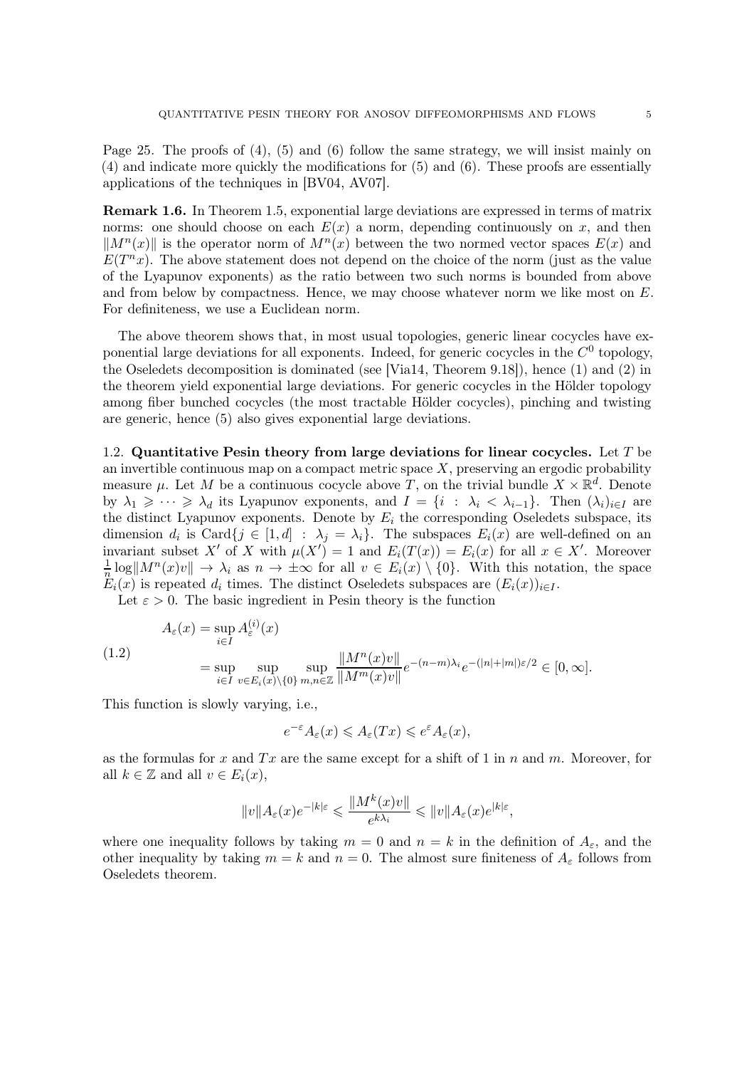Page 25. The proofs of (4), (5) and (6) follow the same strategy, we will insist mainly on (4) and indicate more quickly the modifications for (5) and (6). These proofs are essentially applications of the techniques in [BV04, AV07].

**Remark 1.6.** In Theorem 1.5, exponential large deviations are expressed in terms of matrix norms: one should choose on each $E(x)$ a norm, depending continuously on $x$, and then $\|M^n(x)\|$ is the operator norm of $M^n(x)$ between the two normed vector spaces $E(x)$ and $E(T^n x)$. The above statement does not depend on the choice of the norm (just as the value of the Lyapunov exponents) as the ratio between two such norms is bounded from above and from below by compactness. Hence, we may choose whatever norm we like most on $E$. For definiteness, we use a Euclidean norm.

The above theorem shows that, in most usual topologies, generic linear cocycles have exponential large deviations for all exponents. Indeed, for generic cocycles in the $C^0$ topology, the Oseledets decomposition is dominated (see [Via14, Theorem 9.18]), hence (1) and (2) in the theorem yield exponential large deviations. For generic cocycles in the Hölder topology among fiber bunched cocycles (the most tractable Hölder cocycles), pinching and twisting are generic, hence (5) also gives exponential large deviations.

1.2. **Quantitative Pesin theory from large deviations for linear cocycles.** Let $T$ be an invertible continuous map on a compact metric space $X$, preserving an ergodic probability measure $\mu$. Let $M$ be a continuous cocycle above $T$, on the trivial bundle $X \times \mathbb{R}^d$. Denote by $\lambda_1 \geqslant \cdots \geqslant \lambda_d$ its Lyapunov exponents, and $I = \{i \,:\, \lambda_i < \lambda_{i-1}\}$. Then $(\lambda_i)_{i \in I}$ are the distinct Lyapunov exponents. Denote by $E_i$ the corresponding Oseledets subspace, its dimension $d_i$ is $\mathrm{Card}\{j \in [1,d] \,:\, \lambda_j = \lambda_i\}$. The subspaces $E_i(x)$ are well-defined on an invariant subset $X'$ of $X$ with $\mu(X') = 1$ and $E_i(T(x)) = E_i(x)$ for all $x \in X'$. Moreover $\frac{1}{n}\log\|M^n(x)v\| \to \lambda_i$ as $n \to \pm\infty$ for all $v \in E_i(x) \setminus \{0\}$. With this notation, the space $E_i(x)$ is repeated $d_i$ times. The distinct Oseledets subspaces are $(E_i(x))_{i \in I}$.

Let $\varepsilon > 0$. The basic ingredient in Pesin theory is the function

$$
\begin{aligned}
A_\varepsilon(x) &= \sup_{i \in I} A_\varepsilon^{(i)}(x) \\
&= \sup_{i \in I} \sup_{v \in E_i(x)\setminus\{0\}} \sup_{m,n \in \mathbb{Z}} \frac{\|M^n(x)v\|}{\|M^m(x)v\|} e^{-(n-m)\lambda_i} e^{-(|n|+|m|)\varepsilon/2} \in [0,\infty].
\end{aligned}
\tag{1.2}
$$

This function is slowly varying, i.e.,

$$
e^{-\varepsilon} A_\varepsilon(x) \leqslant A_\varepsilon(Tx) \leqslant e^{\varepsilon} A_\varepsilon(x),
$$

as the formulas for $x$ and $Tx$ are the same except for a shift of 1 in $n$ and $m$. Moreover, for all $k \in \mathbb{Z}$ and all $v \in E_i(x)$,

$$
\|v\| A_\varepsilon(x) e^{-|k|\varepsilon} \leqslant \frac{\|M^k(x)v\|}{e^{k\lambda_i}} \leqslant \|v\| A_\varepsilon(x) e^{|k|\varepsilon},
$$

where one inequality follows by taking $m = 0$ and $n = k$ in the definition of $A_\varepsilon$, and the other inequality by taking $m = k$ and $n = 0$. The almost sure finiteness of $A_\varepsilon$ follows from Oseledets theorem.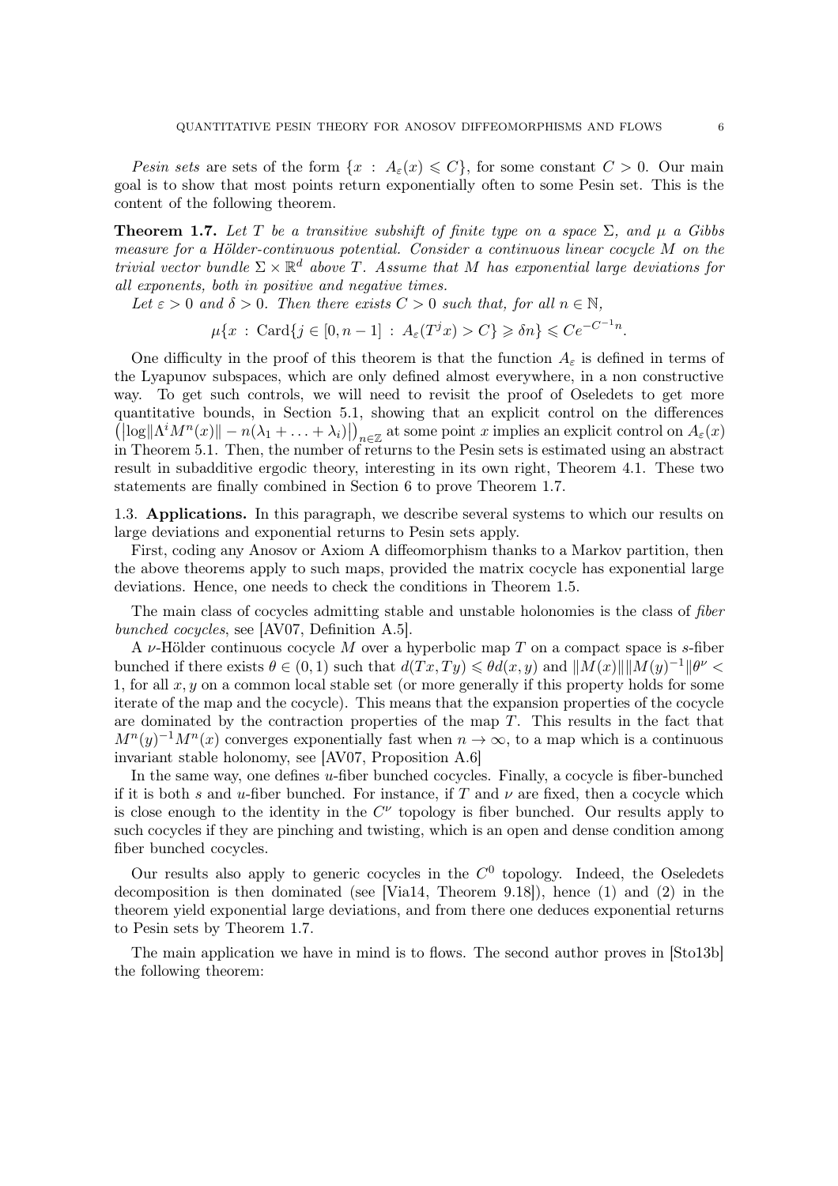*Pesin sets* are sets of the form $\{x : A_\varepsilon(x) \leqslant C\}$, for some constant $C > 0$. Our main goal is to show that most points return exponentially often to some Pesin set. This is the content of the following theorem.

**Theorem 1.7.** *Let $T$ be a transitive subshift of finite type on a space $\Sigma$, and $\mu$ a Gibbs measure for a Hölder-continuous potential. Consider a continuous linear cocycle $M$ on the trivial vector bundle $\Sigma \times \mathbb{R}^d$ above $T$. Assume that $M$ has exponential large deviations for all exponents, both in positive and negative times.*

*Let $\varepsilon > 0$ and $\delta > 0$. Then there exists $C > 0$ such that, for all $n \in \mathbb{N}$,*

$$\mu\{x : \mathrm{Card}\{j \in [0, n-1] : A_\varepsilon(T^j x) > C\} \geqslant \delta n\} \leqslant C e^{-C^{-1} n}.$$

One difficulty in the proof of this theorem is that the function $A_\varepsilon$ is defined in terms of the Lyapunov subspaces, which are only defined almost everywhere, in a non constructive way. To get such controls, we will need to revisit the proof of Oseledets to get more quantitative bounds, in Section 5.1, showing that an explicit control on the differences $\left(|\log\|\Lambda^i M^n(x)\| - n(\lambda_1 + \ldots + \lambda_i)|\right)_{n\in\mathbb{Z}}$ at some point $x$ implies an explicit control on $A_\varepsilon(x)$ in Theorem 5.1. Then, the number of returns to the Pesin sets is estimated using an abstract result in subadditive ergodic theory, interesting in its own right, Theorem 4.1. These two statements are finally combined in Section 6 to prove Theorem 1.7.

## 1.3. Applications.

In this paragraph, we describe several systems to which our results on large deviations and exponential returns to Pesin sets apply.

First, coding any Anosov or Axiom A diffeomorphism thanks to a Markov partition, then the above theorems apply to such maps, provided the matrix cocycle has exponential large deviations. Hence, one needs to check the conditions in Theorem 1.5.

The main class of cocycles admitting stable and unstable holonomies is the class of *fiber bunched cocycles*, see [AV07, Definition A.5].

A $\nu$-Hölder continuous cocycle $M$ over a hyperbolic map $T$ on a compact space is $s$-fiber bunched if there exists $\theta \in (0,1)$ such that $d(Tx, Ty) \leqslant \theta d(x,y)$ and $\|M(x)\|\|M(y)^{-1}\|\theta^\nu < 1$, for all $x, y$ on a common local stable set (or more generally if this property holds for some iterate of the map and the cocycle). This means that the expansion properties of the cocycle are dominated by the contraction properties of the map $T$. This results in the fact that $M^n(y)^{-1}M^n(x)$ converges exponentially fast when $n \to \infty$, to a map which is a continuous invariant stable holonomy, see [AV07, Proposition A.6]

In the same way, one defines $u$-fiber bunched cocycles. Finally, a cocycle is fiber-bunched if it is both $s$ and $u$-fiber bunched. For instance, if $T$ and $\nu$ are fixed, then a cocycle which is close enough to the identity in the $C^\nu$ topology is fiber bunched. Our results apply to such cocycles if they are pinching and twisting, which is an open and dense condition among fiber bunched cocycles.

Our results also apply to generic cocycles in the $C^0$ topology. Indeed, the Oseledets decomposition is then dominated (see [Via14, Theorem 9.18]), hence (1) and (2) in the theorem yield exponential large deviations, and from there one deduces exponential returns to Pesin sets by Theorem 1.7.

The main application we have in mind is to flows. The second author proves in [Sto13b] the following theorem: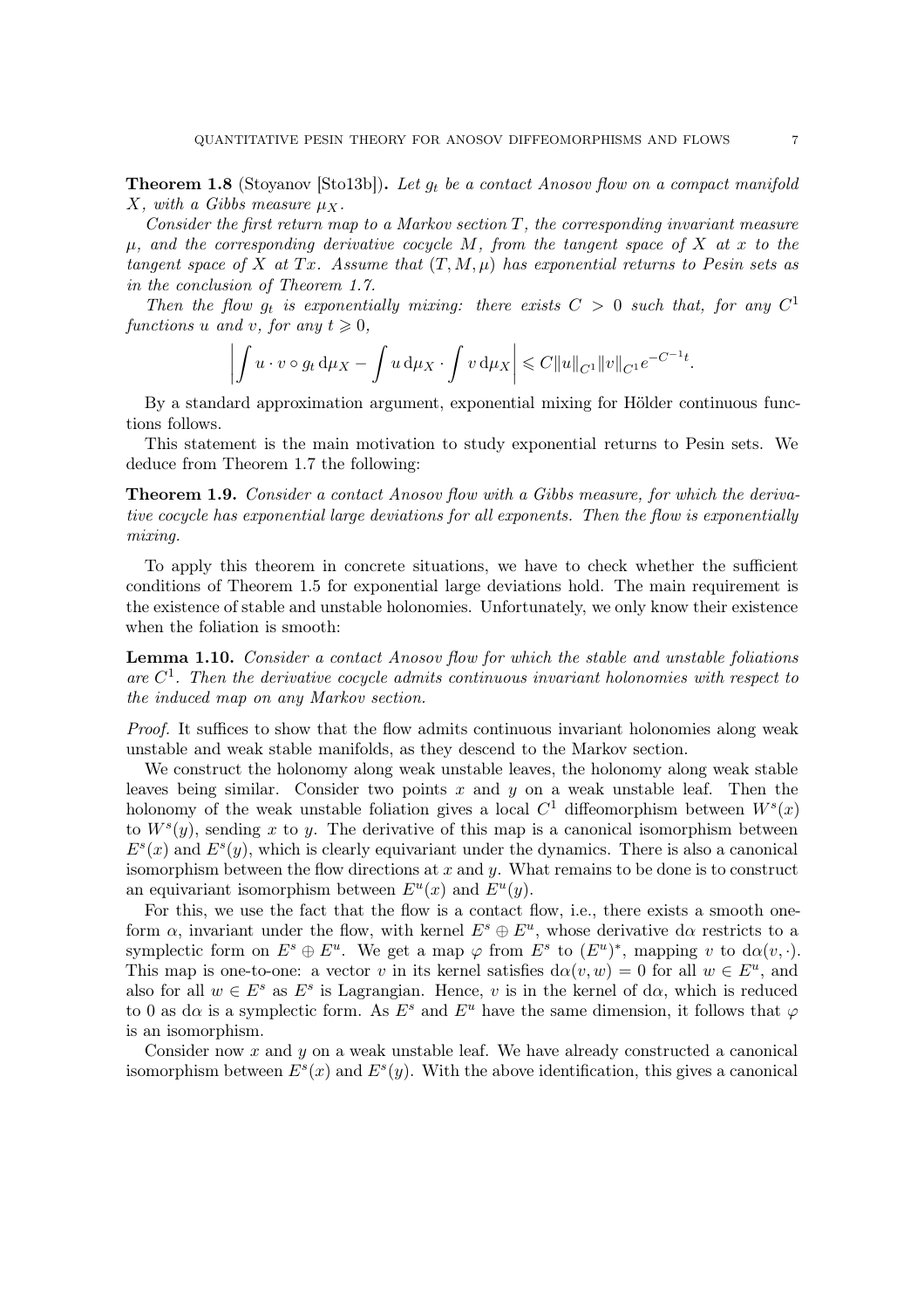**Theorem 1.8** (Stoyanov [Sto13b])**.** *Let $g_t$ be a contact Anosov flow on a compact manifold $X$, with a Gibbs measure $\mu_X$.*

*Consider the first return map to a Markov section $T$, the corresponding invariant measure $\mu$, and the corresponding derivative cocycle $M$, from the tangent space of $X$ at $x$ to the tangent space of $X$ at $Tx$. Assume that $(T, M, \mu)$ has exponential returns to Pesin sets as in the conclusion of Theorem 1.7.*

*Then the flow $g_t$ is exponentially mixing: there exists $C > 0$ such that, for any $C^1$ functions $u$ and $v$, for any $t \geqslant 0$,*

$$\left| \int u \cdot v \circ g_t \,\mathrm{d}\mu_X - \int u \,\mathrm{d}\mu_X \cdot \int v \,\mathrm{d}\mu_X \right| \leqslant C \|u\|_{C^1} \|v\|_{C^1} e^{-C^{-1}t}.$$

By a standard approximation argument, exponential mixing for Hölder continuous functions follows.

This statement is the main motivation to study exponential returns to Pesin sets. We deduce from Theorem 1.7 the following:

**Theorem 1.9.** *Consider a contact Anosov flow with a Gibbs measure, for which the derivative cocycle has exponential large deviations for all exponents. Then the flow is exponentially mixing.*

To apply this theorem in concrete situations, we have to check whether the sufficient conditions of Theorem 1.5 for exponential large deviations hold. The main requirement is the existence of stable and unstable holonomies. Unfortunately, we only know their existence when the foliation is smooth:

**Lemma 1.10.** *Consider a contact Anosov flow for which the stable and unstable foliations are $C^1$. Then the derivative cocycle admits continuous invariant holonomies with respect to the induced map on any Markov section.*

*Proof.* It suffices to show that the flow admits continuous invariant holonomies along weak unstable and weak stable manifolds, as they descend to the Markov section.

We construct the holonomy along weak unstable leaves, the holonomy along weak stable leaves being similar. Consider two points $x$ and $y$ on a weak unstable leaf. Then the holonomy of the weak unstable foliation gives a local $C^1$ diffeomorphism between $W^s(x)$ to $W^s(y)$, sending $x$ to $y$. The derivative of this map is a canonical isomorphism between $E^s(x)$ and $E^s(y)$, which is clearly equivariant under the dynamics. There is also a canonical isomorphism between the flow directions at $x$ and $y$. What remains to be done is to construct an equivariant isomorphism between $E^u(x)$ and $E^u(y)$.

For this, we use the fact that the flow is a contact flow, i.e., there exists a smooth one-form $\alpha$, invariant under the flow, with kernel $E^s \oplus E^u$, whose derivative $\mathrm{d}\alpha$ restricts to a symplectic form on $E^s \oplus E^u$. We get a map $\varphi$ from $E^s$ to $(E^u)^*$, mapping $v$ to $\mathrm{d}\alpha(v, \cdot)$. This map is one-to-one: a vector $v$ in its kernel satisfies $\mathrm{d}\alpha(v, w) = 0$ for all $w \in E^u$, and also for all $w \in E^s$ as $E^s$ is Lagrangian. Hence, $v$ is in the kernel of $\mathrm{d}\alpha$, which is reduced to $0$ as $\mathrm{d}\alpha$ is a symplectic form. As $E^s$ and $E^u$ have the same dimension, it follows that $\varphi$ is an isomorphism.

Consider now $x$ and $y$ on a weak unstable leaf. We have already constructed a canonical isomorphism between $E^s(x)$ and $E^s(y)$. With the above identification, this gives a canonical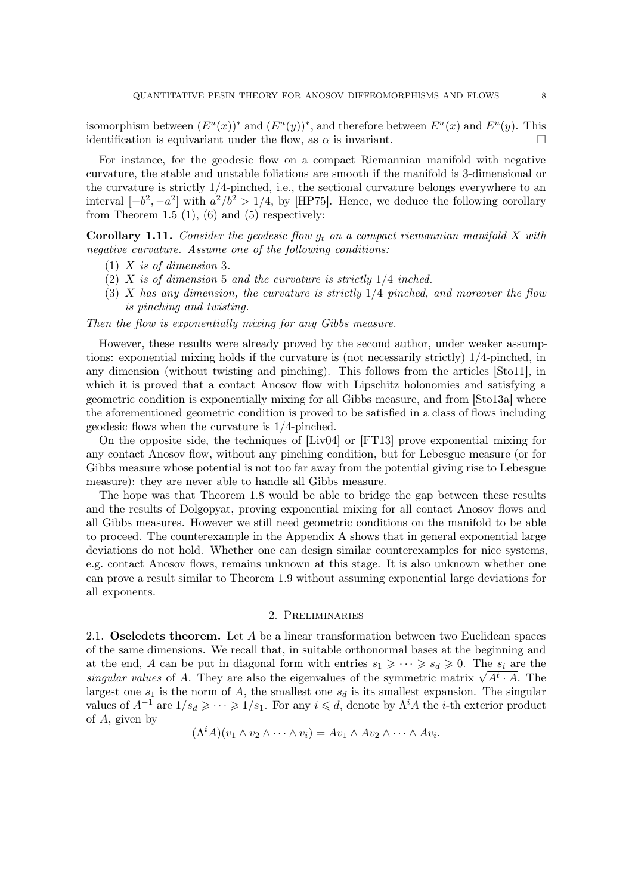isomorphism between $(E^u(x))^*$ and $(E^u(y))^*$, and therefore between $E^u(x)$ and $E^u(y)$. This identification is equivariant under the flow, as $\alpha$ is invariant. $\square$

For instance, for the geodesic flow on a compact Riemannian manifold with negative curvature, the stable and unstable foliations are smooth if the manifold is 3-dimensional or the curvature is strictly 1/4-pinched, i.e., the sectional curvature belongs everywhere to an interval $[-b^2, -a^2]$ with $a^2/b^2 > 1/4$, by [HP75]. Hence, we deduce the following corollary from Theorem 1.5 (1), (6) and (5) respectively:

**Corollary 1.11.** *Consider the geodesic flow $g_t$ on a compact riemannian manifold $X$ with negative curvature. Assume one of the following conditions:*

1. *$X$ is of dimension 3.*
2. *$X$ is of dimension 5 and the curvature is strictly 1/4 inched.*
3. *$X$ has any dimension, the curvature is strictly 1/4 pinched, and moreover the flow is pinching and twisting.*

*Then the flow is exponentially mixing for any Gibbs measure.*

However, these results were already proved by the second author, under weaker assumptions: exponential mixing holds if the curvature is (not necessarily strictly) 1/4-pinched, in any dimension (without twisting and pinching). This follows from the articles [Sto11], in which it is proved that a contact Anosov flow with Lipschitz holonomies and satisfying a geometric condition is exponentially mixing for all Gibbs measure, and from [Sto13a] where the aforementioned geometric condition is proved to be satisfied in a class of flows including geodesic flows when the curvature is 1/4-pinched.

On the opposite side, the techniques of [Liv04] or [FT13] prove exponential mixing for any contact Anosov flow, without any pinching condition, but for Lebesgue measure (or for Gibbs measure whose potential is not too far away from the potential giving rise to Lebesgue measure): they are never able to handle all Gibbs measure.

The hope was that Theorem 1.8 would be able to bridge the gap between these results and the results of Dolgopyat, proving exponential mixing for all contact Anosov flows and all Gibbs measures. However we still need geometric conditions on the manifold to be able to proceed. The counterexample in the Appendix A shows that in general exponential large deviations do not hold. Whether one can design similar counterexamples for nice systems, e.g. contact Anosov flows, remains unknown at this stage. It is also unknown whether one can prove a result similar to Theorem 1.9 without assuming exponential large deviations for all exponents.

## 2. Preliminaries

### 2.1. Oseledets theorem.

Let $A$ be a linear transformation between two Euclidean spaces of the same dimensions. We recall that, in suitable orthonormal bases at the beginning and at the end, $A$ can be put in diagonal form with entries $s_1 \geqslant \cdots \geqslant s_d \geqslant 0$. The $s_i$ are the *singular values* of $A$. They are also the eigenvalues of the symmetric matrix $\sqrt{A^t \cdot A}$. The largest one $s_1$ is the norm of $A$, the smallest one $s_d$ is its smallest expansion. The singular values of $A^{-1}$ are $1/s_d \geqslant \cdots \geqslant 1/s_1$. For any $i \leqslant d$, denote by $\Lambda^i A$ the $i$-th exterior product of $A$, given by

$$(\Lambda^i A)(v_1 \wedge v_2 \wedge \cdots \wedge v_i) = Av_1 \wedge Av_2 \wedge \cdots \wedge Av_i.$$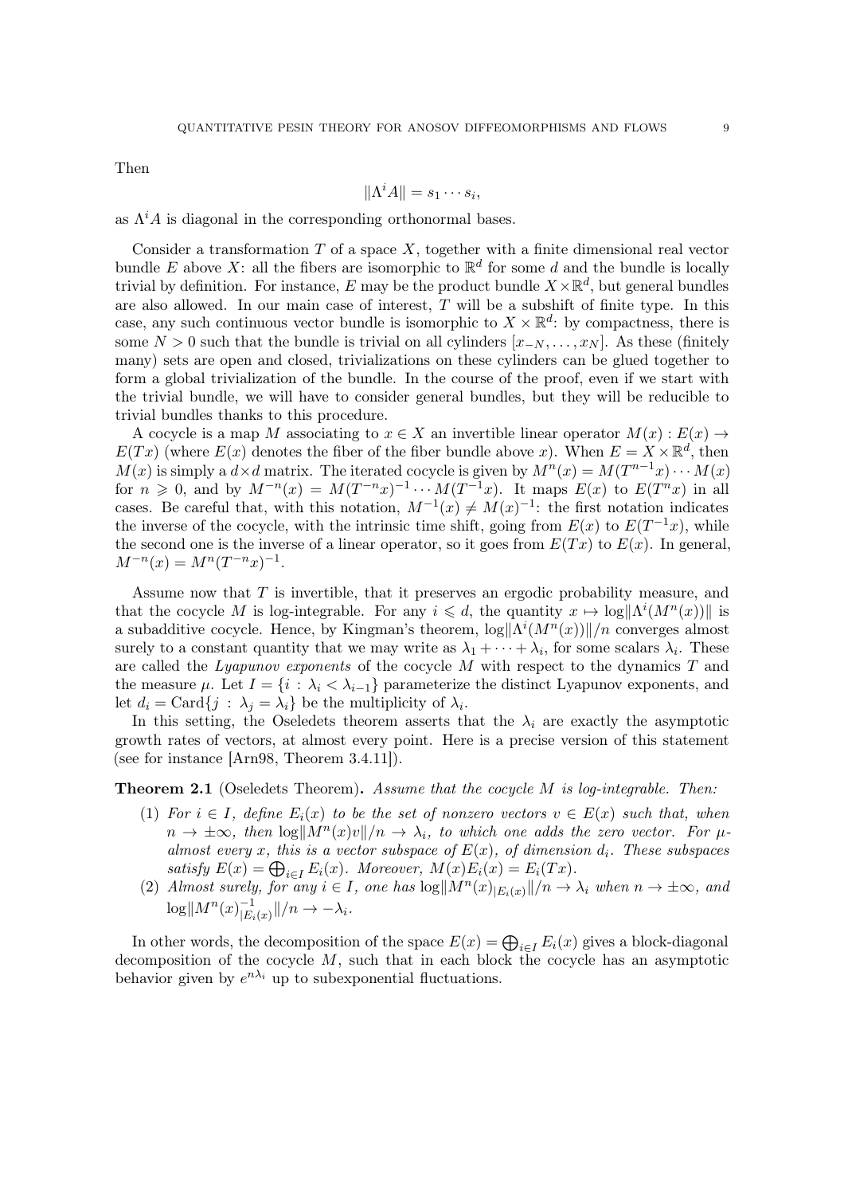Then

$$\|\Lambda^i A\| = s_1 \cdots s_i,$$

as $\Lambda^i A$ is diagonal in the corresponding orthonormal bases.

Consider a transformation $T$ of a space $X$, together with a finite dimensional real vector bundle $E$ above $X$: all the fibers are isomorphic to $\mathbb{R}^d$ for some $d$ and the bundle is locally trivial by definition. For instance, $E$ may be the product bundle $X \times \mathbb{R}^d$, but general bundles are also allowed. In our main case of interest, $T$ will be a subshift of finite type. In this case, any such continuous vector bundle is isomorphic to $X \times \mathbb{R}^d$: by compactness, there is some $N > 0$ such that the bundle is trivial on all cylinders $[x_{-N}, \dots, x_N]$. As these (finitely many) sets are open and closed, trivializations on these cylinders can be glued together to form a global trivialization of the bundle. In the course of the proof, even if we start with the trivial bundle, we will have to consider general bundles, but they will be reducible to trivial bundles thanks to this procedure.

A cocycle is a map $M$ associating to $x \in X$ an invertible linear operator $M(x) : E(x) \to E(Tx)$ (where $E(x)$ denotes the fiber of the fiber bundle above $x$). When $E = X \times \mathbb{R}^d$, then $M(x)$ is simply a $d \times d$ matrix. The iterated cocycle is given by $M^n(x) = M(T^{n-1}x) \cdots M(x)$ for $n \geqslant 0$, and by $M^{-n}(x) = M(T^{-n}x)^{-1} \cdots M(T^{-1}x)$. It maps $E(x)$ to $E(T^n x)$ in all cases. Be careful that, with this notation, $M^{-1}(x) \neq M(x)^{-1}$: the first notation indicates the inverse of the cocycle, with the intrinsic time shift, going from $E(x)$ to $E(T^{-1}x)$, while the second one is the inverse of a linear operator, so it goes from $E(Tx)$ to $E(x)$. In general, $M^{-n}(x) = M^n(T^{-n}x)^{-1}$.

Assume now that $T$ is invertible, that it preserves an ergodic probability measure, and that the cocycle $M$ is log-integrable. For any $i \leqslant d$, the quantity $x \mapsto \log\|\Lambda^i(M^n(x))\|$ is a subadditive cocycle. Hence, by Kingman's theorem, $\log\|\Lambda^i(M^n(x))\|/n$ converges almost surely to a constant quantity that we may write as $\lambda_1 + \cdots + \lambda_i$, for some scalars $\lambda_i$. These are called the *Lyapunov exponents* of the cocycle $M$ with respect to the dynamics $T$ and the measure $\mu$. Let $I = \{i : \lambda_i < \lambda_{i-1}\}$ parameterize the distinct Lyapunov exponents, and let $d_i = \mathrm{Card}\{j : \lambda_j = \lambda_i\}$ be the multiplicity of $\lambda_i$.

In this setting, the Oseledets theorem asserts that the $\lambda_i$ are exactly the asymptotic growth rates of vectors, at almost every point. Here is a precise version of this statement (see for instance [Arn98, Theorem 3.4.11]).

**Theorem 2.1** (Oseledets Theorem)**.** *Assume that the cocycle $M$ is log-integrable. Then:*

(1) *For $i \in I$, define $E_i(x)$ to be the set of nonzero vectors $v \in E(x)$ such that, when $n \to \pm\infty$, then $\log\|M^n(x)v\|/n \to \lambda_i$, to which one adds the zero vector. For $\mu$-almost every $x$, this is a vector subspace of $E(x)$, of dimension $d_i$. These subspaces satisfy $E(x) = \bigoplus_{i \in I} E_i(x)$. Moreover, $M(x)E_i(x) = E_i(Tx)$.*

(2) *Almost surely, for any $i \in I$, one has $\log\|M^n(x)_{|E_i(x)}\|/n \to \lambda_i$ when $n \to \pm\infty$, and $\log\|M^n(x)^{-1}_{|E_i(x)}\|/n \to -\lambda_i$.*

In other words, the decomposition of the space $E(x) = \bigoplus_{i \in I} E_i(x)$ gives a block-diagonal decomposition of the cocycle $M$, such that in each block the cocycle has an asymptotic behavior given by $e^{n\lambda_i}$ up to subexponential fluctuations.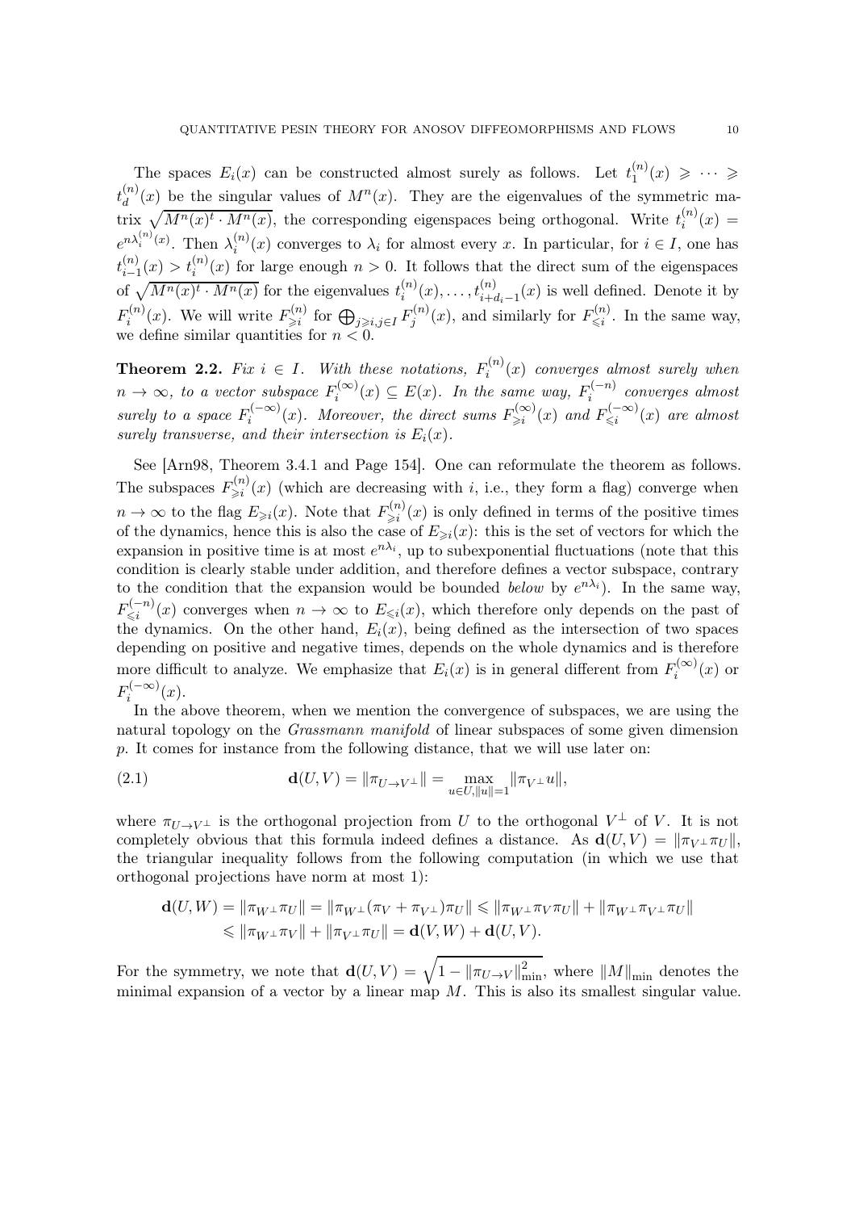The spaces $E_i(x)$ can be constructed almost surely as follows. Let $t_1^{(n)}(x) \geqslant \cdots \geqslant t_d^{(n)}(x)$ be the singular values of $M^n(x)$. They are the eigenvalues of the symmetric matrix $\sqrt{M^n(x)^t \cdot M^n(x)}$, the corresponding eigenspaces being orthogonal. Write $t_i^{(n)}(x) = e^{n\lambda_i^{(n)}(x)}$. Then $\lambda_i^{(n)}(x)$ converges to $\lambda_i$ for almost every $x$. In particular, for $i \in I$, one has $t_{i-1}^{(n)}(x) > t_i^{(n)}(x)$ for large enough $n > 0$. It follows that the direct sum of the eigenspaces of $\sqrt{M^n(x)^t \cdot M^n(x)}$ for the eigenvalues $t_i^{(n)}(x), \dots, t_{i+d_i-1}^{(n)}(x)$ is well defined. Denote it by $F_i^{(n)}(x)$. We will write $F_{\geqslant i}^{(n)}$ for $\bigoplus_{j \geqslant i, j \in I} F_j^{(n)}(x)$, and similarly for $F_{\leqslant i}^{(n)}$. In the same way, we define similar quantities for $n < 0$.

**Theorem 2.2.** *Fix $i \in I$. With these notations, $F_i^{(n)}(x)$ converges almost surely when $n \to \infty$, to a vector subspace $F_i^{(\infty)}(x) \subseteq E(x)$. In the same way, $F_i^{(-n)}$ converges almost surely to a space $F_i^{(-\infty)}(x)$. Moreover, the direct sums $F_{\geqslant i}^{(\infty)}(x)$ and $F_{\leqslant i}^{(-\infty)}(x)$ are almost surely transverse, and their intersection is $E_i(x)$.*

See [Arn98, Theorem 3.4.1 and Page 154]. One can reformulate the theorem as follows. The subspaces $F_{\geqslant i}^{(n)}(x)$ (which are decreasing with $i$, i.e., they form a flag) converge when $n \to \infty$ to the flag $E_{\geqslant i}(x)$. Note that $F_{\geqslant i}^{(n)}(x)$ is only defined in terms of the positive times of the dynamics, hence this is also the case of $E_{\geqslant i}(x)$: this is the set of vectors for which the expansion in positive time is at most $e^{n\lambda_i}$, up to subexponential fluctuations (note that this condition is clearly stable under addition, and therefore defines a vector subspace, contrary to the condition that the expansion would be bounded *below* by $e^{n\lambda_i}$). In the same way, $F_{\leqslant i}^{(-n)}(x)$ converges when $n \to \infty$ to $E_{\leqslant i}(x)$, which therefore only depends on the past of the dynamics. On the other hand, $E_i(x)$, being defined as the intersection of two spaces depending on positive and negative times, depends on the whole dynamics and is therefore more difficult to analyze. We emphasize that $E_i(x)$ is in general different from $F_i^{(\infty)}(x)$ or $F_i^{(-\infty)}(x)$.

In the above theorem, when we mention the convergence of subspaces, we are using the natural topology on the *Grassmann manifold* of linear subspaces of some given dimension $p$. It comes for instance from the following distance, that we will use later on:

$$\mathbf{d}(U, V) = \|\pi_{U \to V^\perp}\| = \max_{u \in U, \|u\|=1} \|\pi_{V^\perp} u\|, \tag{2.1}$$

where $\pi_{U \to V^\perp}$ is the orthogonal projection from $U$ to the orthogonal $V^\perp$ of $V$. It is not completely obvious that this formula indeed defines a distance. As $\mathbf{d}(U, V) = \|\pi_{V^\perp} \pi_U\|$, the triangular inequality follows from the following computation (in which we use that orthogonal projections have norm at most 1):

$$\begin{aligned}
\mathbf{d}(U, W) = \|\pi_{W^\perp} \pi_U\| &= \|\pi_{W^\perp}(\pi_V + \pi_{V^\perp})\pi_U\| \leqslant \|\pi_{W^\perp} \pi_V \pi_U\| + \|\pi_{W^\perp} \pi_{V^\perp} \pi_U\| \\
&\leqslant \|\pi_{W^\perp} \pi_V\| + \|\pi_{V^\perp} \pi_U\| = \mathbf{d}(V, W) + \mathbf{d}(U, V).
\end{aligned}$$

For the symmetry, we note that $\mathbf{d}(U, V) = \sqrt{1 - \|\pi_{U \to V}\|_{\min}^2}$, where $\|M\|_{\min}$ denotes the minimal expansion of a vector by a linear map $M$. This is also its smallest singular value.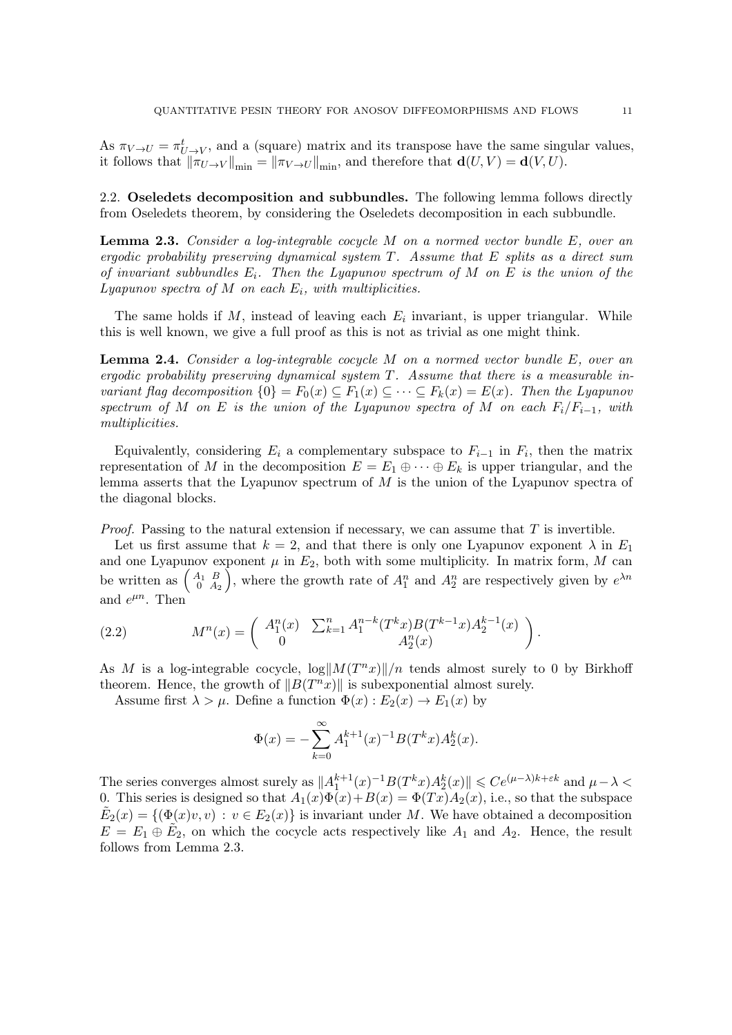As $\pi_{V\to U} = \pi^t_{U\to V}$, and a (square) matrix and its transpose have the same singular values, it follows that $\|\pi_{U\to V}\|_{\min} = \|\pi_{V\to U}\|_{\min}$, and therefore that $\mathbf{d}(U,V) = \mathbf{d}(V,U)$.

## 2.2. Oseledets decomposition and subbundles.

The following lemma follows directly from Oseledets theorem, by considering the Oseledets decomposition in each subbundle.

**Lemma 2.3.** *Consider a log-integrable cocycle $M$ on a normed vector bundle $E$, over an ergodic probability preserving dynamical system $T$. Assume that $E$ splits as a direct sum of invariant subbundles $E_i$. Then the Lyapunov spectrum of $M$ on $E$ is the union of the Lyapunov spectra of $M$ on each $E_i$, with multiplicities.*

The same holds if $M$, instead of leaving each $E_i$ invariant, is upper triangular. While this is well known, we give a full proof as this is not as trivial as one might think.

**Lemma 2.4.** *Consider a log-integrable cocycle $M$ on a normed vector bundle $E$, over an ergodic probability preserving dynamical system $T$. Assume that there is a measurable invariant flag decomposition $\{0\} = F_0(x) \subseteq F_1(x) \subseteq \cdots \subseteq F_k(x) = E(x)$. Then the Lyapunov spectrum of $M$ on $E$ is the union of the Lyapunov spectra of $M$ on each $F_i/F_{i-1}$, with multiplicities.*

Equivalently, considering $E_i$ a complementary subspace to $F_{i-1}$ in $F_i$, then the matrix representation of $M$ in the decomposition $E = E_1 \oplus \cdots \oplus E_k$ is upper triangular, and the lemma asserts that the Lyapunov spectrum of $M$ is the union of the Lyapunov spectra of the diagonal blocks.

*Proof.* Passing to the natural extension if necessary, we can assume that $T$ is invertible.

Let us first assume that $k = 2$, and that there is only one Lyapunov exponent $\lambda$ in $E_1$ and one Lyapunov exponent $\mu$ in $E_2$, both with some multiplicity. In matrix form, $M$ can be written as $\begin{pmatrix} A_1 & B \\ 0 & A_2 \end{pmatrix}$, where the growth rate of $A_1^n$ and $A_2^n$ are respectively given by $e^{\lambda n}$ and $e^{\mu n}$. Then

$$M^n(x) = \begin{pmatrix} A_1^n(x) & \sum_{k=1}^n A_1^{n-k}(T^k x) B(T^{k-1}x) A_2^{k-1}(x) \\ 0 & A_2^n(x) \end{pmatrix}. \tag{2.2}$$

As $M$ is a log-integrable cocycle, $\log\|M(T^n x)\|/n$ tends almost surely to 0 by Birkhoff theorem. Hence, the growth of $\|B(T^n x)\|$ is subexponential almost surely.

Assume first $\lambda > \mu$. Define a function $\Phi(x) : E_2(x) \to E_1(x)$ by

$$\Phi(x) = -\sum_{k=0}^{\infty} A_1^{k+1}(x)^{-1} B(T^k x) A_2^k(x).$$

The series converges almost surely as $\|A_1^{k+1}(x)^{-1} B(T^k x) A_2^k(x)\| \leqslant C e^{(\mu-\lambda)k + \varepsilon k}$ and $\mu - \lambda < 0$. This series is designed so that $A_1(x)\Phi(x) + B(x) = \Phi(Tx)A_2(x)$, i.e., so that the subspace $\tilde{E}_2(x) = \{(\Phi(x)v, v) \,:\, v \in E_2(x)\}$ is invariant under $M$. We have obtained a decomposition $E = E_1 \oplus \tilde{E}_2$, on which the cocycle acts respectively like $A_1$ and $A_2$. Hence, the result follows from Lemma 2.3.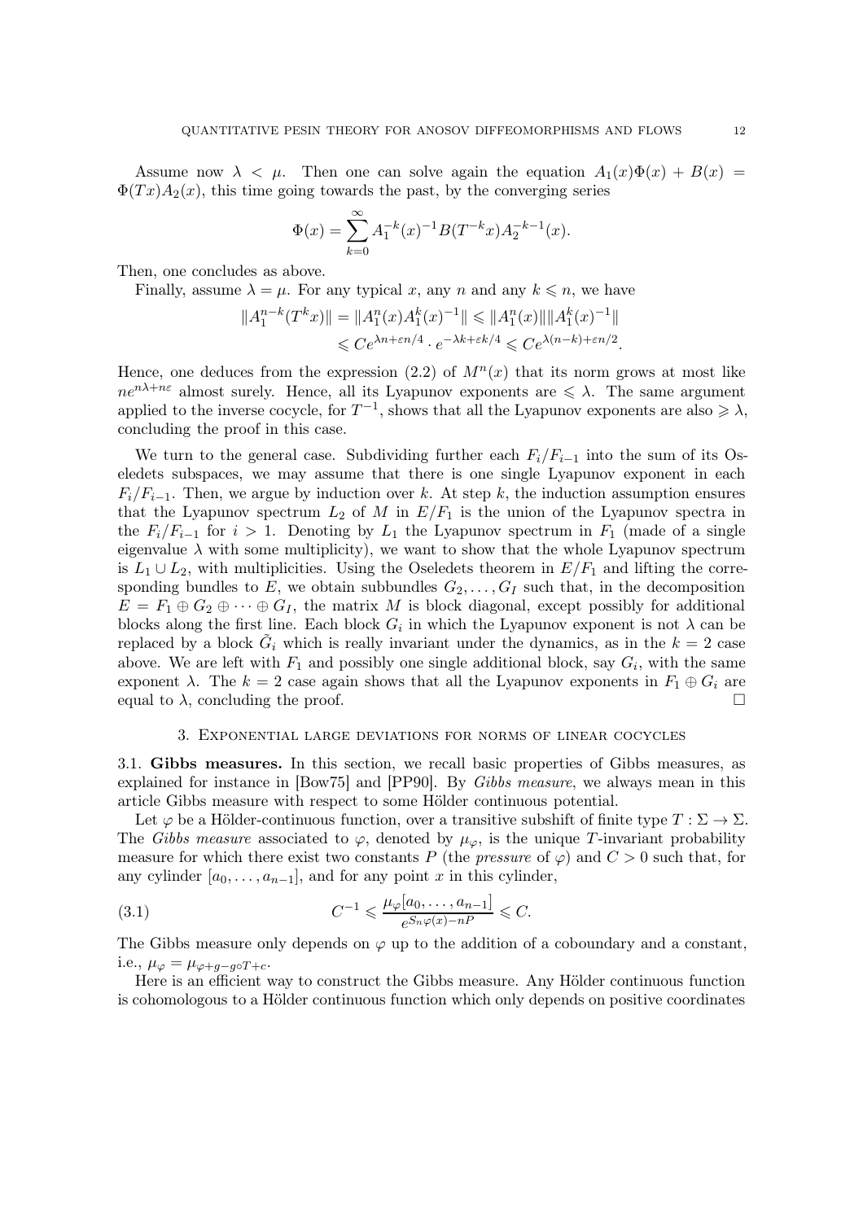Assume now $\lambda < \mu$. Then one can solve again the equation $A_1(x)\Phi(x) + B(x) = \Phi(Tx)A_2(x)$, this time going towards the past, by the converging series

$$\Phi(x) = \sum_{k=0}^{\infty} A_1^{-k}(x)^{-1} B(T^{-k}x) A_2^{-k-1}(x).$$

Then, one concludes as above.

Finally, assume $\lambda = \mu$. For any typical $x$, any $n$ and any $k \leqslant n$, we have

$$\begin{aligned}
\|A_1^{n-k}(T^k x)\| = \|A_1^n(x) A_1^k(x)^{-1}\| &\leqslant \|A_1^n(x)\| \|A_1^k(x)^{-1}\| \\
&\leqslant C e^{\lambda n + \varepsilon n/4} \cdot e^{-\lambda k + \varepsilon k/4} \leqslant C e^{\lambda(n-k) + \varepsilon n/2}.
\end{aligned}$$

Hence, one deduces from the expression (2.2) of $M^n(x)$ that its norm grows at most like $ne^{n\lambda + n\varepsilon}$ almost surely. Hence, all its Lyapunov exponents are $\leqslant \lambda$. The same argument applied to the inverse cocycle, for $T^{-1}$, shows that all the Lyapunov exponents are also $\geqslant \lambda$, concluding the proof in this case.

We turn to the general case. Subdividing further each $F_i/F_{i-1}$ into the sum of its Oseledets subspaces, we may assume that there is one single Lyapunov exponent in each $F_i/F_{i-1}$. Then, we argue by induction over $k$. At step $k$, the induction assumption ensures that the Lyapunov spectrum $L_2$ of $M$ in $E/F_1$ is the union of the Lyapunov spectra in the $F_i/F_{i-1}$ for $i > 1$. Denoting by $L_1$ the Lyapunov spectrum in $F_1$ (made of a single eigenvalue $\lambda$ with some multiplicity), we want to show that the whole Lyapunov spectrum is $L_1 \cup L_2$, with multiplicities. Using the Oseledets theorem in $E/F_1$ and lifting the corresponding bundles to $E$, we obtain subbundles $G_2, \dots, G_I$ such that, in the decomposition $E = F_1 \oplus G_2 \oplus \cdots \oplus G_I$, the matrix $M$ is block diagonal, except possibly for additional blocks along the first line. Each block $G_i$ in which the Lyapunov exponent is not $\lambda$ can be replaced by a block $\tilde{G}_i$ which is really invariant under the dynamics, as in the $k = 2$ case above. We are left with $F_1$ and possibly one single additional block, say $G_i$, with the same exponent $\lambda$. The $k = 2$ case again shows that all the Lyapunov exponents in $F_1 \oplus G_i$ are equal to $\lambda$, concluding the proof. $\square$

## 3. Exponential large deviations for norms of linear cocycles

### 3.1. Gibbs measures.

In this section, we recall basic properties of Gibbs measures, as explained for instance in [Bow75] and [PP90]. By *Gibbs measure*, we always mean in this article Gibbs measure with respect to some Hölder continuous potential.

Let $\varphi$ be a Hölder-continuous function, over a transitive subshift of finite type $T : \Sigma \to \Sigma$. The *Gibbs measure* associated to $\varphi$, denoted by $\mu_\varphi$, is the unique $T$-invariant probability measure for which there exist two constants $P$ (the *pressure* of $\varphi$) and $C > 0$ such that, for any cylinder $[a_0, \dots, a_{n-1}]$, and for any point $x$ in this cylinder,

$$C^{-1} \leqslant \frac{\mu_\varphi[a_0, \dots, a_{n-1}]}{e^{S_n\varphi(x) - nP}} \leqslant C. \tag{3.1}$$

The Gibbs measure only depends on $\varphi$ up to the addition of a coboundary and a constant, i.e., $\mu_\varphi = \mu_{\varphi + g - g\circ T + c}$.

Here is an efficient way to construct the Gibbs measure. Any Hölder continuous function is cohomologous to a Hölder continuous function which only depends on positive coordinates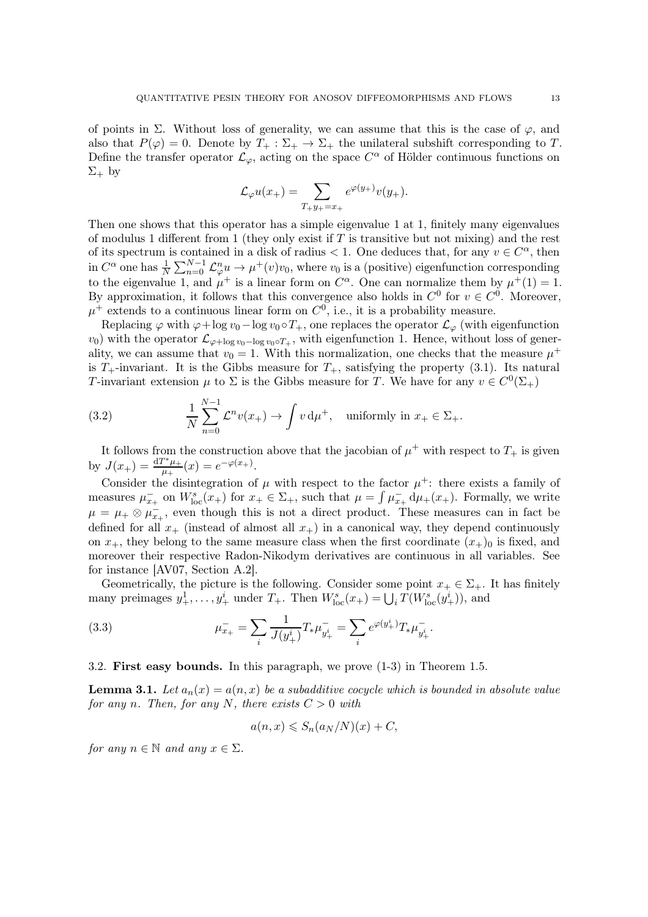of points in $\Sigma$. Without loss of generality, we can assume that this is the case of $\varphi$, and also that $P(\varphi) = 0$. Denote by $T_+ : \Sigma_+ \to \Sigma_+$ the unilateral subshift corresponding to $T$. Define the transfer operator $\mathcal{L}_\varphi$, acting on the space $C^\alpha$ of Hölder continuous functions on $\Sigma_+$ by

$$\mathcal{L}_\varphi u(x_+) = \sum_{T_+ y_+ = x_+} e^{\varphi(y_+)} v(y_+).$$

Then one shows that this operator has a simple eigenvalue 1 at 1, finitely many eigenvalues of modulus 1 different from 1 (they only exist if $T$ is transitive but not mixing) and the rest of its spectrum is contained in a disk of radius $< 1$. One deduces that, for any $v \in C^\alpha$, then in $C^\alpha$ one has $\frac{1}{N}\sum_{n=0}^{N-1} \mathcal{L}_\varphi^n u \to \mu^+(v) v_0$, where $v_0$ is a (positive) eigenfunction corresponding to the eigenvalue 1, and $\mu^+$ is a linear form on $C^\alpha$. One can normalize them by $\mu^+(1) = 1$. By approximation, it follows that this convergence also holds in $C^0$ for $v \in C^0$. Moreover, $\mu^+$ extends to a continuous linear form on $C^0$, i.e., it is a probability measure.

Replacing $\varphi$ with $\varphi + \log v_0 - \log v_0 \circ T_+$, one replaces the operator $\mathcal{L}_\varphi$ (with eigenfunction $v_0$) with the operator $\mathcal{L}_{\varphi + \log v_0 - \log v_0 \circ T_+}$, with eigenfunction 1. Hence, without loss of generality, we can assume that $v_0 = 1$. With this normalization, one checks that the measure $\mu^+$ is $T_+$-invariant. It is the Gibbs measure for $T_+$, satisfying the property (3.1). Its natural $T$-invariant extension $\mu$ to $\Sigma$ is the Gibbs measure for $T$. We have for any $v \in C^0(\Sigma_+)$

$$\frac{1}{N}\sum_{n=0}^{N-1} \mathcal{L}^n v(x_+) \to \int v \,\mathrm{d}\mu^+, \quad \text{uniformly in } x_+ \in \Sigma_+. \tag{3.2}$$

It follows from the construction above that the jacobian of $\mu^+$ with respect to $T_+$ is given by $J(x_+) = \frac{\mathrm{d}T^*\mu_+}{\mu_+}(x) = e^{-\varphi(x_+)}$.

Consider the disintegration of $\mu$ with respect to the factor $\mu^+$: there exists a family of measures $\mu^-_{x_+}$ on $W^s_{\mathrm{loc}}(x_+)$ for $x_+ \in \Sigma_+$, such that $\mu = \int \mu^-_{x_+} \,\mathrm{d}\mu_+(x_+)$. Formally, we write $\mu = \mu_+ \otimes \mu^-_{x_+}$, even though this is not a direct product. These measures can in fact be defined for all $x_+$ (instead of almost all $x_+$) in a canonical way, they depend continuously on $x_+$, they belong to the same measure class when the first coordinate $(x_+)_0$ is fixed, and moreover their respective Radon-Nikodym derivatives are continuous in all variables. See for instance [AV07, Section A.2].

Geometrically, the picture is the following. Consider some point $x_+ \in \Sigma_+$. It has finitely many preimages $y^1_+, \dots, y^i_+$ under $T_+$. Then $W^s_{\mathrm{loc}}(x_+) = \bigcup_i T(W^s_{\mathrm{loc}}(y^i_+))$, and

$$\mu^-_{x_+} = \sum_i \frac{1}{J(y^i_+)} T_* \mu^-_{y^i_+} = \sum_i e^{\varphi(y^i_+)} T_* \mu^-_{y^i_+}. \tag{3.3}$$

### 3.2. First easy bounds.

In this paragraph, we prove (1-3) in Theorem 1.5.

**Lemma 3.1.** *Let $a_n(x) = a(n, x)$ be a subadditive cocycle which is bounded in absolute value for any $n$. Then, for any $N$, there exists $C > 0$ with*

$$a(n, x) \leqslant S_n(a_N/N)(x) + C,$$

*for any $n \in \mathbb{N}$ and any $x \in \Sigma$.*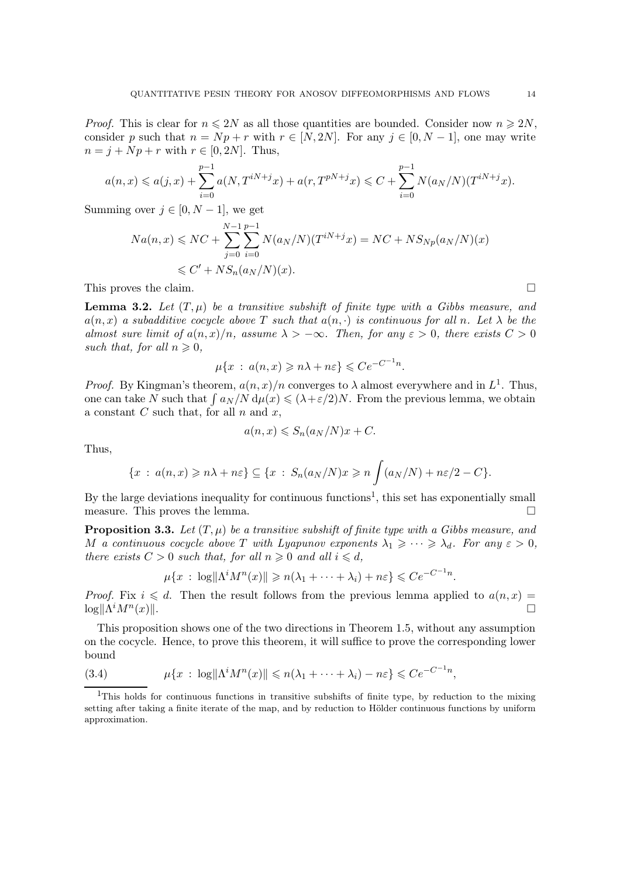*Proof.* This is clear for $n \leqslant 2N$ as all those quantities are bounded. Consider now $n \geqslant 2N$, consider $p$ such that $n = Np + r$ with $r \in [N, 2N]$. For any $j \in [0, N-1]$, one may write $n = j + Np + r$ with $r \in [0, 2N]$. Thus,

$$a(n,x) \leqslant a(j,x) + \sum_{i=0}^{p-1} a(N, T^{iN+j}x) + a(r, T^{pN+j}x) \leqslant C + \sum_{i=0}^{p-1} N(a_N/N)(T^{iN+j}x).$$

Summing over $j \in [0, N-1]$, we get

$$\begin{aligned} Na(n,x) &\leqslant NC + \sum_{j=0}^{N-1}\sum_{i=0}^{p-1} N(a_N/N)(T^{iN+j}x) = NC + NS_{Np}(a_N/N)(x) \\ &\leqslant C' + NS_n(a_N/N)(x). \end{aligned}$$

This proves the claim. □

**Lemma 3.2.** *Let $(T, \mu)$ be a transitive subshift of finite type with a Gibbs measure, and $a(n,x)$ a subadditive cocycle above $T$ such that $a(n,\cdot)$ is continuous for all $n$. Let $\lambda$ be the almost sure limit of $a(n,x)/n$, assume $\lambda > -\infty$. Then, for any $\varepsilon > 0$, there exists $C > 0$ such that, for all $n \geqslant 0$,*

$$\mu\{x \,:\, a(n,x) \geqslant n\lambda + n\varepsilon\} \leqslant Ce^{-C^{-1}n}.$$

*Proof.* By Kingman's theorem, $a(n,x)/n$ converges to $\lambda$ almost everywhere and in $L^1$. Thus, one can take $N$ such that $\int a_N/N \,\mathrm{d}\mu(x) \leqslant (\lambda + \varepsilon/2)N$. From the previous lemma, we obtain a constant $C$ such that, for all $n$ and $x$,

$$a(n,x) \leqslant S_n(a_N/N)x + C.$$

Thus,

$$\{x \,:\, a(n,x) \geqslant n\lambda + n\varepsilon\} \subseteq \{x \,:\, S_n(a_N/N)x \geqslant n \int (a_N/N) + n\varepsilon/2 - C\}.$$

By the large deviations inequality for continuous functions[1], this set has exponentially small measure. This proves the lemma. □

**Proposition 3.3.** *Let $(T, \mu)$ be a transitive subshift of finite type with a Gibbs measure, and $M$ a continuous cocycle above $T$ with Lyapunov exponents $\lambda_1 \geqslant \cdots \geqslant \lambda_d$. For any $\varepsilon > 0$, there exists $C > 0$ such that, for all $n \geqslant 0$ and all $i \leqslant d$,*

$$\mu\{x \,:\, \log\|\Lambda^i M^n(x)\| \geqslant n(\lambda_1 + \cdots + \lambda_i) + n\varepsilon\} \leqslant Ce^{-C^{-1}n}.$$

*Proof.* Fix $i \leqslant d$. Then the result follows from the previous lemma applied to $a(n,x) = \log\|\Lambda^i M^n(x)\|$. □

This proposition shows one of the two directions in Theorem 1.5, without any assumption on the cocycle. Hence, to prove this theorem, it will suffice to prove the corresponding lower bound

$$\mu\{x \,:\, \log\|\Lambda^i M^n(x)\| \leqslant n(\lambda_1 + \cdots + \lambda_i) - n\varepsilon\} \leqslant Ce^{-C^{-1}n}, \tag{3.4}$$

[1] This holds for continuous functions in transitive subshifts of finite type, by reduction to the mixing setting after taking a finite iterate of the map, and by reduction to Hölder continuous functions by uniform approximation.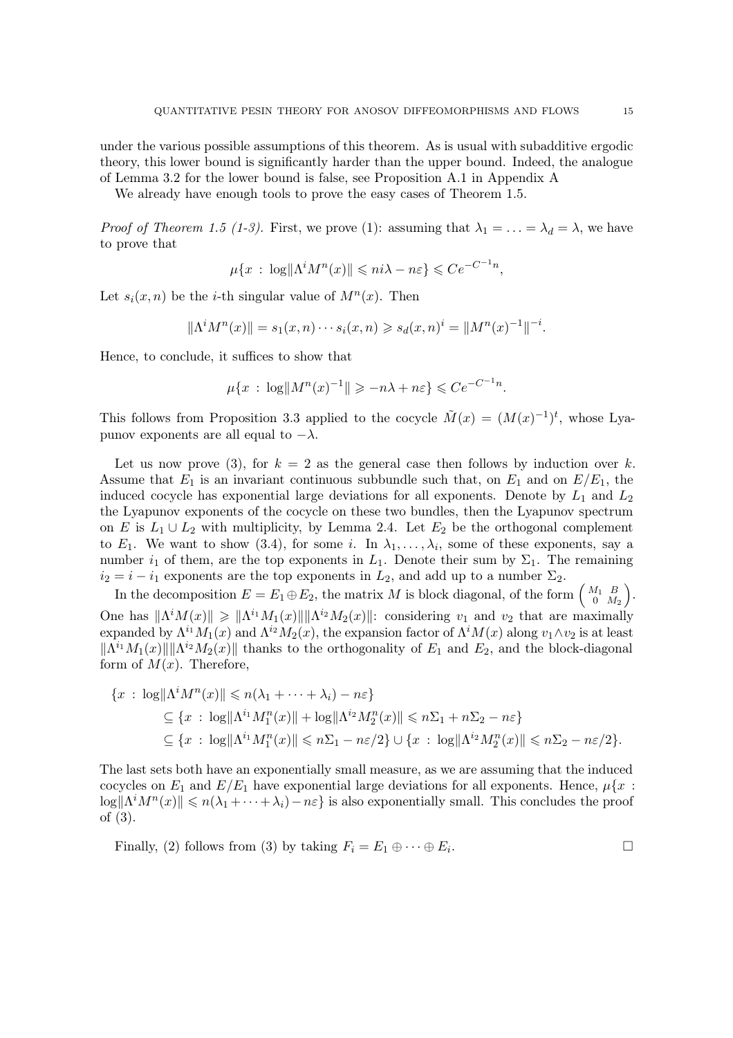under the various possible assumptions of this theorem. As is usual with subadditive ergodic theory, this lower bound is significantly harder than the upper bound. Indeed, the analogue of Lemma 3.2 for the lower bound is false, see Proposition A.1 in Appendix A

We already have enough tools to prove the easy cases of Theorem 1.5.

*Proof of Theorem 1.5 (1-3).* First, we prove (1): assuming that $\lambda_1 = \ldots = \lambda_d = \lambda$, we have to prove that

$$\mu\{x \,:\, \log\|\Lambda^i M^n(x)\| \leqslant ni\lambda - n\varepsilon\} \leqslant Ce^{-C^{-1}n},$$

Let $s_i(x,n)$ be the $i$-th singular value of $M^n(x)$. Then

$$\|\Lambda^i M^n(x)\| = s_1(x,n)\cdots s_i(x,n) \geqslant s_d(x,n)^i = \|M^n(x)^{-1}\|^{-i}.$$

Hence, to conclude, it suffices to show that

$$\mu\{x \,:\, \log\|M^n(x)^{-1}\| \geqslant -n\lambda + n\varepsilon\} \leqslant Ce^{-C^{-1}n}.$$

This follows from Proposition 3.3 applied to the cocycle $\tilde{M}(x) = (M(x)^{-1})^t$, whose Lyapunov exponents are all equal to $-\lambda$.

Let us now prove (3), for $k = 2$ as the general case then follows by induction over $k$. Assume that $E_1$ is an invariant continuous subbundle such that, on $E_1$ and on $E/E_1$, the induced cocycle has exponential large deviations for all exponents. Denote by $L_1$ and $L_2$ the Lyapunov exponents of the cocycle on these two bundles, then the Lyapunov spectrum on $E$ is $L_1 \cup L_2$ with multiplicity, by Lemma 2.4. Let $E_2$ be the orthogonal complement to $E_1$. We want to show (3.4), for some $i$. In $\lambda_1, \ldots, \lambda_i$, some of these exponents, say a number $i_1$ of them, are the top exponents in $L_1$. Denote their sum by $\Sigma_1$. The remaining $i_2 = i - i_1$ exponents are the top exponents in $L_2$, and add up to a number $\Sigma_2$.

In the decomposition $E = E_1 \oplus E_2$, the matrix $M$ is block diagonal, of the form $\begin{pmatrix} M_1 & B \\ 0 & M_2 \end{pmatrix}$. One has $\|\Lambda^i M(x)\| \geqslant \|\Lambda^{i_1} M_1(x)\|\|\Lambda^{i_2} M_2(x)\|$: considering $v_1$ and $v_2$ that are maximally expanded by $\Lambda^{i_1} M_1(x)$ and $\Lambda^{i_2} M_2(x)$, the expansion factor of $\Lambda^i M(x)$ along $v_1 \wedge v_2$ is at least $\|\Lambda^{i_1} M_1(x)\|\|\Lambda^{i_2} M_2(x)\|$ thanks to the orthogonality of $E_1$ and $E_2$, and the block-diagonal form of $M(x)$. Therefore,

$$\begin{aligned}
\{x \,:\, &\log\|\Lambda^i M^n(x)\| \leqslant n(\lambda_1 + \cdots + \lambda_i) - n\varepsilon\} \\
&\subseteq \{x \,:\, \log\|\Lambda^{i_1} M_1^n(x)\| + \log\|\Lambda^{i_2} M_2^n(x)\| \leqslant n\Sigma_1 + n\Sigma_2 - n\varepsilon\} \\
&\subseteq \{x \,:\, \log\|\Lambda^{i_1} M_1^n(x)\| \leqslant n\Sigma_1 - n\varepsilon/2\} \cup \{x \,:\, \log\|\Lambda^{i_2} M_2^n(x)\| \leqslant n\Sigma_2 - n\varepsilon/2\}.
\end{aligned}$$

The last sets both have an exponentially small measure, as we are assuming that the induced cocycles on $E_1$ and $E/E_1$ have exponential large deviations for all exponents. Hence, $\mu\{x : \log\|\Lambda^i M^n(x)\| \leqslant n(\lambda_1 + \cdots + \lambda_i) - n\varepsilon\}$ is also exponentially small. This concludes the proof of (3).

Finally, (2) follows from (3) by taking $F_i = E_1 \oplus \cdots \oplus E_i$. □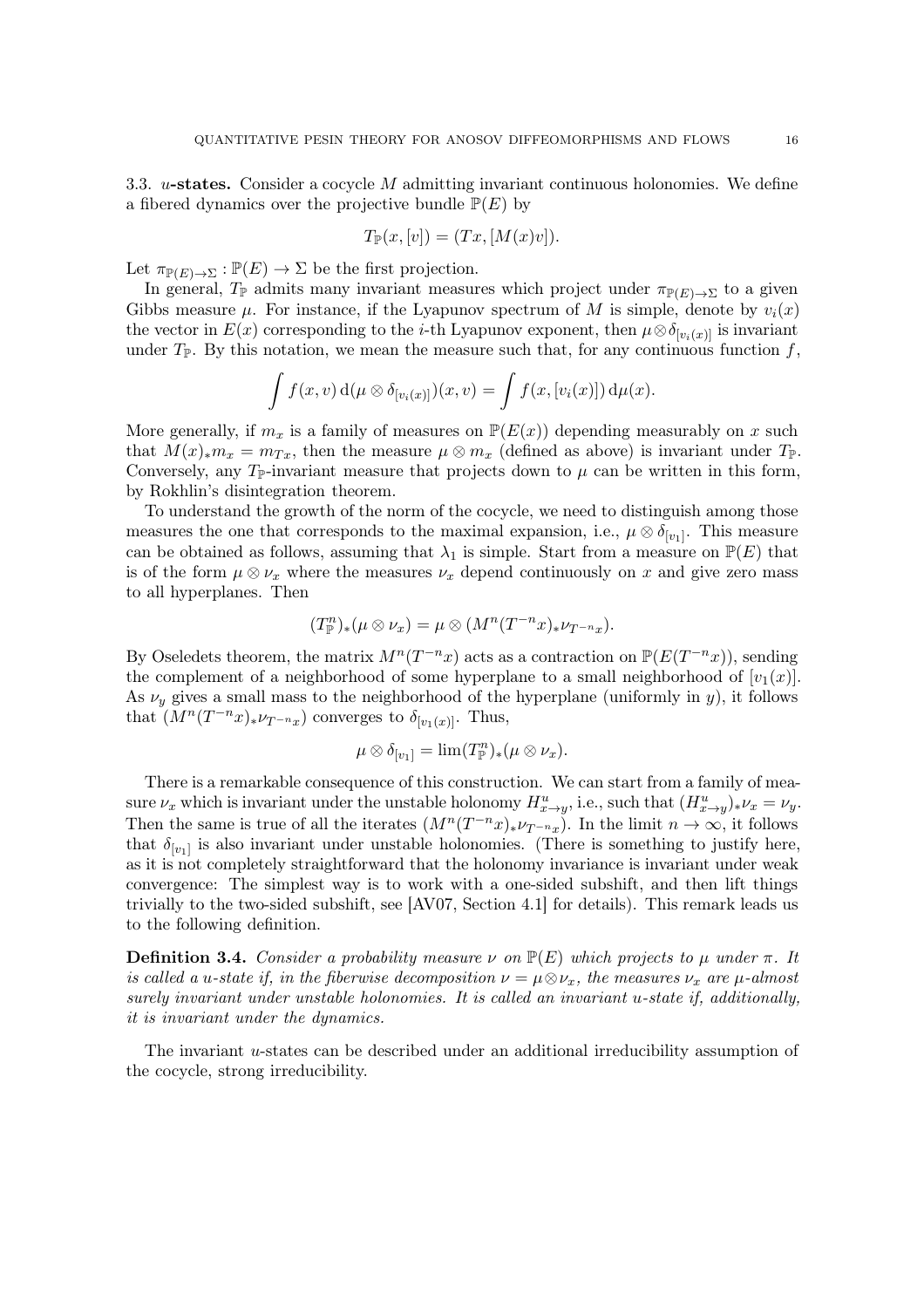3.3. **$u$-states.** Consider a cocycle $M$ admitting invariant continuous holonomies. We define a fibered dynamics over the projective bundle $\mathbb{P}(E)$ by

$$T_{\mathbb{P}}(x, [v]) = (Tx, [M(x)v]).$$

Let $\pi_{\mathbb{P}(E)\to\Sigma} : \mathbb{P}(E) \to \Sigma$ be the first projection.

In general, $T_{\mathbb{P}}$ admits many invariant measures which project under $\pi_{\mathbb{P}(E)\to\Sigma}$ to a given Gibbs measure $\mu$. For instance, if the Lyapunov spectrum of $M$ is simple, denote by $v_i(x)$ the vector in $E(x)$ corresponding to the $i$-th Lyapunov exponent, then $\mu \otimes \delta_{[v_i(x)]}$ is invariant under $T_{\mathbb{P}}$. By this notation, we mean the measure such that, for any continuous function $f$,

$$\int f(x, v) \,\mathrm{d}(\mu \otimes \delta_{[v_i(x)]})(x, v) = \int f(x, [v_i(x)]) \,\mathrm{d}\mu(x).$$

More generally, if $m_x$ is a family of measures on $\mathbb{P}(E(x))$ depending measurably on $x$ such that $M(x)_* m_x = m_{Tx}$, then the measure $\mu \otimes m_x$ (defined as above) is invariant under $T_{\mathbb{P}}$. Conversely, any $T_{\mathbb{P}}$-invariant measure that projects down to $\mu$ can be written in this form, by Rokhlin's disintegration theorem.

To understand the growth of the norm of the cocycle, we need to distinguish among those measures the one that corresponds to the maximal expansion, i.e., $\mu \otimes \delta_{[v_1]}$. This measure can be obtained as follows, assuming that $\lambda_1$ is simple. Start from a measure on $\mathbb{P}(E)$ that is of the form $\mu \otimes \nu_x$ where the measures $\nu_x$ depend continuously on $x$ and give zero mass to all hyperplanes. Then

$$(T_{\mathbb{P}}^n)_*(\mu \otimes \nu_x) = \mu \otimes (M^n(T^{-n}x)_* \nu_{T^{-n}x}).$$

By Oseledets theorem, the matrix $M^n(T^{-n}x)$ acts as a contraction on $\mathbb{P}(E(T^{-n}x))$, sending the complement of a neighborhood of some hyperplane to a small neighborhood of $[v_1(x)]$. As $\nu_y$ gives a small mass to the neighborhood of the hyperplane (uniformly in $y$), it follows that $(M^n(T^{-n}x)_* \nu_{T^{-n}x})$ converges to $\delta_{[v_1(x)]}$. Thus,

$$\mu \otimes \delta_{[v_1]} = \lim (T_{\mathbb{P}}^n)_*(\mu \otimes \nu_x).$$

There is a remarkable consequence of this construction. We can start from a family of measure $\nu_x$ which is invariant under the unstable holonomy $H^u_{x\to y}$, i.e., such that $(H^u_{x\to y})_* \nu_x = \nu_y$. Then the same is true of all the iterates $(M^n(T^{-n}x)_* \nu_{T^{-n}x})$. In the limit $n \to \infty$, it follows that $\delta_{[v_1]}$ is also invariant under unstable holonomies. (There is something to justify here, as it is not completely straightforward that the holonomy invariance is invariant under weak convergence: The simplest way is to work with a one-sided subshift, and then lift things trivially to the two-sided subshift, see [AV07, Section 4.1] for details). This remark leads us to the following definition.

**Definition 3.4.** *Consider a probability measure $\nu$ on $\mathbb{P}(E)$ which projects to $\mu$ under $\pi$. It is called a u-state if, in the fiberwise decomposition $\nu = \mu \otimes \nu_x$, the measures $\nu_x$ are $\mu$-almost surely invariant under unstable holonomies. It is called an invariant u-state if, additionally, it is invariant under the dynamics.*

The invariant $u$-states can be described under an additional irreducibility assumption of the cocycle, strong irreducibility.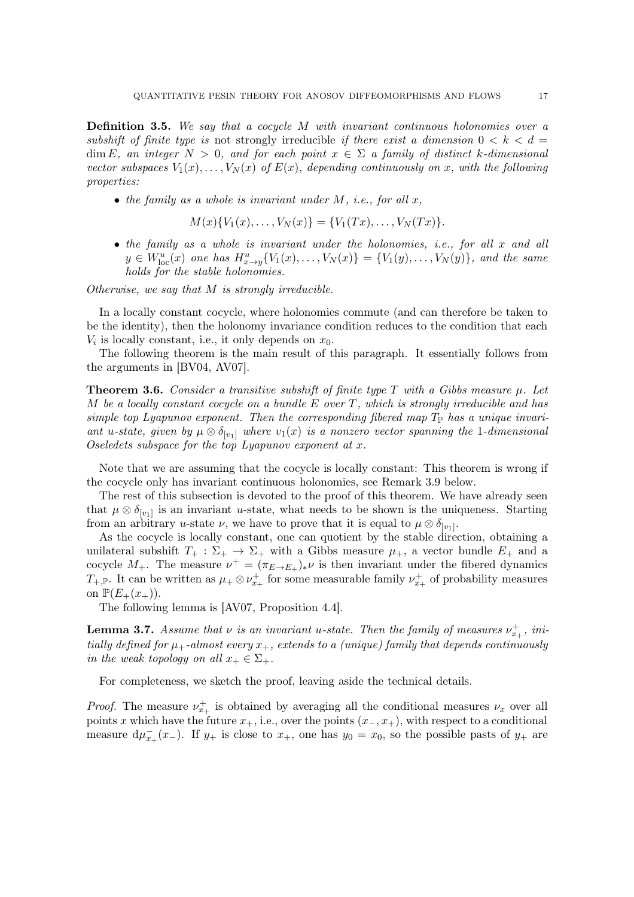**Definition 3.5.** *We say that a cocycle $M$ with invariant continuous holonomies over a subshift of finite type is* not strongly irreducible *if there exist a dimension $0 < k < d = \dim E$, an integer $N > 0$, and for each point $x \in \Sigma$ a family of distinct $k$-dimensional vector subspaces $V_1(x), \dots, V_N(x)$ of $E(x)$, depending continuously on $x$, with the following properties:*

- *the family as a whole is invariant under $M$, i.e., for all $x$,*

$$M(x)\{V_1(x), \dots, V_N(x)\} = \{V_1(Tx), \dots, V_N(Tx)\}.$$

- *the family as a whole is invariant under the holonomies, i.e., for all $x$ and all $y \in W^u_{\mathrm{loc}}(x)$ one has $H^u_{x \to y}\{V_1(x), \dots, V_N(x)\} = \{V_1(y), \dots, V_N(y)\}$, and the same holds for the stable holonomies.*

*Otherwise, we say that $M$ is strongly irreducible.*

In a locally constant cocycle, where holonomies commute (and can therefore be taken to be the identity), then the holonomy invariance condition reduces to the condition that each $V_i$ is locally constant, i.e., it only depends on $x_0$.

The following theorem is the main result of this paragraph. It essentially follows from the arguments in [BV04, AV07].

**Theorem 3.6.** *Consider a transitive subshift of finite type $T$ with a Gibbs measure $\mu$. Let $M$ be a locally constant cocycle on a bundle $E$ over $T$, which is strongly irreducible and has simple top Lyapunov exponent. Then the corresponding fibered map $T_{\mathbb{P}}$ has a unique invariant u-state, given by $\mu \otimes \delta_{[v_1]}$ where $v_1(x)$ is a nonzero vector spanning the 1-dimensional Oseledets subspace for the top Lyapunov exponent at $x$.*

Note that we are assuming that the cocycle is locally constant: This theorem is wrong if the cocycle only has invariant continuous holonomies, see Remark 3.9 below.

The rest of this subsection is devoted to the proof of this theorem. We have already seen that $\mu \otimes \delta_{[v_1]}$ is an invariant $u$-state, what needs to be shown is the uniqueness. Starting from an arbitrary $u$-state $\nu$, we have to prove that it is equal to $\mu \otimes \delta_{[v_1]}$.

As the cocycle is locally constant, one can quotient by the stable direction, obtaining a unilateral subshift $T_+ : \Sigma_+ \to \Sigma_+$ with a Gibbs measure $\mu_+$, a vector bundle $E_+$ and a cocycle $M_+$. The measure $\nu^+ = (\pi_{E \to E_+})_* \nu$ is then invariant under the fibered dynamics $T_{+,\mathbb{P}}$. It can be written as $\mu_+ \otimes \nu^+_{x_+}$ for some measurable family $\nu^+_{x_+}$ of probability measures on $\mathbb{P}(E_+(x_+))$.

The following lemma is [AV07, Proposition 4.4].

**Lemma 3.7.** *Assume that $\nu$ is an invariant u-state. Then the family of measures $\nu^+_{x_+}$, initially defined for $\mu_+$-almost every $x_+$, extends to a (unique) family that depends continuously in the weak topology on all $x_+ \in \Sigma_+$.*

For completeness, we sketch the proof, leaving aside the technical details.

*Proof.* The measure $\nu^+_{x_+}$ is obtained by averaging all the conditional measures $\nu_x$ over all points $x$ which have the future $x_+$, i.e., over the points $(x_-, x_+)$, with respect to a conditional measure $\mathrm{d}\mu^-_{x_+}(x_-)$. If $y_+$ is close to $x_+$, one has $y_0 = x_0$, so the possible pasts of $y_+$ are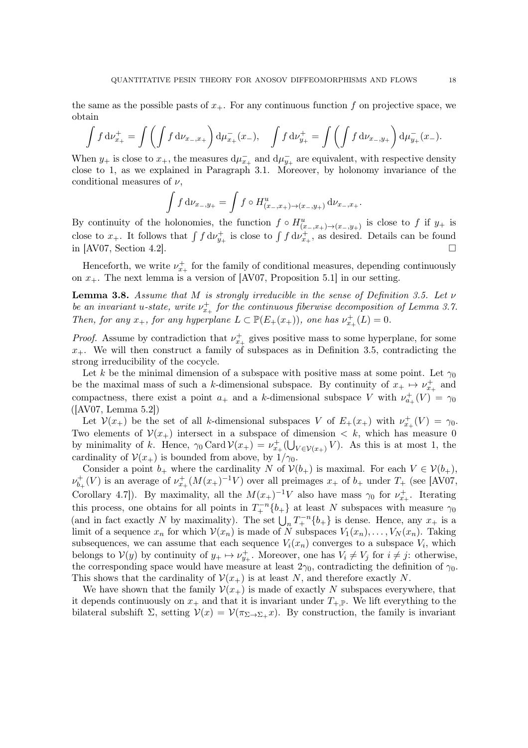the same as the possible pasts of $x_+$. For any continuous function $f$ on projective space, we obtain

$$\int f \, \mathrm{d}\nu^+_{x_+} = \int \left( \int f \, \mathrm{d}\nu_{x_-,x_+} \right) \mathrm{d}\mu^-_{x_+}(x_-), \quad \int f \, \mathrm{d}\nu^+_{y_+} = \int \left( \int f \, \mathrm{d}\nu_{x_-,y_+} \right) \mathrm{d}\mu^-_{y_+}(x_-).$$

When $y_+$ is close to $x_+$, the measures $\mathrm{d}\mu^-_{x_+}$ and $\mathrm{d}\mu^-_{y_+}$ are equivalent, with respective density close to 1, as we explained in Paragraph 3.1. Moreover, by holonomy invariance of the conditional measures of $\nu$,

$$\int f \, \mathrm{d}\nu_{x_-,y_+} = \int f \circ H^u_{(x_-,x_+) \to (x_-,y_+)} \, \mathrm{d}\nu_{x_-,x_+}.$$

By continuity of the holonomies, the function $f \circ H^u_{(x_-,x_+)\to(x_-,y_+)}$ is close to $f$ if $y_+$ is close to $x_+$. It follows that $\int f \, \mathrm{d}\nu^+_{y_+}$ is close to $\int f \, \mathrm{d}\nu^+_{x_+}$, as desired. Details can be found in [AV07, Section 4.2]. □

Henceforth, we write $\nu^+_{x_+}$ for the family of conditional measures, depending continuously on $x_+$. The next lemma is a version of [AV07, Proposition 5.1] in our setting.

**Lemma 3.8.** *Assume that $M$ is strongly irreducible in the sense of Definition 3.5. Let $\nu$ be an invariant u-state, write $\nu^+_{x_+}$ for the continuous fiberwise decomposition of Lemma 3.7. Then, for any $x_+$, for any hyperplane $L \subset \mathbb{P}(E_+(x_+))$, one has $\nu^+_{x_+}(L) = 0$.*

*Proof.* Assume by contradiction that $\nu^+_{x_+}$ gives positive mass to some hyperplane, for some $x_+$. We will then construct a family of subspaces as in Definition 3.5, contradicting the strong irreducibility of the cocycle.

Let $k$ be the minimal dimension of a subspace with positive mass at some point. Let $\gamma_0$ be the maximal mass of such a $k$-dimensional subspace. By continuity of $x_+ \mapsto \nu^+_{x_+}$ and compactness, there exist a point $a_+$ and a $k$-dimensional subspace $V$ with $\nu^+_{a_+}(V) = \gamma_0$ ([AV07, Lemma 5.2])

Let $\mathcal{V}(x_+)$ be the set of all $k$-dimensional subspaces $V$ of $E_+(x_+)$ with $\nu^+_{x_+}(V) = \gamma_0$. Two elements of $\mathcal{V}(x_+)$ intersect in a subspace of dimension $< k$, which has measure 0 by minimality of $k$. Hence, $\gamma_0 \operatorname{Card} \mathcal{V}(x_+) = \nu^+_{x_+}(\bigcup_{V \in \mathcal{V}(x_+)} V)$. As this is at most 1, the cardinality of $\mathcal{V}(x_+)$ is bounded from above, by $1/\gamma_0$.

Consider a point $b_+$ where the cardinality $N$ of $\mathcal{V}(b_+)$ is maximal. For each $V \in \mathcal{V}(b_+)$, $\nu^+_{b_+}(V)$ is an average of $\nu^+_{x_+}(M(x_+)^{-1}V)$ over all preimages $x_+$ of $b_+$ under $T_+$ (see [AV07, Corollary 4.7]). By maximality, all the $M(x_+)^{-1}V$ also have mass $\gamma_0$ for $\nu^+_{x_+}$. Iterating this process, one obtains for all points in $T_+^{-n}\{b_+\}$ at least $N$ subspaces with measure $\gamma_0$ (and in fact exactly $N$ by maximality). The set $\bigcup_n T_+^{-n}\{b_+\}$ is dense. Hence, any $x_+$ is a limit of a sequence $x_n$ for which $\mathcal{V}(x_n)$ is made of $N$ subspaces $V_1(x_n), \dots, V_N(x_n)$. Taking subsequences, we can assume that each sequence $V_i(x_n)$ converges to a subspace $V_i$, which belongs to $\mathcal{V}(y)$ by continuity of $y_+ \mapsto \nu^+_{y_+}$. Moreover, one has $V_i \neq V_j$ for $i \neq j$: otherwise, the corresponding space would have measure at least $2\gamma_0$, contradicting the definition of $\gamma_0$. This shows that the cardinality of $\mathcal{V}(x_+)$ is at least $N$, and therefore exactly $N$.

We have shown that the family $\mathcal{V}(x_+)$ is made of exactly $N$ subspaces everywhere, that it depends continuously on $x_+$ and that it is invariant under $T_{+,\mathbb{P}}$. We lift everything to the bilateral subshift $\Sigma$, setting $\mathcal{V}(x) = \mathcal{V}(\pi_{\Sigma \to \Sigma_+} x)$. By construction, the family is invariant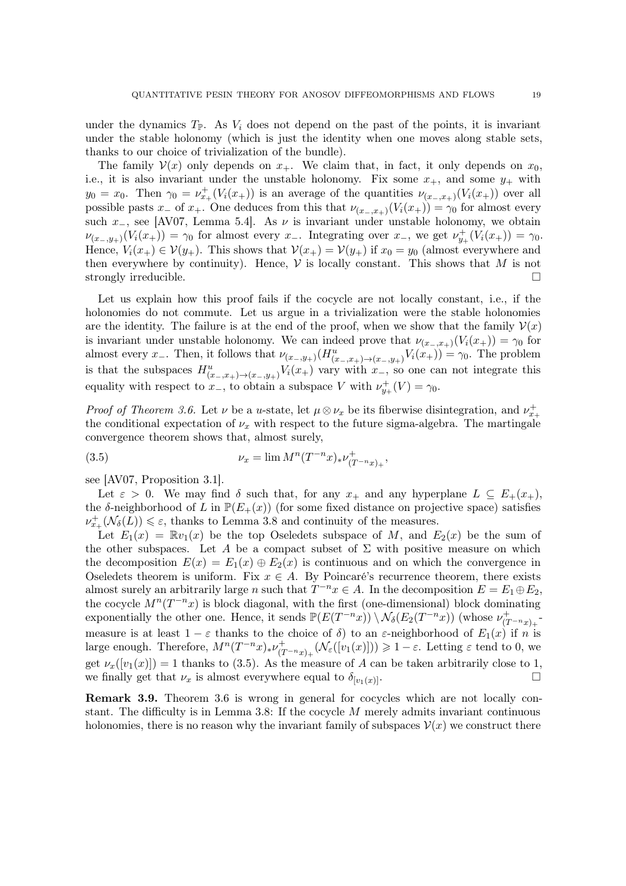under the dynamics $T_{\mathbb{P}}$. As $V_i$ does not depend on the past of the points, it is invariant under the stable holonomy (which is just the identity when one moves along stable sets, thanks to our choice of trivialization of the bundle).

The family $\mathcal{V}(x)$ only depends on $x_+$. We claim that, in fact, it only depends on $x_0$, i.e., it is also invariant under the unstable holonomy. Fix some $x_+$, and some $y_+$ with $y_0 = x_0$. Then $\gamma_0 = \nu^+_{x_+}(V_i(x_+))$ is an average of the quantities $\nu_{(x_-,x_+)}(V_i(x_+))$ over all possible pasts $x_-$ of $x_+$. One deduces from this that $\nu_{(x_-,x_+)}(V_i(x_+)) = \gamma_0$ for almost every such $x_-$, see [AV07, Lemma 5.4]. As $\nu$ is invariant under unstable holonomy, we obtain $\nu_{(x_-,y_+)}(V_i(x_+)) = \gamma_0$ for almost every $x_-$. Integrating over $x_-$, we get $\nu^+_{y_+}(V_i(x_+)) = \gamma_0$. Hence, $V_i(x_+) \in \mathcal{V}(y_+)$. This shows that $\mathcal{V}(x_+) = \mathcal{V}(y_+)$ if $x_0 = y_0$ (almost everywhere and then everywhere by continuity). Hence, $\mathcal{V}$ is locally constant. This shows that $M$ is not strongly irreducible. $\square$

Let us explain how this proof fails if the cocycle are not locally constant, i.e., if the holonomies do not commute. Let us argue in a trivialization were the stable holonomies are the identity. The failure is at the end of the proof, when we show that the family $\mathcal{V}(x)$ is invariant under unstable holonomy. We can indeed prove that $\nu_{(x_-,x_+)}(V_i(x_+)) = \gamma_0$ for almost every $x_-$. Then, it follows that $\nu_{(x_-,y_+)}(H^u_{(x_-,x_+)\to(x_-,y_+)} V_i(x_+)) = \gamma_0$. The problem is that the subspaces $H^u_{(x_-,x_+)\to(x_-,y_+)} V_i(x_+)$ vary with $x_-$, so one can not integrate this equality with respect to $x_-$, to obtain a subspace $V$ with $\nu^+_{y_+}(V) = \gamma_0$.

*Proof of Theorem 3.6.* Let $\nu$ be a $u$-state, let $\mu \otimes \nu_x$ be its fiberwise disintegration, and $\nu^+_{x_+}$ the conditional expectation of $\nu_x$ with respect to the future sigma-algebra. The martingale convergence theorem shows that, almost surely,

$$\nu_x = \lim M^n(T^{-n}x)_* \nu^+_{(T^{-n}x)_+}, \tag{3.5}$$

see [AV07, Proposition 3.1].

Let $\varepsilon > 0$. We may find $\delta$ such that, for any $x_+$ and any hyperplane $L \subseteq E_+(x_+)$, the $\delta$-neighborhood of $L$ in $\mathbb{P}(E_+(x))$ (for some fixed distance on projective space) satisfies $\nu^+_{x_+}(\mathcal{N}_\delta(L)) \leqslant \varepsilon$, thanks to Lemma 3.8 and continuity of the measures.

Let $E_1(x) = \mathbb{R}v_1(x)$ be the top Oseledets subspace of $M$, and $E_2(x)$ be the sum of the other subspaces. Let $A$ be a compact subset of $\Sigma$ with positive measure on which the decomposition $E(x) = E_1(x) \oplus E_2(x)$ is continuous and on which the convergence in Oseledets theorem is uniform. Fix $x \in A$. By Poincaré's recurrence theorem, there exists almost surely an arbitrarily large $n$ such that $T^{-n}x \in A$. In the decomposition $E = E_1 \oplus E_2$, the cocycle $M^n(T^{-n}x)$ is block diagonal, with the first (one-dimensional) block dominating exponentially the other one. Hence, it sends $\mathbb{P}(E(T^{-n}x)) \setminus \mathcal{N}_\delta(E_2(T^{-n}x))$ (whose $\nu^+_{(T^{-n}x)_+}$-measure is at least $1-\varepsilon$ thanks to the choice of $\delta$) to an $\varepsilon$-neighborhood of $E_1(x)$ if $n$ is large enough. Therefore, $M^n(T^{-n}x)_* \nu^+_{(T^{-n}x)_+}(\mathcal{N}_\varepsilon([v_1(x)])) \geqslant 1-\varepsilon$. Letting $\varepsilon$ tend to 0, we get $\nu_x([v_1(x)]) = 1$ thanks to (3.5). As the measure of $A$ can be taken arbitrarily close to 1, we finally get that $\nu_x$ is almost everywhere equal to $\delta_{[v_1(x)]}$. $\square$

**Remark 3.9.** Theorem 3.6 is wrong in general for cocycles which are not locally constant. The difficulty is in Lemma 3.8: If the cocycle $M$ merely admits invariant continuous holonomies, there is no reason why the invariant family of subspaces $\mathcal{V}(x)$ we construct there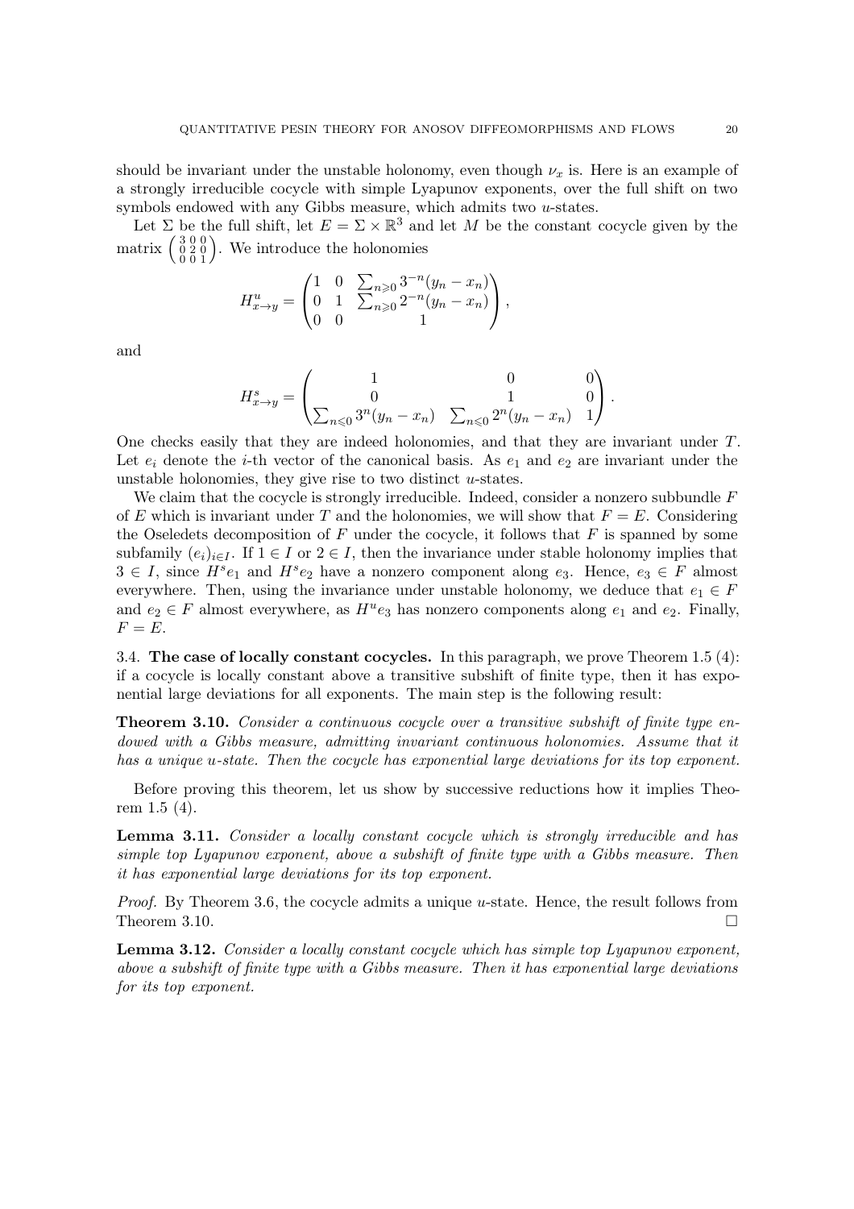should be invariant under the unstable holonomy, even though $\nu_x$ is. Here is an example of a strongly irreducible cocycle with simple Lyapunov exponents, over the full shift on two symbols endowed with any Gibbs measure, which admits two $u$-states.

Let $\Sigma$ be the full shift, let $E = \Sigma \times \mathbb{R}^3$ and let $M$ be the constant cocycle given by the matrix $\left(\begin{smallmatrix} 3 & 0 & 0 \\ 0 & 2 & 0 \\ 0 & 0 & 1 \end{smallmatrix}\right)$. We introduce the holonomies

$$H^u_{x\to y} = \begin{pmatrix} 1 & 0 & \sum_{n\geqslant 0} 3^{-n}(y_n - x_n) \\ 0 & 1 & \sum_{n\geqslant 0} 2^{-n}(y_n - x_n) \\ 0 & 0 & 1 \end{pmatrix},$$

and

$$H^s_{x\to y} = \begin{pmatrix} 1 & 0 & 0 \\ 0 & 1 & 0 \\ \sum_{n\leqslant 0} 3^{n}(y_n - x_n) & \sum_{n\leqslant 0} 2^{n}(y_n - x_n) & 1 \end{pmatrix}.$$

One checks easily that they are indeed holonomies, and that they are invariant under $T$. Let $e_i$ denote the $i$-th vector of the canonical basis. As $e_1$ and $e_2$ are invariant under the unstable holonomies, they give rise to two distinct $u$-states.

We claim that the cocycle is strongly irreducible. Indeed, consider a nonzero subbundle $F$ of $E$ which is invariant under $T$ and the holonomies, we will show that $F = E$. Considering the Oseledets decomposition of $F$ under the cocycle, it follows that $F$ is spanned by some subfamily $(e_i)_{i\in I}$. If $1 \in I$ or $2 \in I$, then the invariance under stable holonomy implies that $3 \in I$, since $H^s e_1$ and $H^s e_2$ have a nonzero component along $e_3$. Hence, $e_3 \in F$ almost everywhere. Then, using the invariance under unstable holonomy, we deduce that $e_1 \in F$ and $e_2 \in F$ almost everywhere, as $H^u e_3$ has nonzero components along $e_1$ and $e_2$. Finally, $F = E$.

### 3.4. The case of locally constant cocycles.

In this paragraph, we prove Theorem 1.5 (4): if a cocycle is locally constant above a transitive subshift of finite type, then it has exponential large deviations for all exponents. The main step is the following result:

**Theorem 3.10.** *Consider a continuous cocycle over a transitive subshift of finite type endowed with a Gibbs measure, admitting invariant continuous holonomies. Assume that it has a unique u-state. Then the cocycle has exponential large deviations for its top exponent.*

Before proving this theorem, let us show by successive reductions how it implies Theorem 1.5 (4).

**Lemma 3.11.** *Consider a locally constant cocycle which is strongly irreducible and has simple top Lyapunov exponent, above a subshift of finite type with a Gibbs measure. Then it has exponential large deviations for its top exponent.*

*Proof.* By Theorem 3.6, the cocycle admits a unique $u$-state. Hence, the result follows from Theorem 3.10. □

**Lemma 3.12.** *Consider a locally constant cocycle which has simple top Lyapunov exponent, above a subshift of finite type with a Gibbs measure. Then it has exponential large deviations for its top exponent.*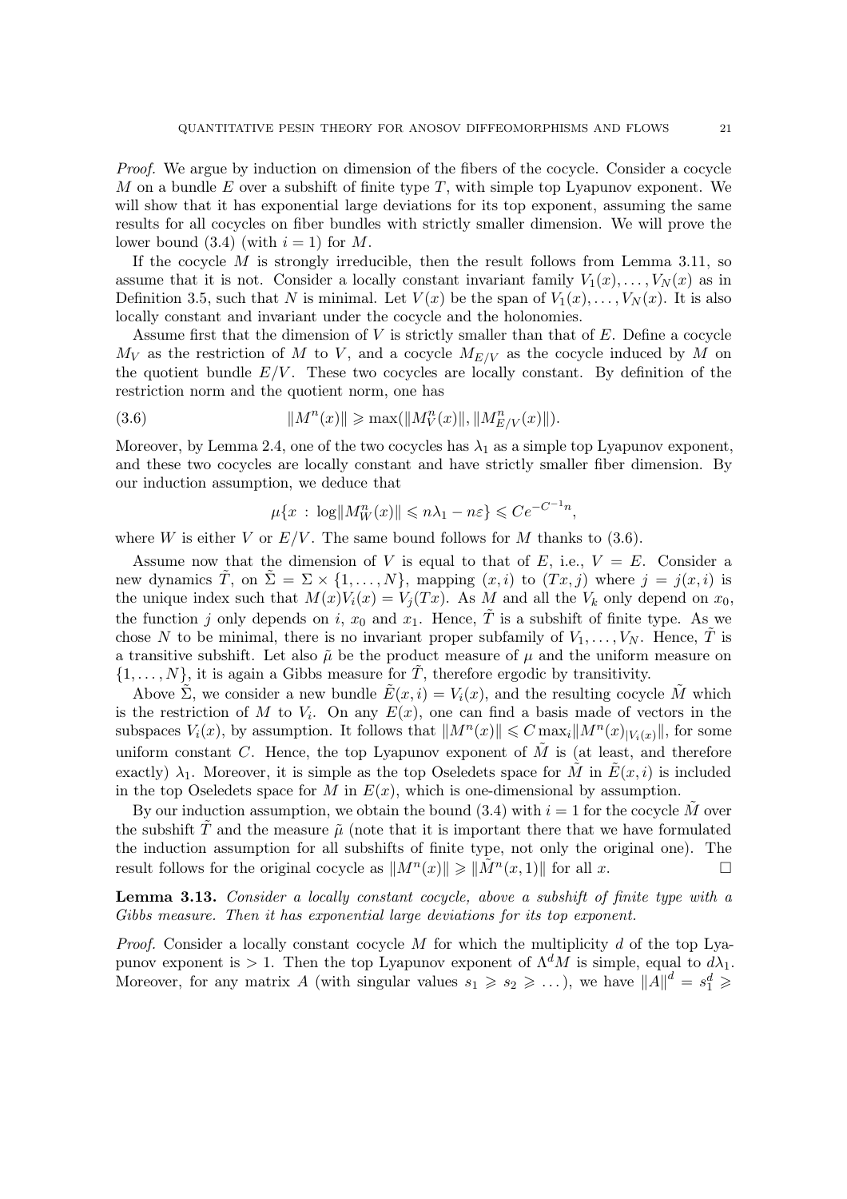*Proof.* We argue by induction on dimension of the fibers of the cocycle. Consider a cocycle $M$ on a bundle $E$ over a subshift of finite type $T$, with simple top Lyapunov exponent. We will show that it has exponential large deviations for its top exponent, assuming the same results for all cocycles on fiber bundles with strictly smaller dimension. We will prove the lower bound (3.4) (with $i = 1$) for $M$.

If the cocycle $M$ is strongly irreducible, then the result follows from Lemma 3.11, so assume that it is not. Consider a locally constant invariant family $V_1(x), \dots, V_N(x)$ as in Definition 3.5, such that $N$ is minimal. Let $V(x)$ be the span of $V_1(x), \dots, V_N(x)$. It is also locally constant and invariant under the cocycle and the holonomies.

Assume first that the dimension of $V$ is strictly smaller than that of $E$. Define a cocycle $M_V$ as the restriction of $M$ to $V$, and a cocycle $M_{E/V}$ as the cocycle induced by $M$ on the quotient bundle $E/V$. These two cocycles are locally constant. By definition of the restriction norm and the quotient norm, one has

$$\|M^n(x)\| \geqslant \max(\|M^n_V(x)\|, \|M^n_{E/V}(x)\|). \tag{3.6}$$

Moreover, by Lemma 2.4, one of the two cocycles has $\lambda_1$ as a simple top Lyapunov exponent, and these two cocycles are locally constant and have strictly smaller fiber dimension. By our induction assumption, we deduce that

$$\mu\{x \,:\, \log\|M^n_W(x)\| \leqslant n\lambda_1 - n\varepsilon\} \leqslant Ce^{-C^{-1}n},$$

where $W$ is either $V$ or $E/V$. The same bound follows for $M$ thanks to (3.6).

Assume now that the dimension of $V$ is equal to that of $E$, i.e., $V = E$. Consider a new dynamics $\tilde{T}$, on $\tilde{\Sigma} = \Sigma \times \{1, \dots, N\}$, mapping $(x, i)$ to $(Tx, j)$ where $j = j(x, i)$ is the unique index such that $M(x)V_i(x) = V_j(Tx)$. As $M$ and all the $V_k$ only depend on $x_0$, the function $j$ only depends on $i$, $x_0$ and $x_1$. Hence, $\tilde{T}$ is a subshift of finite type. As we chose $N$ to be minimal, there is no invariant proper subfamily of $V_1, \dots, V_N$. Hence, $\tilde{T}$ is a transitive subshift. Let also $\tilde{\mu}$ be the product measure of $\mu$ and the uniform measure on $\{1, \dots, N\}$, it is again a Gibbs measure for $\tilde{T}$, therefore ergodic by transitivity.

Above $\tilde{\Sigma}$, we consider a new bundle $\tilde{E}(x, i) = V_i(x)$, and the resulting cocycle $\tilde{M}$ which is the restriction of $M$ to $V_i$. On any $E(x)$, one can find a basis made of vectors in the subspaces $V_i(x)$, by assumption. It follows that $\|M^n(x)\| \leqslant C \max_i \|M^n(x)_{|V_i(x)}\|$, for some uniform constant $C$. Hence, the top Lyapunov exponent of $\tilde{M}$ is (at least, and therefore exactly) $\lambda_1$. Moreover, it is simple as the top Oseledets space for $\tilde{M}$ in $\tilde{E}(x, i)$ is included in the top Oseledets space for $M$ in $E(x)$, which is one-dimensional by assumption.

By our induction assumption, we obtain the bound (3.4) with $i = 1$ for the cocycle $\tilde{M}$ over the subshift $\tilde{T}$ and the measure $\tilde{\mu}$ (note that it is important there that we have formulated the induction assumption for all subshifts of finite type, not only the original one). The result follows for the original cocycle as $\|M^n(x)\| \geqslant \|\tilde{M}^n(x, 1)\|$ for all $x$. $\square$

**Lemma 3.13.** *Consider a locally constant cocycle, above a subshift of finite type with a Gibbs measure. Then it has exponential large deviations for its top exponent.*

*Proof.* Consider a locally constant cocycle $M$ for which the multiplicity $d$ of the top Lyapunov exponent is $> 1$. Then the top Lyapunov exponent of $\Lambda^d M$ is simple, equal to $d\lambda_1$. Moreover, for any matrix $A$ (with singular values $s_1 \geqslant s_2 \geqslant \dots$), we have $\|A\|^d = s_1^d \geqslant$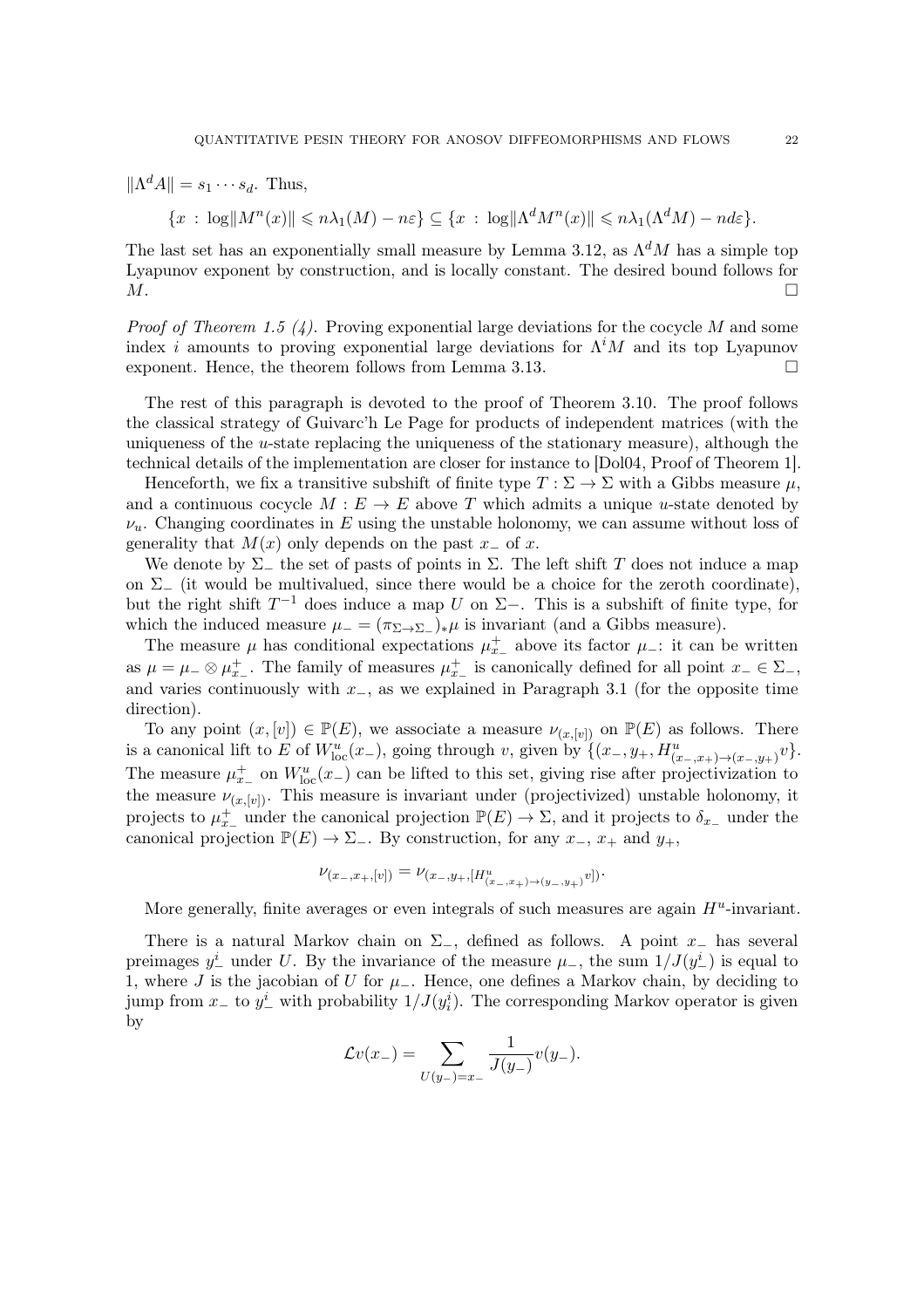$\|\Lambda^d A\| = s_1 \cdots s_d$. Thus,

$$\{x \,:\, \log\|M^n(x)\| \leqslant n\lambda_1(M) - n\varepsilon\} \subseteq \{x \,:\, \log\|\Lambda^d M^n(x)\| \leqslant n\lambda_1(\Lambda^d M) - nd\varepsilon\}.$$

The last set has an exponentially small measure by Lemma 3.12, as $\Lambda^d M$ has a simple top Lyapunov exponent by construction, and is locally constant. The desired bound follows for $M$. □

*Proof of Theorem 1.5 (4).* Proving exponential large deviations for the cocycle $M$ and some index $i$ amounts to proving exponential large deviations for $\Lambda^i M$ and its top Lyapunov exponent. Hence, the theorem follows from Lemma 3.13. □

The rest of this paragraph is devoted to the proof of Theorem 3.10. The proof follows the classical strategy of Guivarc'h Le Page for products of independent matrices (with the uniqueness of the $u$-state replacing the uniqueness of the stationary measure), although the technical details of the implementation are closer for instance to [Dol04, Proof of Theorem 1].

Henceforth, we fix a transitive subshift of finite type $T : \Sigma \to \Sigma$ with a Gibbs measure $\mu$, and a continuous cocycle $M : E \to E$ above $T$ which admits a unique $u$-state denoted by $\nu_u$. Changing coordinates in $E$ using the unstable holonomy, we can assume without loss of generality that $M(x)$ only depends on the past $x_-$ of $x$.

We denote by $\Sigma_-$ the set of pasts of points in $\Sigma$. The left shift $T$ does not induce a map on $\Sigma_-$ (it would be multivalued, since there would be a choice for the zeroth coordinate), but the right shift $T^{-1}$ does induce a map $U$ on $\Sigma-$. This is a subshift of finite type, for which the induced measure $\mu_- = (\pi_{\Sigma\to\Sigma_-})_*\mu$ is invariant (and a Gibbs measure).

The measure $\mu$ has conditional expectations $\mu^+_{x_-}$ above its factor $\mu_-$: it can be written as $\mu = \mu_- \otimes \mu^+_{x_-}$. The family of measures $\mu^+_{x_-}$ is canonically defined for all point $x_- \in \Sigma_-$, and varies continuously with $x_-$, as we explained in Paragraph 3.1 (for the opposite time direction).

To any point $(x, [v]) \in \mathbb{P}(E)$, we associate a measure $\nu_{(x,[v])}$ on $\mathbb{P}(E)$ as follows. There is a canonical lift to $E$ of $W^u_{\mathrm{loc}}(x_-)$, going through $v$, given by $\{(x_-, y_+, H^u_{(x_-,x_+)\to(x_-,y_+)}v\}$. The measure $\mu^+_{x_-}$ on $W^u_{\mathrm{loc}}(x_-)$ can be lifted to this set, giving rise after projectivization to the measure $\nu_{(x,[v])}$. This measure is invariant under (projectivized) unstable holonomy, it projects to $\mu^+_{x_-}$ under the canonical projection $\mathbb{P}(E) \to \Sigma$, and it projects to $\delta_{x_-}$ under the canonical projection $\mathbb{P}(E) \to \Sigma_-$. By construction, for any $x_-$, $x_+$ and $y_+$,

$$\nu_{(x_-,x_+,[v])} = \nu_{(x_-,y_+,[H^u_{(x_-,x_+)\to(y_-,y_+)}v])}.$$

More generally, finite averages or even integrals of such measures are again $H^u$-invariant.

There is a natural Markov chain on $\Sigma_-$, defined as follows. A point $x_-$ has several preimages $y^i_-$ under $U$. By the invariance of the measure $\mu_-$, the sum $1/J(y^i_-)$ is equal to 1, where $J$ is the jacobian of $U$ for $\mu_-$. Hence, one defines a Markov chain, by deciding to jump from $x_-$ to $y^i_-$ with probability $1/J(y^i_i)$. The corresponding Markov operator is given by

$$\mathcal{L}v(x_-) = \sum_{U(y_-)=x_-} \frac{1}{J(y_-)} v(y_-).$$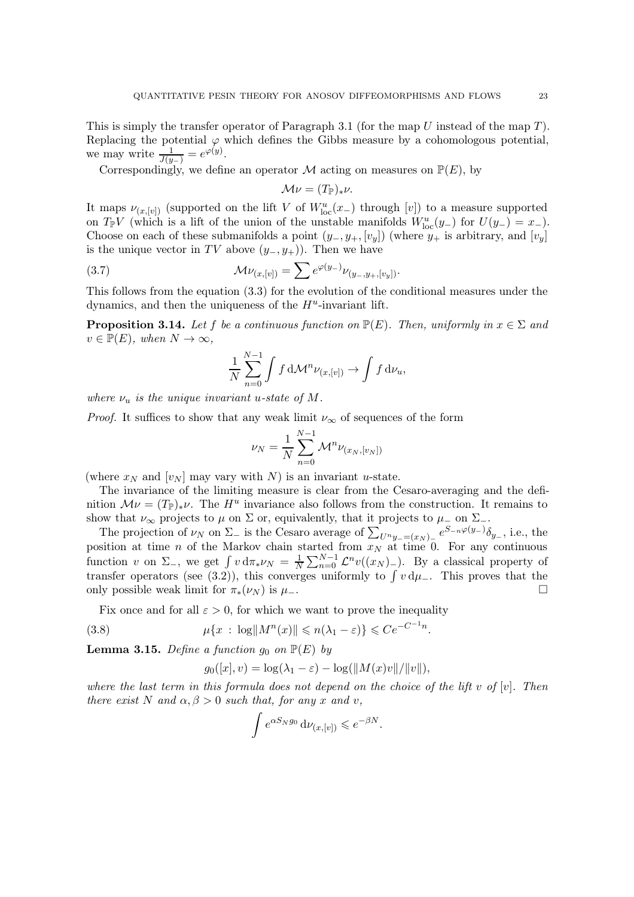This is simply the transfer operator of Paragraph 3.1 (for the map $U$ instead of the map $T$). Replacing the potential $\varphi$ which defines the Gibbs measure by a cohomologous potential, we may write $\frac{1}{J(y_-)} = e^{\varphi(y)}$.

Correspondingly, we define an operator $\mathcal{M}$ acting on measures on $\mathbb{P}(E)$, by

$$\mathcal{M}\nu = (T_{\mathbb{P}})_*\nu.$$

It maps $\nu_{(x,[v])}$ (supported on the lift $V$ of $W^u_{\mathrm{loc}}(x_-)$ through $[v]$) to a measure supported on $T_{\mathbb{P}}V$ (which is a lift of the union of the unstable manifolds $W^u_{\mathrm{loc}}(y_-)$ for $U(y_-) = x_-$). Choose on each of these submanifolds a point $(y_-, y_+, [v_y])$ (where $y_+$ is arbitrary, and $[v_y]$ is the unique vector in $TV$ above $(y_-, y_+)$). Then we have

$$\mathcal{M}\nu_{(x,[v])} = \sum e^{\varphi(y_-)}\nu_{(y_-,y_+,[v_y])}. \tag{3.7}$$

This follows from the equation (3.3) for the evolution of the conditional measures under the dynamics, and then the uniqueness of the $H^u$-invariant lift.

**Proposition 3.14.** *Let $f$ be a continuous function on $\mathbb{P}(E)$. Then, uniformly in $x \in \Sigma$ and $v \in \mathbb{P}(E)$, when $N \to \infty$,*

$$\frac{1}{N}\sum_{n=0}^{N-1}\int f \,\mathrm{d}\mathcal{M}^n\nu_{(x,[v])} \to \int f \,\mathrm{d}\nu_u,$$

*where $\nu_u$ is the unique invariant $u$-state of $M$.*

*Proof.* It suffices to show that any weak limit $\nu_\infty$ of sequences of the form

$$\nu_N = \frac{1}{N}\sum_{n=0}^{N-1}\mathcal{M}^n\nu_{(x_N,[v_N])}$$

(where $x_N$ and $[v_N]$ may vary with $N$) is an invariant $u$-state.

The invariance of the limiting measure is clear from the Cesaro-averaging and the definition $\mathcal{M}\nu = (T_{\mathbb{P}})_*\nu$. The $H^u$ invariance also follows from the construction. It remains to show that $\nu_\infty$ projects to $\mu$ on $\Sigma$ or, equivalently, that it projects to $\mu_-$ on $\Sigma_-$.

The projection of $\nu_N$ on $\Sigma_-$ is the Cesaro average of $\sum_{U^n y_- = (x_N)_-} e^{S_{-n}\varphi(y_-)}\delta_{y_-}$, i.e., the position at time $n$ of the Markov chain started from $x_N$ at time 0. For any continuous function $v$ on $\Sigma_-$, we get $\int v \,\mathrm{d}\pi_*\nu_N = \frac{1}{N}\sum_{n=0}^{N-1}\mathcal{L}^n v((x_N)_-)$. By a classical property of transfer operators (see (3.2)), this converges uniformly to $\int v \,\mathrm{d}\mu_-$. This proves that the only possible weak limit for $\pi_*(\nu_N)$ is $\mu_-$. $\square$

Fix once and for all $\varepsilon > 0$, for which we want to prove the inequality

$$\mu\{x \,:\, \log\|M^n(x)\| \leqslant n(\lambda_1 - \varepsilon)\} \leqslant Ce^{-C^{-1}n}. \tag{3.8}$$

**Lemma 3.15.** *Define a function $g_0$ on $\mathbb{P}(E)$ by*

$$g_0([x], v) = \log(\lambda_1 - \varepsilon) - \log(\|M(x)v\|/\|v\|),$$

*where the last term in this formula does not depend on the choice of the lift $v$ of $[v]$. Then there exist $N$ and $\alpha, \beta > 0$ such that, for any $x$ and $v$,*

$$\int e^{\alpha S_N g_0}\,\mathrm{d}\nu_{(x,[v])} \leqslant e^{-\beta N}.$$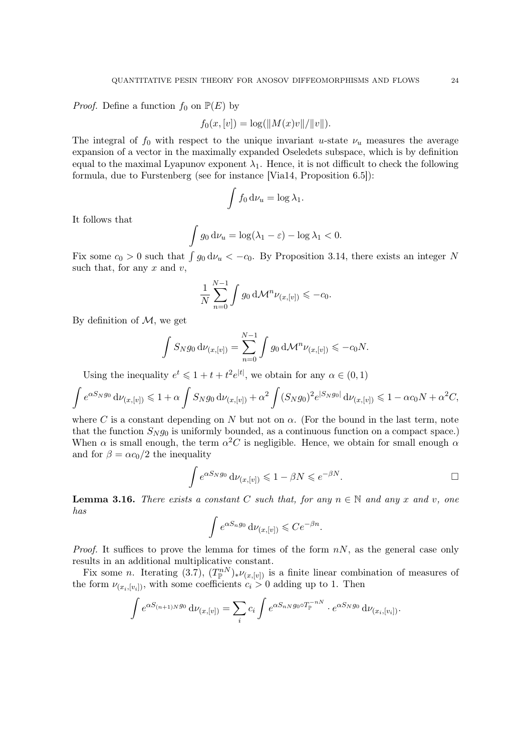*Proof.* Define a function $f_0$ on $\mathbb{P}(E)$ by

$$f_0(x, [v]) = \log(\|M(x)v\|/\|v\|).$$

The integral of $f_0$ with respect to the unique invariant $u$-state $\nu_u$ measures the average expansion of a vector in the maximally expanded Oseledets subspace, which is by definition equal to the maximal Lyapunov exponent $\lambda_1$. Hence, it is not difficult to check the following formula, due to Furstenberg (see for instance [Via14, Proposition 6.5]):

$$\int f_0 \, \mathrm{d}\nu_u = \log \lambda_1.$$

It follows that

$$\int g_0 \, \mathrm{d}\nu_u = \log(\lambda_1 - \varepsilon) - \log \lambda_1 < 0.$$

Fix some $c_0 > 0$ such that $\int g_0 \, \mathrm{d}\nu_u < -c_0$. By Proposition 3.14, there exists an integer $N$ such that, for any $x$ and $v$,

$$\frac{1}{N} \sum_{n=0}^{N-1} \int g_0 \, \mathrm{d}\mathcal{M}^n \nu_{(x,[v])} \leqslant -c_0.$$

By definition of $\mathcal{M}$, we get

$$\int S_N g_0 \, \mathrm{d}\nu_{(x,[v])} = \sum_{n=0}^{N-1} \int g_0 \, \mathrm{d}\mathcal{M}^n \nu_{(x,[v])} \leqslant -c_0 N.$$

Using the inequality $e^t \leqslant 1 + t + t^2 e^{|t|}$, we obtain for any $\alpha \in (0,1)$

$$\int e^{\alpha S_N g_0} \, \mathrm{d}\nu_{(x,[v])} \leqslant 1 + \alpha \int S_N g_0 \, \mathrm{d}\nu_{(x,[v])} + \alpha^2 \int (S_N g_0)^2 e^{|S_N g_0|} \, \mathrm{d}\nu_{(x,[v])} \leqslant 1 - \alpha c_0 N + \alpha^2 C,$$

where $C$ is a constant depending on $N$ but not on $\alpha$. (For the bound in the last term, note that the function $S_N g_0$ is uniformly bounded, as a continuous function on a compact space.) When $\alpha$ is small enough, the term $\alpha^2 C$ is negligible. Hence, we obtain for small enough $\alpha$ and for $\beta = \alpha c_0/2$ the inequality

$$\int e^{\alpha S_N g_0} \, \mathrm{d}\nu_{(x,[v])} \leqslant 1 - \beta N \leqslant e^{-\beta N}. \qquad \square$$

**Lemma 3.16.** *There exists a constant $C$ such that, for any $n \in \mathbb{N}$ and any $x$ and $v$, one has*

$$\int e^{\alpha S_n g_0} \, \mathrm{d}\nu_{(x,[v])} \leqslant C e^{-\beta n}.$$

*Proof.* It suffices to prove the lemma for times of the form $nN$, as the general case only results in an additional multiplicative constant.

Fix some $n$. Iterating (3.7), $(T_{\mathbb{P}}^{nN})_* \nu_{(x,[v])}$ is a finite linear combination of measures of the form $\nu_{(x_i,[v_i])}$, with some coefficients $c_i > 0$ adding up to 1. Then

$$\int e^{\alpha S_{(n+1)N} g_0} \, \mathrm{d}\nu_{(x,[v])} = \sum_i c_i \int e^{\alpha S_{nN} g_0 \circ T_{\mathbb{P}}^{-nN}} \cdot e^{\alpha S_N g_0} \, \mathrm{d}\nu_{(x_i,[v_i])}.$$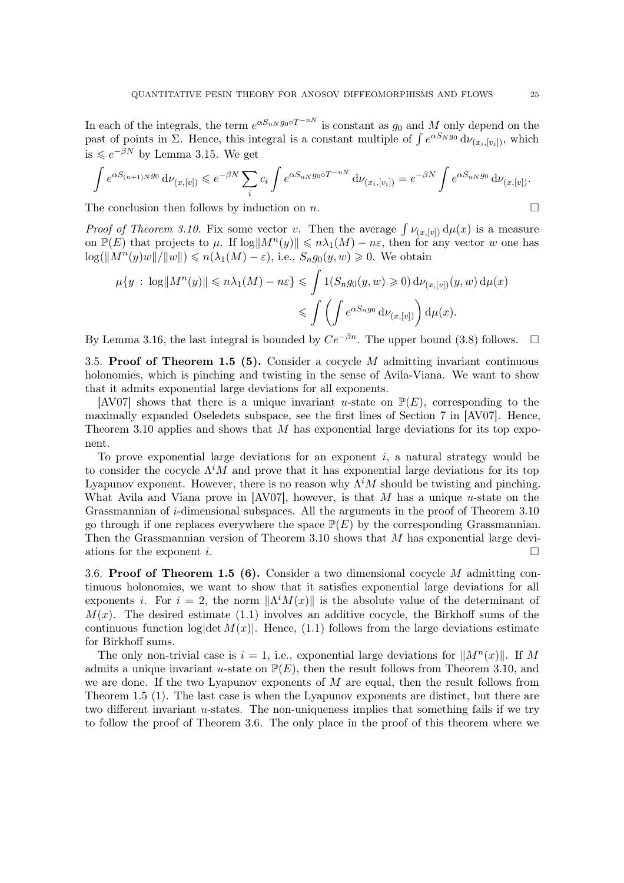In each of the integrals, the term $e^{\alpha S_{nN} g_0 \circ T^{-nN}}$ is constant as $g_0$ and $M$ only depend on the past of points in $\Sigma$. Hence, this integral is a constant multiple of $\int e^{\alpha S_N g_0} \,\mathrm{d}\nu_{(x_i,[v_i])}$, which is $\leqslant e^{-\beta N}$ by Lemma 3.15. We get

$$\int e^{\alpha S_{(n+1)N} g_0} \,\mathrm{d}\nu_{(x,[v])} \leqslant e^{-\beta N} \sum_i c_i \int e^{\alpha S_{nN} g_0 \circ T^{-nN}} \,\mathrm{d}\nu_{(x_i,[v_i])} = e^{-\beta N} \int e^{\alpha S_{nN} g_0} \,\mathrm{d}\nu_{(x,[v])}.$$

The conclusion then follows by induction on $n$. □

*Proof of Theorem 3.10.* Fix some vector $v$. Then the average $\int \nu_{(x,[v])} \,\mathrm{d}\mu(x)$ is a measure on $\mathbb{P}(E)$ that projects to $\mu$. If $\log\|M^n(y)\| \leqslant n\lambda_1(M) - n\varepsilon$, then for any vector $w$ one has $\log(\|M^n(y)w\|/\|w\|) \leqslant n(\lambda_1(M) - \varepsilon)$, i.e., $S_n g_0(y,w) \geqslant 0$. We obtain

$$\begin{aligned}\mu\{y \,:\, \log\|M^n(y)\| \leqslant n\lambda_1(M) - n\varepsilon\} &\leqslant \int 1(S_n g_0(y,w) \geqslant 0) \,\mathrm{d}\nu_{(x,[v])}(y,w) \,\mathrm{d}\mu(x) \\ &\leqslant \int \left( \int e^{\alpha S_n g_0} \,\mathrm{d}\nu_{(x,[v])} \right) \mathrm{d}\mu(x).\end{aligned}$$

By Lemma 3.16, the last integral is bounded by $Ce^{-\beta n}$. The upper bound (3.8) follows. □

3.5. **Proof of Theorem 1.5 (5).** Consider a cocycle $M$ admitting invariant continuous holonomies, which is pinching and twisting in the sense of Avila-Viana. We want to show that it admits exponential large deviations for all exponents.

[AV07] shows that there is a unique invariant $u$-state on $\mathbb{P}(E)$, corresponding to the maximally expanded Oseledets subspace, see the first lines of Section 7 in [AV07]. Hence, Theorem 3.10 applies and shows that $M$ has exponential large deviations for its top exponent.

To prove exponential large deviations for an exponent $i$, a natural strategy would be to consider the cocycle $\Lambda^i M$ and prove that it has exponential large deviations for its top Lyapunov exponent. However, there is no reason why $\Lambda^i M$ should be twisting and pinching. What Avila and Viana prove in [AV07], however, is that $M$ has a unique $u$-state on the Grassmannian of $i$-dimensional subspaces. All the arguments in the proof of Theorem 3.10 go through if one replaces everywhere the space $\mathbb{P}(E)$ by the corresponding Grassmannian. Then the Grassmannian version of Theorem 3.10 shows that $M$ has exponential large deviations for the exponent $i$. □

3.6. **Proof of Theorem 1.5 (6).** Consider a two dimensional cocycle $M$ admitting continuous holonomies, we want to show that it satisfies exponential large deviations for all exponents $i$. For $i = 2$, the norm $\|\Lambda^i M(x)\|$ is the absolute value of the determinant of $M(x)$. The desired estimate (1.1) involves an additive cocycle, the Birkhoff sums of the continuous function $\log|\det M(x)|$. Hence, (1.1) follows from the large deviations estimate for Birkhoff sums.

The only non-trivial case is $i = 1$, i.e., exponential large deviations for $\|M^n(x)\|$. If $M$ admits a unique invariant $u$-state on $\mathbb{P}(E)$, then the result follows from Theorem 3.10, and we are done. If the two Lyapunov exponents of $M$ are equal, then the result follows from Theorem 1.5 (1). The last case is when the Lyapunov exponents are distinct, but there are two different invariant $u$-states. The non-uniqueness implies that something fails if we try to follow the proof of Theorem 3.6. The only place in the proof of this theorem where we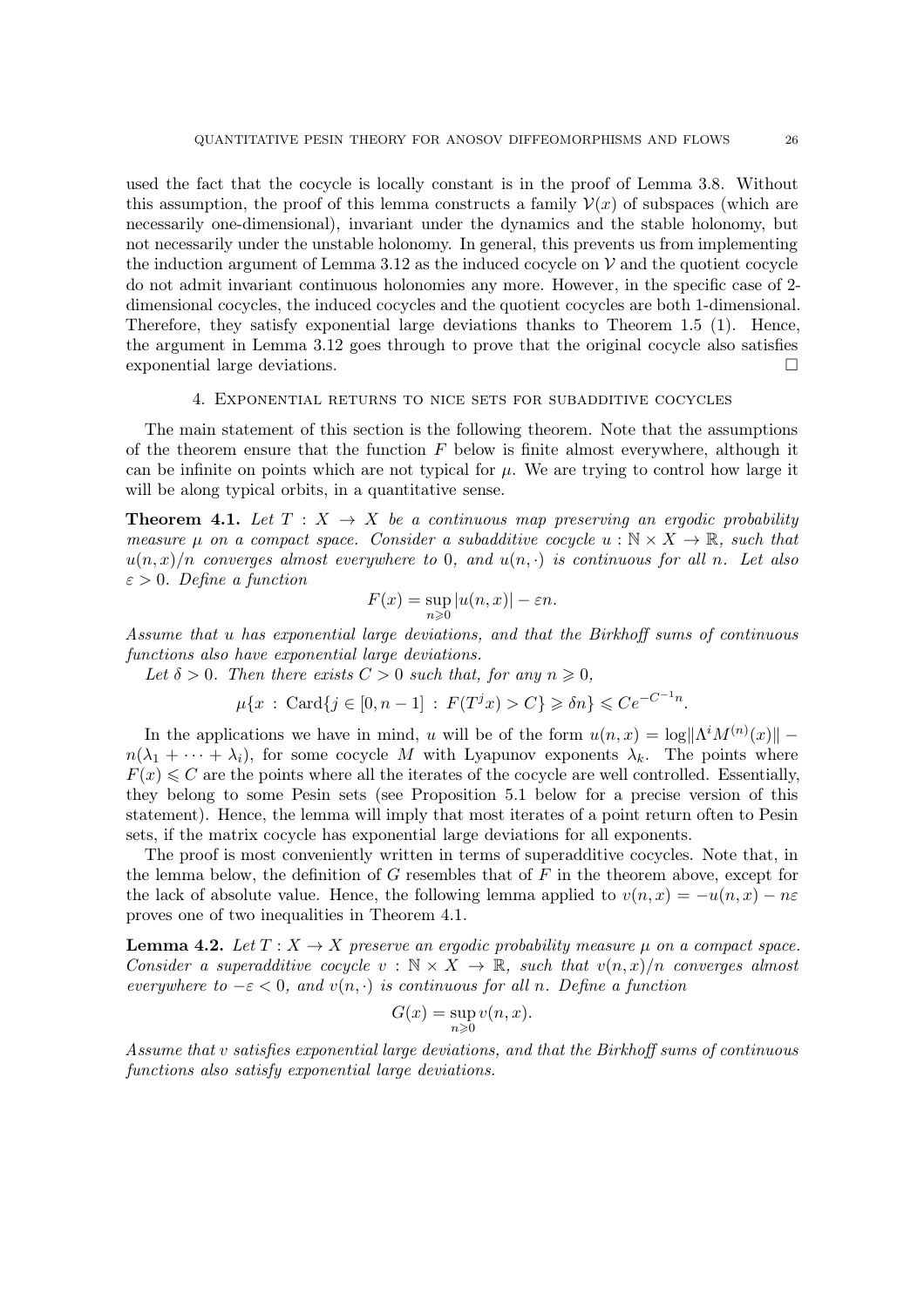used the fact that the cocycle is locally constant is in the proof of Lemma 3.8. Without this assumption, the proof of this lemma constructs a family $\mathcal{V}(x)$ of subspaces (which are necessarily one-dimensional), invariant under the dynamics and the stable holonomy, but not necessarily under the unstable holonomy. In general, this prevents us from implementing the induction argument of Lemma 3.12 as the induced cocycle on $\mathcal{V}$ and the quotient cocycle do not admit invariant continuous holonomies any more. However, in the specific case of 2-dimensional cocycles, the induced cocycles and the quotient cocycles are both 1-dimensional. Therefore, they satisfy exponential large deviations thanks to Theorem 1.5 (1). Hence, the argument in Lemma 3.12 goes through to prove that the original cocycle also satisfies exponential large deviations. □

## 4. Exponential returns to nice sets for subadditive cocycles

The main statement of this section is the following theorem. Note that the assumptions of the theorem ensure that the function $F$ below is finite almost everywhere, although it can be infinite on points which are not typical for $\mu$. We are trying to control how large it will be along typical orbits, in a quantitative sense.

**Theorem 4.1.** *Let $T : X \to X$ be a continuous map preserving an ergodic probability measure $\mu$ on a compact space. Consider a subadditive cocycle $u : \mathbb{N} \times X \to \mathbb{R}$, such that $u(n,x)/n$ converges almost everywhere to $0$, and $u(n,\cdot)$ is continuous for all $n$. Let also $\varepsilon > 0$. Define a function*

$$F(x) = \sup_{n \geqslant 0} |u(n,x)| - \varepsilon n.$$

*Assume that $u$ has exponential large deviations, and that the Birkhoff sums of continuous functions also have exponential large deviations.*

*Let $\delta > 0$. Then there exists $C > 0$ such that, for any $n \geqslant 0$,*

$$\mu\{x \,:\, \mathrm{Card}\{j \in [0, n-1] \,:\, F(T^j x) > C\} \geqslant \delta n\} \leqslant C e^{-C^{-1} n}.$$

In the applications we have in mind, $u$ will be of the form $u(n,x) = \log\|\Lambda^i M^{(n)}(x)\| - n(\lambda_1 + \cdots + \lambda_i)$, for some cocycle $M$ with Lyapunov exponents $\lambda_k$. The points where $F(x) \leqslant C$ are the points where all the iterates of the cocycle are well controlled. Essentially, they belong to some Pesin sets (see Proposition 5.1 below for a precise version of this statement). Hence, the lemma will imply that most iterates of a point return often to Pesin sets, if the matrix cocycle has exponential large deviations for all exponents.

The proof is most conveniently written in terms of superadditive cocycles. Note that, in the lemma below, the definition of $G$ resembles that of $F$ in the theorem above, except for the lack of absolute value. Hence, the following lemma applied to $v(n,x) = -u(n,x) - n\varepsilon$ proves one of two inequalities in Theorem 4.1.

**Lemma 4.2.** *Let $T : X \to X$ preserve an ergodic probability measure $\mu$ on a compact space. Consider a superadditive cocycle $v : \mathbb{N} \times X \to \mathbb{R}$, such that $v(n,x)/n$ converges almost everywhere to $-\varepsilon < 0$, and $v(n,\cdot)$ is continuous for all $n$. Define a function*

$$G(x) = \sup_{n \geqslant 0} v(n,x).$$

*Assume that $v$ satisfies exponential large deviations, and that the Birkhoff sums of continuous functions also satisfy exponential large deviations.*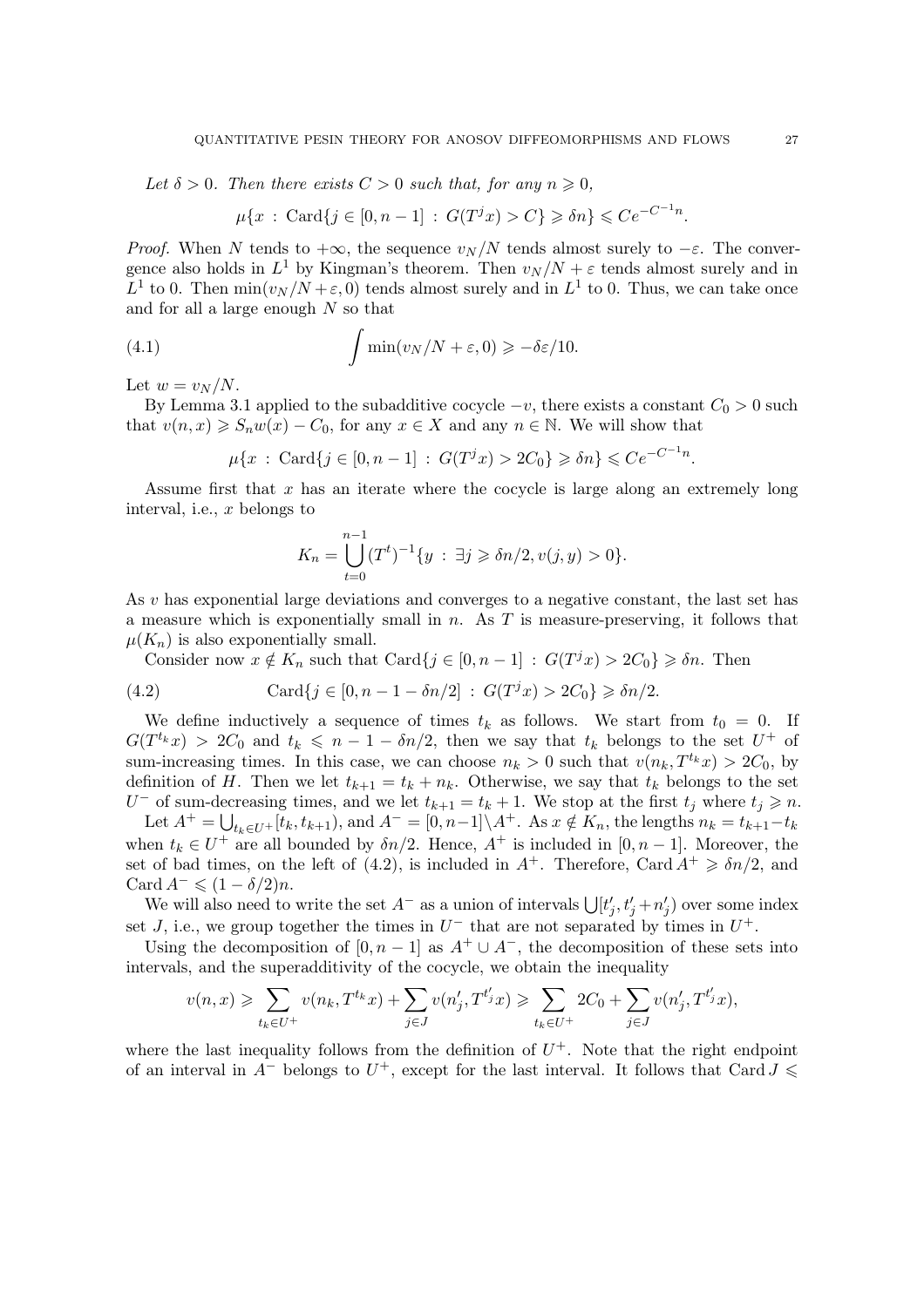*Let $\delta > 0$. Then there exists $C > 0$ such that, for any $n \geqslant 0$,*

$$\mu\{x \,:\, \operatorname{Card}\{j \in [0, n-1] \,:\, G(T^j x) > C\} \geqslant \delta n\} \leqslant C e^{-C^{-1} n}.$$

*Proof.* When $N$ tends to $+\infty$, the sequence $v_N/N$ tends almost surely to $-\varepsilon$. The convergence also holds in $L^1$ by Kingman's theorem. Then $v_N/N + \varepsilon$ tends almost surely and in $L^1$ to 0. Then $\min(v_N/N + \varepsilon, 0)$ tends almost surely and in $L^1$ to 0. Thus, we can take once and for all a large enough $N$ so that

$$\int \min(v_N/N + \varepsilon, 0) \geqslant -\delta\varepsilon/10. \tag{4.1}$$

Let $w = v_N/N$.

By Lemma 3.1 applied to the subadditive cocycle $-v$, there exists a constant $C_0 > 0$ such that $v(n, x) \geqslant S_n w(x) - C_0$, for any $x \in X$ and any $n \in \mathbb{N}$. We will show that

$$\mu\{x \,:\, \operatorname{Card}\{j \in [0, n-1] \,:\, G(T^j x) > 2C_0\} \geqslant \delta n\} \leqslant C e^{-C^{-1} n}.$$

Assume first that $x$ has an iterate where the cocycle is large along an extremely long interval, i.e., $x$ belongs to

$$K_n = \bigcup_{t=0}^{n-1} (T^t)^{-1}\{y \,:\, \exists j \geqslant \delta n/2, v(j, y) > 0\}.$$

As $v$ has exponential large deviations and converges to a negative constant, the last set has a measure which is exponentially small in $n$. As $T$ is measure-preserving, it follows that $\mu(K_n)$ is also exponentially small.

Consider now $x \notin K_n$ such that $\operatorname{Card}\{j \in [0, n-1] \,:\, G(T^j x) > 2C_0\} \geqslant \delta n$. Then

$$\operatorname{Card}\{j \in [0, n-1-\delta n/2] \,:\, G(T^j x) > 2C_0\} \geqslant \delta n/2. \tag{4.2}$$

We define inductively a sequence of times $t_k$ as follows. We start from $t_0 = 0$. If $G(T^{t_k} x) > 2C_0$ and $t_k \leqslant n - 1 - \delta n/2$, then we say that $t_k$ belongs to the set $U^+$ of sum-increasing times. In this case, we can choose $n_k > 0$ such that $v(n_k, T^{t_k} x) > 2C_0$, by definition of $H$. Then we let $t_{k+1} = t_k + n_k$. Otherwise, we say that $t_k$ belongs to the set $U^-$ of sum-decreasing times, and we let $t_{k+1} = t_k + 1$. We stop at the first $t_j$ where $t_j \geqslant n$.

Let $A^+ = \bigcup_{t_k \in U^+} [t_k, t_{k+1})$, and $A^- = [0, n-1] \setminus A^+$. As $x \notin K_n$, the lengths $n_k = t_{k+1} - t_k$ when $t_k \in U^+$ are all bounded by $\delta n/2$. Hence, $A^+$ is included in $[0, n-1]$. Moreover, the set of bad times, on the left of (4.2), is included in $A^+$. Therefore, $\operatorname{Card} A^+ \geqslant \delta n/2$, and $\operatorname{Card} A^- \leqslant (1 - \delta/2)n$.

We will also need to write the set $A^-$ as a union of intervals $\bigcup [t'_j, t'_j + n'_j)$ over some index set $J$, i.e., we group together the times in $U^-$ that are not separated by times in $U^+$.

Using the decomposition of $[0, n-1]$ as $A^+ \cup A^-$, the decomposition of these sets into intervals, and the superadditivity of the cocycle, we obtain the inequality

$$v(n, x) \geqslant \sum_{t_k \in U^+} v(n_k, T^{t_k} x) + \sum_{j \in J} v(n'_j, T^{t'_j} x) \geqslant \sum_{t_k \in U^+} 2C_0 + \sum_{j \in J} v(n'_j, T^{t'_j} x),$$

where the last inequality follows from the definition of $U^+$. Note that the right endpoint of an interval in $A^-$ belongs to $U^+$, except for the last interval. It follows that $\operatorname{Card} J \leqslant$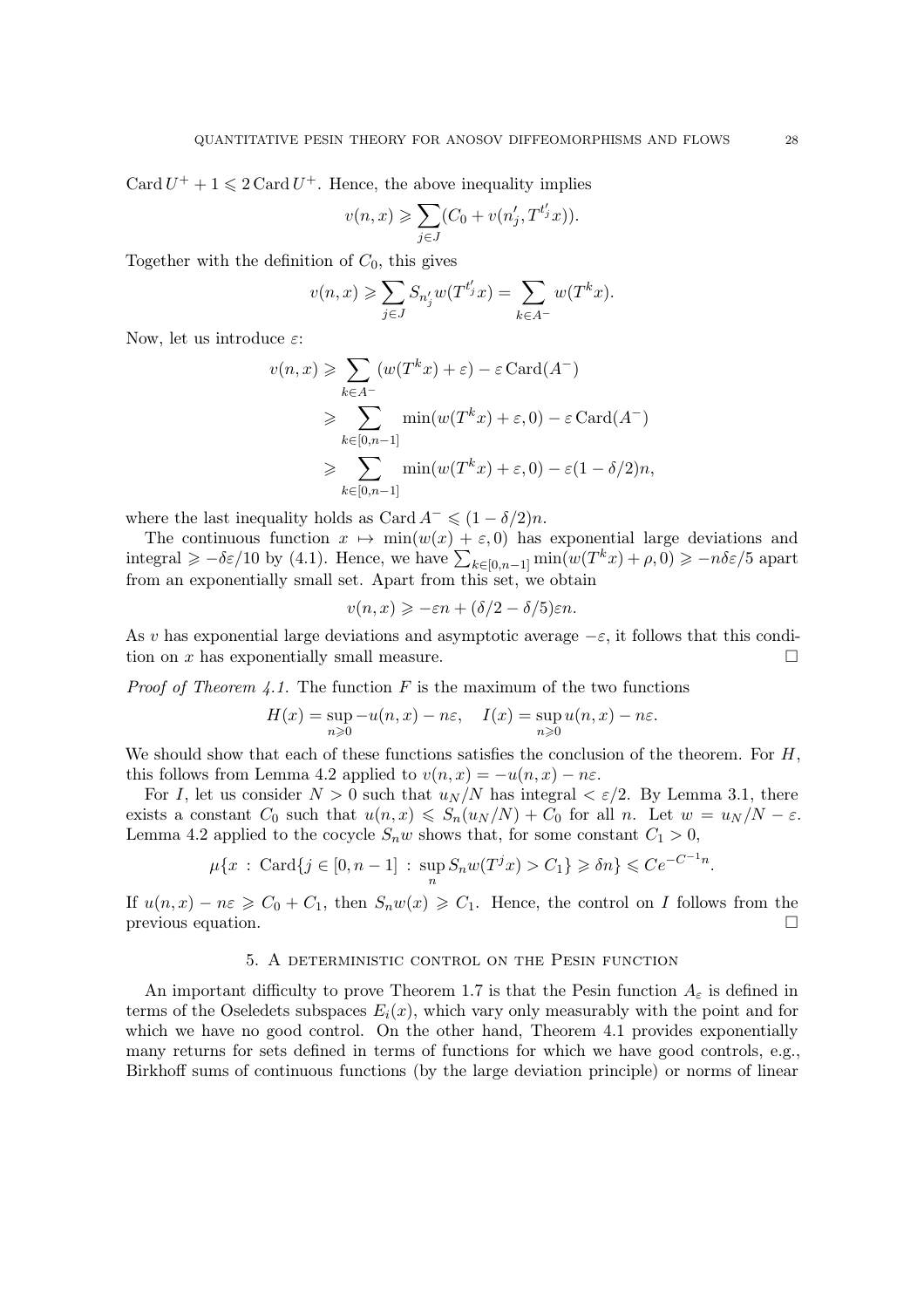$\operatorname{Card} U^+ + 1 \leqslant 2 \operatorname{Card} U^+$. Hence, the above inequality implies

$$v(n,x) \geqslant \sum_{j \in J} (C_0 + v(n'_j, T^{t'_j} x)).$$

Together with the definition of $C_0$, this gives

$$v(n,x) \geqslant \sum_{j \in J} S_{n'_j} w(T^{t'_j} x) = \sum_{k \in A^-} w(T^k x).$$

Now, let us introduce $\varepsilon$:

$$\begin{aligned}
v(n,x) &\geqslant \sum_{k \in A^-} (w(T^k x) + \varepsilon) - \varepsilon \operatorname{Card}(A^-) \\
&\geqslant \sum_{k \in [0,n-1]} \min(w(T^k x) + \varepsilon, 0) - \varepsilon \operatorname{Card}(A^-) \\
&\geqslant \sum_{k \in [0,n-1]} \min(w(T^k x) + \varepsilon, 0) - \varepsilon (1 - \delta/2) n,
\end{aligned}$$

where the last inequality holds as $\operatorname{Card} A^- \leqslant (1-\delta/2)n$.

The continuous function $x \mapsto \min(w(x) + \varepsilon, 0)$ has exponential large deviations and integral $\geqslant -\delta\varepsilon/10$ by (4.1). Hence, we have $\sum_{k\in[0,n-1]} \min(w(T^k x) + \rho, 0) \geqslant -n\delta\varepsilon/5$ apart from an exponentially small set. Apart from this set, we obtain

$$v(n,x) \geqslant -\varepsilon n + (\delta/2 - \delta/5)\varepsilon n.$$

As $v$ has exponential large deviations and asymptotic average $-\varepsilon$, it follows that this condition on $x$ has exponentially small measure. $\square$

*Proof of Theorem 4.1.* The function $F$ is the maximum of the two functions

$$H(x) = \sup_{n \geqslant 0} -u(n,x) - n\varepsilon, \quad I(x) = \sup_{n\geqslant 0} u(n,x) - n\varepsilon.$$

We should show that each of these functions satisfies the conclusion of the theorem. For $H$, this follows from Lemma 4.2 applied to $v(n,x) = -u(n,x) - n\varepsilon$.

For $I$, let us consider $N > 0$ such that $u_N/N$ has integral $< \varepsilon/2$. By Lemma 3.1, there exists a constant $C_0$ such that $u(n,x) \leqslant S_n(u_N/N) + C_0$ for all $n$. Let $w = u_N/N - \varepsilon$. Lemma 4.2 applied to the cocycle $S_n w$ shows that, for some constant $C_1 > 0$,

$$\mu\{x \,:\, \operatorname{Card}\{j \in [0,n-1] \,:\, \sup_n S_n w(T^j x) > C_1\} \geqslant \delta n\} \leqslant C e^{-C^{-1} n}.$$

If $u(n,x) - n\varepsilon \geqslant C_0 + C_1$, then $S_n w(x) \geqslant C_1$. Hence, the control on $I$ follows from the previous equation. $\square$

## 5. A deterministic control on the Pesin function

An important difficulty to prove Theorem 1.7 is that the Pesin function $A_\varepsilon$ is defined in terms of the Oseledets subspaces $E_i(x)$, which vary only measurably with the point and for which we have no good control. On the other hand, Theorem 4.1 provides exponentially many returns for sets defined in terms of functions for which we have good controls, e.g., Birkhoff sums of continuous functions (by the large deviation principle) or norms of linear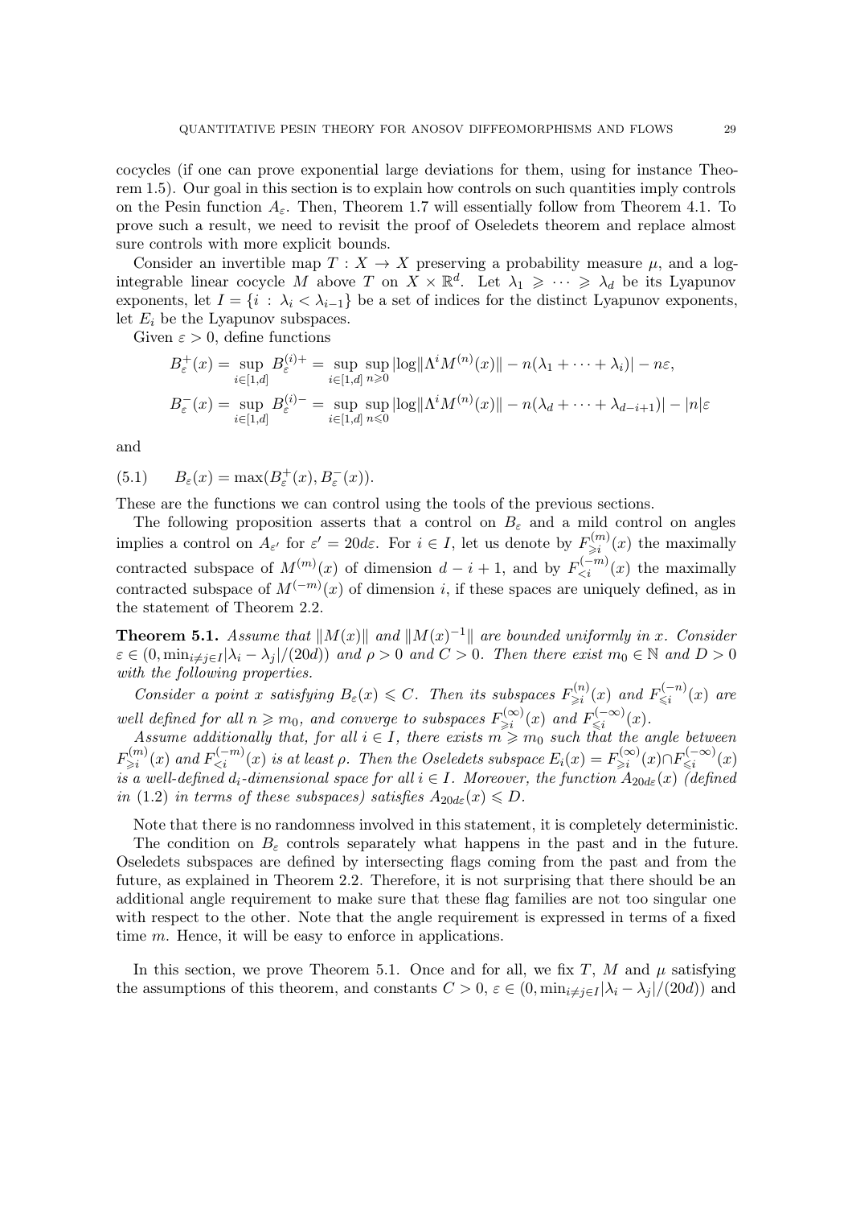cocycles (if one can prove exponential large deviations for them, using for instance Theorem 1.5). Our goal in this section is to explain how controls on such quantities imply controls on the Pesin function $A_\varepsilon$. Then, Theorem 1.7 will essentially follow from Theorem 4.1. To prove such a result, we need to revisit the proof of Oseledets theorem and replace almost sure controls with more explicit bounds.

Consider an invertible map $T : X \to X$ preserving a probability measure $\mu$, and a log-integrable linear cocycle $M$ above $T$ on $X \times \mathbb{R}^d$. Let $\lambda_1 \geqslant \cdots \geqslant \lambda_d$ be its Lyapunov exponents, let $I = \{i : \lambda_i < \lambda_{i-1}\}$ be a set of indices for the distinct Lyapunov exponents, let $E_i$ be the Lyapunov subspaces.

Given $\varepsilon > 0$, define functions

$$B_\varepsilon^+(x) = \sup_{i \in [1,d]} B_\varepsilon^{(i)+} = \sup_{i \in [1,d]} \sup_{n \geqslant 0} |\log\|\Lambda^i M^{(n)}(x)\| - n(\lambda_1 + \cdots + \lambda_i)| - n\varepsilon,$$

$$B_\varepsilon^-(x) = \sup_{i \in [1,d]} B_\varepsilon^{(i)-} = \sup_{i \in [1,d]} \sup_{n \leqslant 0} |\log\|\Lambda^i M^{(n)}(x)\| - n(\lambda_d + \cdots + \lambda_{d-i+1})| - |n|\varepsilon$$

and

$$B_\varepsilon(x) = \max(B_\varepsilon^+(x), B_\varepsilon^-(x)). \tag{5.1}$$

These are the functions we can control using the tools of the previous sections.

The following proposition asserts that a control on $B_\varepsilon$ and a mild control on angles implies a control on $A_{\varepsilon'}$ for $\varepsilon' = 20d\varepsilon$. For $i \in I$, let us denote by $F_{\geqslant i}^{(m)}(x)$ the maximally contracted subspace of $M^{(m)}(x)$ of dimension $d - i + 1$, and by $F_{<i}^{(-m)}(x)$ the maximally contracted subspace of $M^{(-m)}(x)$ of dimension $i$, if these spaces are uniquely defined, as in the statement of Theorem 2.2.

**Theorem 5.1.** *Assume that $\|M(x)\|$ and $\|M(x)^{-1}\|$ are bounded uniformly in $x$. Consider $\varepsilon \in (0, \min_{i \neq j \in I} |\lambda_i - \lambda_j|/(20d))$ and $\rho > 0$ and $C > 0$. Then there exist $m_0 \in \mathbb{N}$ and $D > 0$ with the following properties.*

*Consider a point $x$ satisfying $B_\varepsilon(x) \leqslant C$. Then its subspaces $F_{\geqslant i}^{(n)}(x)$ and $F_{\leqslant i}^{(-n)}(x)$ are well defined for all $n \geqslant m_0$, and converge to subspaces $F_{\geqslant i}^{(\infty)}(x)$ and $F_{\leqslant i}^{(-\infty)}(x)$.*

*Assume additionally that, for all $i \in I$, there exists $m \geqslant m_0$ such that the angle between $F_{\geqslant i}^{(m)}(x)$ and $F_{<i}^{(-m)}(x)$ is at least $\rho$. Then the Oseledets subspace $E_i(x) = F_{\geqslant i}^{(\infty)}(x) \cap F_{\leqslant i}^{(-\infty)}(x)$ is a well-defined $d_i$-dimensional space for all $i \in I$. Moreover, the function $A_{20d\varepsilon}(x)$ (defined in (1.2) in terms of these subspaces) satisfies $A_{20d\varepsilon}(x) \leqslant D$.*

Note that there is no randomness involved in this statement, it is completely deterministic.

The condition on $B_\varepsilon$ controls separately what happens in the past and in the future. Oseledets subspaces are defined by intersecting flags coming from the past and from the future, as explained in Theorem 2.2. Therefore, it is not surprising that there should be an additional angle requirement to make sure that these flag families are not too singular one with respect to the other. Note that the angle requirement is expressed in terms of a fixed time $m$. Hence, it will be easy to enforce in applications.

In this section, we prove Theorem 5.1. Once and for all, we fix $T$, $M$ and $\mu$ satisfying the assumptions of this theorem, and constants $C > 0$, $\varepsilon \in (0, \min_{i \neq j \in I} |\lambda_i - \lambda_j|/(20d))$ and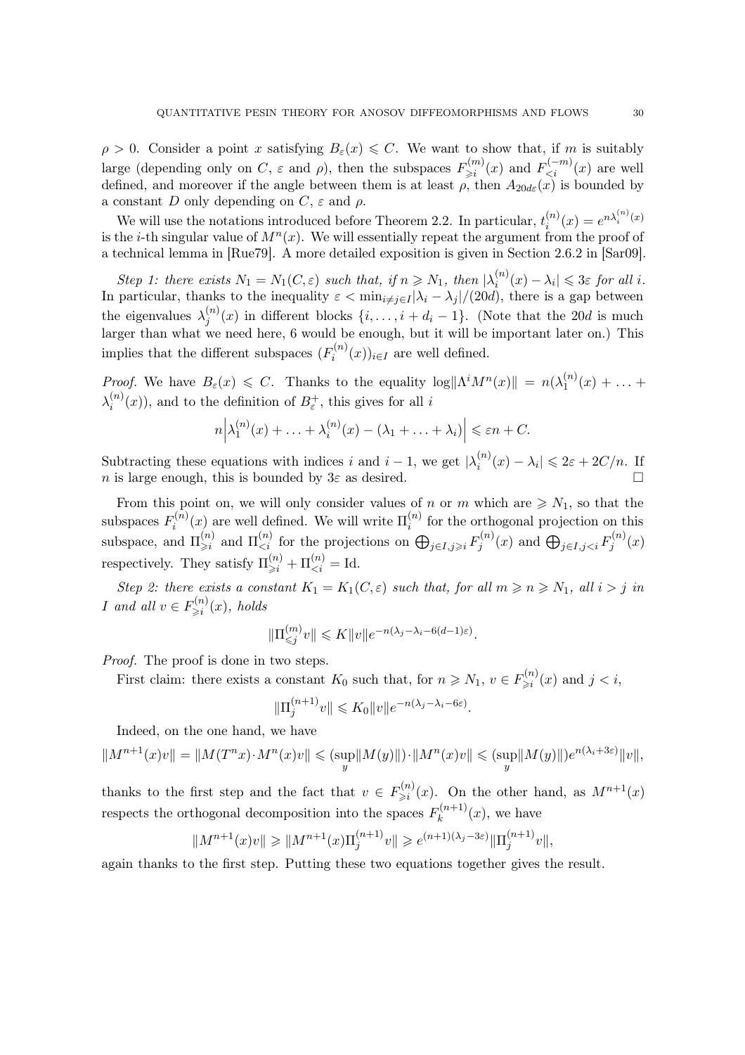$\rho > 0$. Consider a point $x$ satisfying $B_\varepsilon(x) \leqslant C$. We want to show that, if $m$ is suitably large (depending only on $C$, $\varepsilon$ and $\rho$), then the subspaces $F^{(m)}_{\geqslant i}(x)$ and $F^{(-m)}_{<i}(x)$ are well defined, and moreover if the angle between them is at least $\rho$, then $A_{20d\varepsilon}(x)$ is bounded by a constant $D$ only depending on $C$, $\varepsilon$ and $\rho$.

We will use the notations introduced before Theorem 2.2. In particular, $t^{(n)}_i(x) = e^{n\lambda^{(n)}_i(x)}$ is the $i$-th singular value of $M^n(x)$. We will essentially repeat the argument from the proof of a technical lemma in [Rue79]. A more detailed exposition is given in Section 2.6.2 in [Sar09].

*Step 1: there exists $N_1 = N_1(C, \varepsilon)$ such that, if $n \geqslant N_1$, then $|\lambda^{(n)}_i(x) - \lambda_i| \leqslant 3\varepsilon$ for all $i$.* In particular, thanks to the inequality $\varepsilon < \min_{i \neq j \in I} |\lambda_i - \lambda_j|/(20d)$, there is a gap between the eigenvalues $\lambda^{(n)}_j(x)$ in different blocks $\{i, \dots, i + d_i - 1\}$. (Note that the $20d$ is much larger than what we need here, 6 would be enough, but it will be important later on.) This implies that the different subspaces $(F^{(n)}_i(x))_{i \in I}$ are well defined.

*Proof.* We have $B_\varepsilon(x) \leqslant C$. Thanks to the equality $\log\|\Lambda^i M^n(x)\| = n(\lambda^{(n)}_1(x) + \dots + \lambda^{(n)}_i(x))$, and to the definition of $B^+_\varepsilon$, this gives for all $i$

$$n\left|\lambda^{(n)}_1(x) + \dots + \lambda^{(n)}_i(x) - (\lambda_1 + \dots + \lambda_i)\right| \leqslant \varepsilon n + C.$$

Subtracting these equations with indices $i$ and $i-1$, we get $|\lambda^{(n)}_i(x) - \lambda_i| \leqslant 2\varepsilon + 2C/n$. If $n$ is large enough, this is bounded by $3\varepsilon$ as desired. □

From this point on, we will only consider values of $n$ or $m$ which are $\geqslant N_1$, so that the subspaces $F^{(n)}_i(x)$ are well defined. We will write $\Pi^{(n)}_i$ for the orthogonal projection on this subspace, and $\Pi^{(n)}_{\geqslant i}$ and $\Pi^{(n)}_{<i}$ for the projections on $\bigoplus_{j \in I, j \geqslant i} F^{(n)}_j(x)$ and $\bigoplus_{j \in I, j<i} F^{(n)}_j(x)$ respectively. They satisfy $\Pi^{(n)}_{\geqslant i} + \Pi^{(n)}_{<i} = \mathrm{Id}$.

*Step 2: there exists a constant $K_1 = K_1(C, \varepsilon)$ such that, for all $m \geqslant n \geqslant N_1$, all $i > j$ in $I$ and all $v \in F^{(n)}_{\geqslant i}(x)$, holds*

$$\|\Pi^{(m)}_{\leqslant j} v\| \leqslant K\|v\| e^{-n(\lambda_j - \lambda_i - 6(d-1)\varepsilon)}.$$

*Proof.* The proof is done in two steps.

First claim: there exists a constant $K_0$ such that, for $n \geqslant N_1$, $v \in F^{(n)}_{\geqslant i}(x)$ and $j < i$,

$$\|\Pi^{(n+1)}_j v\| \leqslant K_0 \|v\| e^{-n(\lambda_j - \lambda_i - 6\varepsilon)}.$$

Indeed, on the one hand, we have

$$\|M^{n+1}(x)v\| = \|M(T^n x) \cdot M^n(x) v\| \leqslant (\sup_y \|M(y)\|) \cdot \|M^n(x)v\| \leqslant (\sup_y \|M(y)\|) e^{n(\lambda_i + 3\varepsilon)} \|v\|,$$

thanks to the first step and the fact that $v \in F^{(n)}_{\geqslant i}(x)$. On the other hand, as $M^{n+1}(x)$ respects the orthogonal decomposition into the spaces $F^{(n+1)}_k(x)$, we have

$$\|M^{n+1}(x)v\| \geqslant \|M^{n+1}(x)\Pi^{(n+1)}_j v\| \geqslant e^{(n+1)(\lambda_j - 3\varepsilon)} \|\Pi^{(n+1)}_j v\|,$$

again thanks to the first step. Putting these two equations together gives the result.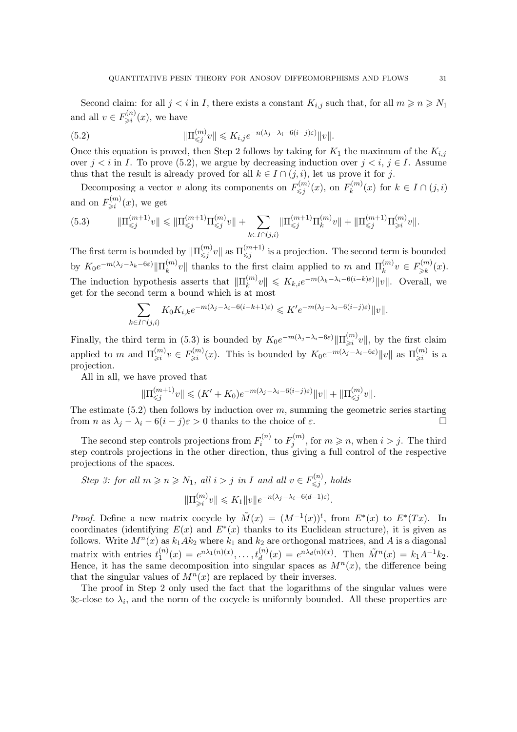Second claim: for all $j < i$ in $I$, there exists a constant $K_{i,j}$ such that, for all $m \geqslant n \geqslant N_1$ and all $v \in F^{(n)}_{\geqslant i}(x)$, we have

$$\|\Pi^{(m)}_{\leqslant j} v\| \leqslant K_{i,j} e^{-n(\lambda_j - \lambda_i - 6(i-j)\varepsilon)} \|v\|. \tag{5.2}$$

Once this equation is proved, then Step 2 follows by taking for $K_1$ the maximum of the $K_{i,j}$ over $j < i$ in $I$. To prove (5.2), we argue by decreasing induction over $j < i$, $j \in I$. Assume thus that the result is already proved for all $k \in I \cap (j, i)$, let us prove it for $j$.

Decomposing a vector $v$ along its components on $F^{(m)}_{\leqslant j}(x)$, on $F^{(m)}_k(x)$ for $k \in I \cap (j, i)$ and on $F^{(m)}_{\geqslant i}(x)$, we get

$$\|\Pi^{(m+1)}_{\leqslant j} v\| \leqslant \|\Pi^{(m+1)}_{\leqslant j} \Pi^{(m)}_{\leqslant j} v\| + \sum_{k \in I \cap (j,i)} \|\Pi^{(m+1)}_{\leqslant j} \Pi^{(m)}_k v\| + \|\Pi^{(m+1)}_{\leqslant j} \Pi^{(m)}_{\geqslant i} v\|. \tag{5.3}$$

The first term is bounded by $\|\Pi^{(m)}_{\leqslant j} v\|$ as $\Pi^{(m+1)}_{\leqslant j}$ is a projection. The second term is bounded by $K_0 e^{-m(\lambda_j - \lambda_k - 6\varepsilon)} \|\Pi^{(m)}_k v\|$ thanks to the first claim applied to $m$ and $\Pi^{(m)}_k v \in F^{(m)}_{\geqslant k}(x)$. The induction hypothesis asserts that $\|\Pi^{(m)}_k v\| \leqslant K_{k,i} e^{-m(\lambda_k - \lambda_i - 6(i-k)\varepsilon)} \|v\|$. Overall, we get for the second term a bound which is at most

$$\sum_{k \in I \cap (j,i)} K_0 K_{i,k} e^{-m(\lambda_j - \lambda_i - 6(i-k+1)\varepsilon)} \leqslant K' e^{-m(\lambda_j - \lambda_i - 6(i-j)\varepsilon)} \|v\|.$$

Finally, the third term in (5.3) is bounded by $K_0 e^{-m(\lambda_j - \lambda_i - 6\varepsilon)} \|\Pi^{(m)}_{\geqslant i} v\|$, by the first claim applied to $m$ and $\Pi^{(m)}_{\geqslant i} v \in F^{(m)}_{\geqslant i}(x)$. This is bounded by $K_0 e^{-m(\lambda_j - \lambda_i - 6\varepsilon)} \|v\|$ as $\Pi^{(m)}_{\geqslant i}$ is a projection.

All in all, we have proved that

$$\|\Pi^{(m+1)}_{\leqslant j} v\| \leqslant (K' + K_0) e^{-m(\lambda_j - \lambda_i - 6(i-j)\varepsilon)} \|v\| + \|\Pi^{(m)}_{\leqslant j} v\|.$$

The estimate (5.2) then follows by induction over $m$, summing the geometric series starting from $n$ as $\lambda_j - \lambda_i - 6(i-j)\varepsilon > 0$ thanks to the choice of $\varepsilon$. $\square$

The second step controls projections from $F^{(n)}_i$ to $F^{(m)}_j$, for $m \geqslant n$, when $i > j$. The third step controls projections in the other direction, thus giving a full control of the respective projections of the spaces.

*Step 3: for all $m \geqslant n \geqslant N_1$, all $i > j$ in $I$ and all $v \in F^{(n)}_{\leqslant j}$, holds*

$$\|\Pi^{(m)}_{\geqslant i} v\| \leqslant K_1 \|v\| e^{-n(\lambda_j - \lambda_i - 6(d-1)\varepsilon)}.$$

*Proof.* Define a new matrix cocycle by $\tilde{M}(x) = (M^{-1}(x))^t$, from $E^*(x)$ to $E^*(Tx)$. In coordinates (identifying $E(x)$ and $E^*(x)$ thanks to its Euclidean structure), it is given as follows. Write $M^n(x)$ as $k_1 A k_2$ where $k_1$ and $k_2$ are orthogonal matrices, and $A$ is a diagonal matrix with entries $t^{(n)}_1(x) = e^{n\lambda_1(n)(x)}, \dots, t^{(n)}_d(x) = e^{n\lambda_d(n)(x)}$. Then $\tilde{M}^n(x) = k_1 A^{-1} k_2$. Hence, it has the same decomposition into singular spaces as $M^n(x)$, the difference being that the singular values of $M^n(x)$ are replaced by their inverses.

The proof in Step 2 only used the fact that the logarithms of the singular values were $3\varepsilon$-close to $\lambda_i$, and the norm of the cocycle is uniformly bounded. All these properties are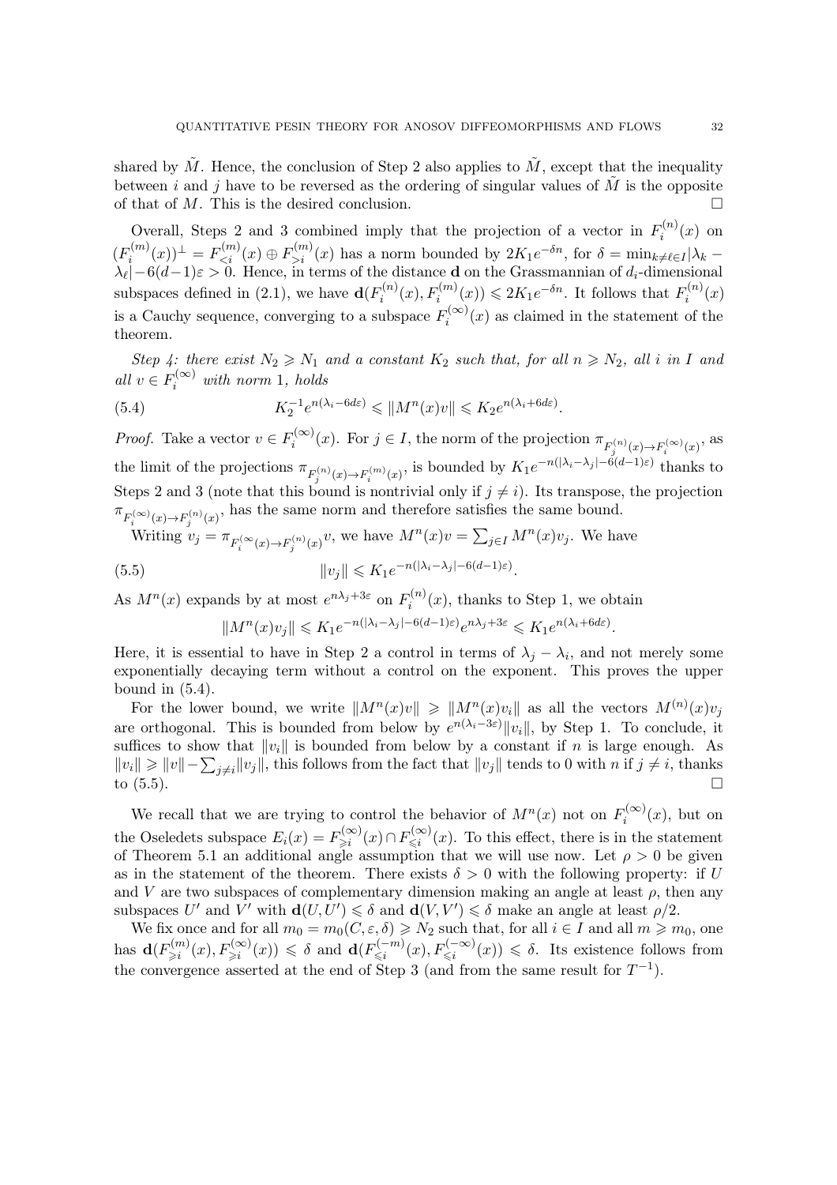shared by $\tilde{M}$. Hence, the conclusion of Step 2 also applies to $\tilde{M}$, except that the inequality between $i$ and $j$ have to be reversed as the ordering of singular values of $\tilde{M}$ is the opposite of that of $M$. This is the desired conclusion. $\square$

Overall, Steps 2 and 3 combined imply that the projection of a vector in $F_i^{(n)}(x)$ on $(F_i^{(m)}(x))^\perp = F_{<i}^{(m)}(x) \oplus F_{>i}^{(m)}(x)$ has a norm bounded by $2K_1 e^{-\delta n}$, for $\delta = \min_{k \neq \ell \in I} |\lambda_k - \lambda_\ell| - 6(d-1)\varepsilon > 0$. Hence, in terms of the distance $\mathbf{d}$ on the Grassmannian of $d_i$-dimensional subspaces defined in (2.1), we have $\mathbf{d}(F_i^{(n)}(x), F_i^{(m)}(x)) \leqslant 2K_1 e^{-\delta n}$. It follows that $F_i^{(n)}(x)$ is a Cauchy sequence, converging to a subspace $F_i^{(\infty)}(x)$ as claimed in the statement of the theorem.

*Step 4: there exist $N_2 \geqslant N_1$ and a constant $K_2$ such that, for all $n \geqslant N_2$, all $i$ in $I$ and all $v \in F_i^{(\infty)}$ with norm 1, holds*

$$K_2^{-1} e^{n(\lambda_i - 6d\varepsilon)} \leqslant \|M^n(x) v\| \leqslant K_2 e^{n(\lambda_i + 6d\varepsilon)}. \tag{5.4}$$

*Proof.* Take a vector $v \in F_i^{(\infty)}(x)$. For $j \in I$, the norm of the projection $\pi_{F_j^{(n)}(x) \to F_i^{(\infty)}(x)}$, as the limit of the projections $\pi_{F_j^{(n)}(x) \to F_i^{(m)}(x)}$, is bounded by $K_1 e^{-n(|\lambda_i - \lambda_j| - 6(d-1)\varepsilon)}$ thanks to Steps 2 and 3 (note that this bound is nontrivial only if $j \neq i$). Its transpose, the projection $\pi_{F_i^{(\infty)}(x) \to F_j^{(n)}(x)}$, has the same norm and therefore satisfies the same bound.

Writing $v_j = \pi_{F_i^{(\infty}(x) \to F_j^{(n)}(x)} v$, we have $M^n(x) v = \sum_{j \in I} M^n(x) v_j$. We have

$$\|v_j\| \leqslant K_1 e^{-n(|\lambda_i - \lambda_j| - 6(d-1)\varepsilon)}. \tag{5.5}$$

As $M^n(x)$ expands by at most $e^{n\lambda_j + 3\varepsilon}$ on $F_i^{(n)}(x)$, thanks to Step 1, we obtain

$$\|M^n(x) v_j\| \leqslant K_1 e^{-n(|\lambda_i - \lambda_j| - 6(d-1)\varepsilon)} e^{n\lambda_j + 3\varepsilon} \leqslant K_1 e^{n(\lambda_i + 6d\varepsilon)}.$$

Here, it is essential to have in Step 2 a control in terms of $\lambda_j - \lambda_i$, and not merely some exponentially decaying term without a control on the exponent. This proves the upper bound in (5.4).

For the lower bound, we write $\|M^n(x) v\| \geqslant \|M^n(x) v_i\|$ as all the vectors $M^{(n)}(x) v_j$ are orthogonal. This is bounded from below by $e^{n(\lambda_i - 3\varepsilon)} \|v_i\|$, by Step 1. To conclude, it suffices to show that $\|v_i\|$ is bounded from below by a constant if $n$ is large enough. As $\|v_i\| \geqslant \|v\| - \sum_{j \neq i} \|v_j\|$, this follows from the fact that $\|v_j\|$ tends to 0 with $n$ if $j \neq i$, thanks to (5.5). $\square$

We recall that we are trying to control the behavior of $M^n(x)$ not on $F_i^{(\infty)}(x)$, but on the Oseledets subspace $E_i(x) = F_{\geqslant i}^{(\infty)}(x) \cap F_{\leqslant i}^{(\infty)}(x)$. To this effect, there is in the statement of Theorem 5.1 an additional angle assumption that we will use now. Let $\rho > 0$ be given as in the statement of the theorem. There exists $\delta > 0$ with the following property: if $U$ and $V$ are two subspaces of complementary dimension making an angle at least $\rho$, then any subspaces $U'$ and $V'$ with $\mathbf{d}(U, U') \leqslant \delta$ and $\mathbf{d}(V, V') \leqslant \delta$ make an angle at least $\rho/2$.

We fix once and for all $m_0 = m_0(C, \varepsilon, \delta) \geqslant N_2$ such that, for all $i \in I$ and all $m \geqslant m_0$, one has $\mathbf{d}(F_{\geqslant i}^{(m)}(x), F_{\geqslant i}^{(\infty)}(x)) \leqslant \delta$ and $\mathbf{d}(F_{\leqslant i}^{(-m)}(x), F_{\leqslant i}^{(-\infty)}(x)) \leqslant \delta$. Its existence follows from the convergence asserted at the end of Step 3 (and from the same result for $T^{-1}$).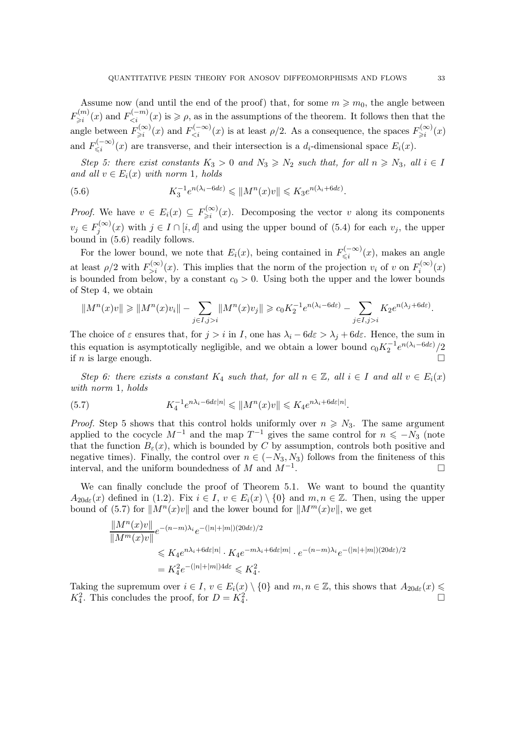Assume now (and until the end of the proof) that, for some $m \geqslant m_0$, the angle between $F^{(m)}_{\geqslant i}(x)$ and $F^{(-m)}_{<i}(x)$ is $\geqslant \rho$, as in the assumptions of the theorem. It follows then that the angle between $F^{(\infty)}_{\geqslant i}(x)$ and $F^{(-\infty)}_{<i}(x)$ is at least $\rho/2$. As a consequence, the spaces $F^{(\infty)}_{\geqslant i}(x)$ and $F^{(-\infty)}_{\leqslant i}(x)$ are transverse, and their intersection is a $d_i$-dimensional space $E_i(x)$.

*Step 5: there exist constants $K_3 > 0$ and $N_3 \geqslant N_2$ such that, for all $n \geqslant N_3$, all $i \in I$ and all $v \in E_i(x)$ with norm 1, holds*

$$K_3^{-1} e^{n(\lambda_i - 6d\varepsilon)} \leqslant \|M^n(x)v\| \leqslant K_3 e^{n(\lambda_i + 6d\varepsilon)}. \tag{5.6}$$

*Proof.* We have $v \in E_i(x) \subseteq F^{(\infty)}_{\geqslant i}(x)$. Decomposing the vector $v$ along its components $v_j \in F^{(\infty)}_j(x)$ with $j \in I \cap [i, d]$ and using the upper bound of (5.4) for each $v_j$, the upper bound in (5.6) readily follows.

For the lower bound, we note that $E_i(x)$, being contained in $F^{(-\infty)}_{\leqslant i}(x)$, makes an angle at least $\rho/2$ with $F^{(\infty)}_{>i}(x)$. This implies that the norm of the projection $v_i$ of $v$ on $F^{(\infty)}_i(x)$ is bounded from below, by a constant $c_0 > 0$. Using both the upper and the lower bounds of Step 4, we obtain

$$\|M^n(x)v\| \geqslant \|M^n(x)v_i\| - \sum_{j \in I, j > i} \|M^n(x)v_j\| \geqslant c_0 K_2^{-1} e^{n(\lambda_i - 6d\varepsilon)} - \sum_{j \in I, j > i} K_2 e^{n(\lambda_j + 6d\varepsilon)}.$$

The choice of $\varepsilon$ ensures that, for $j > i$ in $I$, one has $\lambda_i - 6d\varepsilon > \lambda_j + 6d\varepsilon$. Hence, the sum in this equation is asymptotically negligible, and we obtain a lower bound $c_0 K_2^{-1} e^{n(\lambda_i - 6d\varepsilon)}/2$ if $n$ is large enough. $\square$

*Step 6: there exists a constant $K_4$ such that, for all $n \in \mathbb{Z}$, all $i \in I$ and all $v \in E_i(x)$ with norm 1, holds*

$$K_4^{-1} e^{n\lambda_i - 6d\varepsilon|n|} \leqslant \|M^n(x)v\| \leqslant K_4 e^{n\lambda_i + 6d\varepsilon|n|}. \tag{5.7}$$

*Proof.* Step 5 shows that this control holds uniformly over $n \geqslant N_3$. The same argument applied to the cocycle $M^{-1}$ and the map $T^{-1}$ gives the same control for $n \leqslant -N_3$ (note that the function $B_\varepsilon(x)$, which is bounded by $C$ by assumption, controls both positive and negative times). Finally, the control over $n \in (-N_3, N_3)$ follows from the finiteness of this interval, and the uniform boundedness of $M$ and $M^{-1}$. $\square$

We can finally conclude the proof of Theorem 5.1. We want to bound the quantity $A_{20d\varepsilon}(x)$ defined in (1.2). Fix $i \in I$, $v \in E_i(x) \setminus \{0\}$ and $m, n \in \mathbb{Z}$. Then, using the upper bound of (5.7) for $\|M^n(x)v\|$ and the lower bound for $\|M^m(x)v\|$, we get

$$\begin{aligned}
\frac{\|M^n(x)v\|}{\|M^m(x)v\|} & e^{-(n-m)\lambda_i} e^{-(|n|+|m|)(20d\varepsilon)/2} \\
&\leqslant K_4 e^{n\lambda_i + 6d\varepsilon|n|} \cdot K_4 e^{-m\lambda_i + 6d\varepsilon|m|} \cdot e^{-(n-m)\lambda_i} e^{-(|n|+|m|)(20d\varepsilon)/2} \\
&= K_4^2 e^{-(|n|+|m|)4d\varepsilon} \leqslant K_4^2.
\end{aligned}$$

Taking the supremum over $i \in I$, $v \in E_i(x) \setminus \{0\}$ and $m, n \in \mathbb{Z}$, this shows that $A_{20d\varepsilon}(x) \leqslant K_4^2$. This concludes the proof, for $D = K_4^2$. $\square$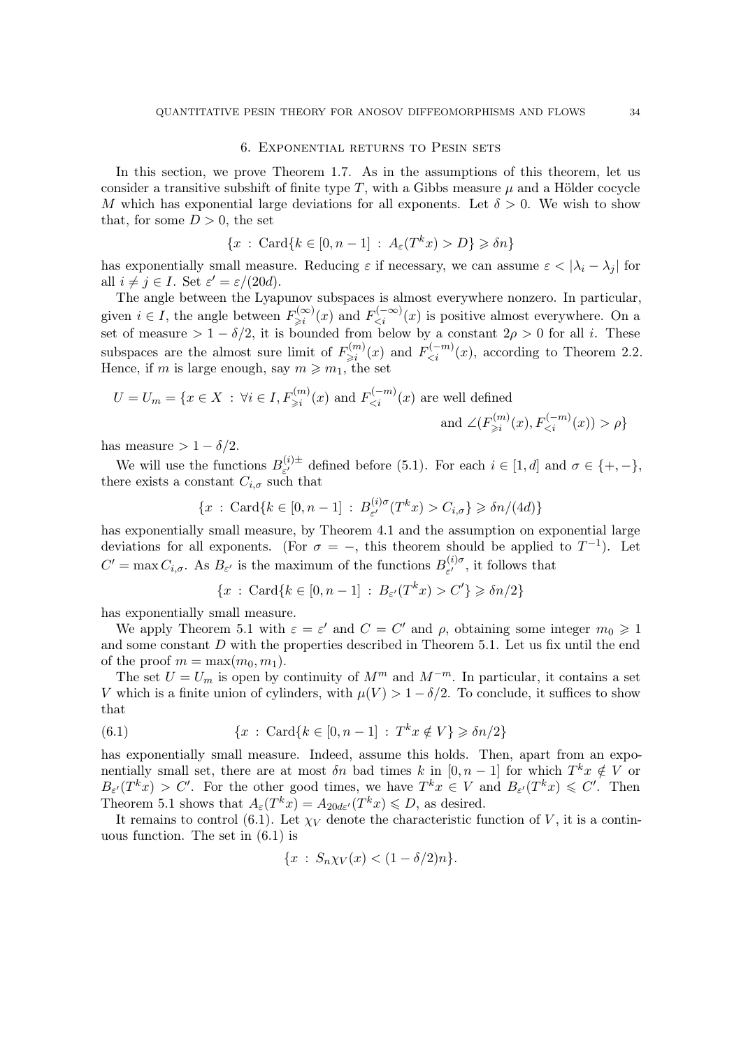## 6. Exponential returns to Pesin sets

In this section, we prove Theorem 1.7. As in the assumptions of this theorem, let us consider a transitive subshift of finite type $T$, with a Gibbs measure $\mu$ and a Hölder cocycle $M$ which has exponential large deviations for all exponents. Let $\delta > 0$. We wish to show that, for some $D > 0$, the set

$$\{x \,:\, \mathrm{Card}\{k \in [0, n-1] \,:\, A_\varepsilon(T^k x) > D\} \geqslant \delta n\}$$

has exponentially small measure. Reducing $\varepsilon$ if necessary, we can assume $\varepsilon < |\lambda_i - \lambda_j|$ for all $i \neq j \in I$. Set $\varepsilon' = \varepsilon/(20d)$.

The angle between the Lyapunov subspaces is almost everywhere nonzero. In particular, given $i \in I$, the angle between $F^{(\infty)}_{\geqslant i}(x)$ and $F^{(-\infty)}_{<i}(x)$ is positive almost everywhere. On a set of measure $> 1 - \delta/2$, it is bounded from below by a constant $2\rho > 0$ for all $i$. These subspaces are the almost sure limit of $F^{(m)}_{\geqslant i}(x)$ and $F^{(-m)}_{<i}(x)$, according to Theorem 2.2. Hence, if $m$ is large enough, say $m \geqslant m_1$, the set

$$U = U_m = \{x \in X \,:\, \forall i \in I, F^{(m)}_{\geqslant i}(x) \text{ and } F^{(-m)}_{<i}(x) \text{ are well defined and } \angle(F^{(m)}_{\geqslant i}(x), F^{(-m)}_{<i}(x)) > \rho\}$$

has measure $> 1 - \delta/2$.

We will use the functions $B^{(i)\pm}_{\varepsilon'}$ defined before (5.1). For each $i \in [1, d]$ and $\sigma \in \{+, -\}$, there exists a constant $C_{i,\sigma}$ such that

$$\{x \,:\, \mathrm{Card}\{k \in [0, n-1] \,:\, B^{(i)\sigma}_{\varepsilon'}(T^k x) > C_{i,\sigma}\} \geqslant \delta n/(4d)\}$$

has exponentially small measure, by Theorem 4.1 and the assumption on exponential large deviations for all exponents. (For $\sigma = -$, this theorem should be applied to $T^{-1}$). Let $C' = \max C_{i,\sigma}$. As $B_{\varepsilon'}$ is the maximum of the functions $B^{(i)\sigma}_{\varepsilon'}$, it follows that

$$\{x \,:\, \mathrm{Card}\{k \in [0, n-1] \,:\, B_{\varepsilon'}(T^k x) > C'\} \geqslant \delta n/2\}$$

has exponentially small measure.

We apply Theorem 5.1 with $\varepsilon = \varepsilon'$ and $C = C'$ and $\rho$, obtaining some integer $m_0 \geqslant 1$ and some constant $D$ with the properties described in Theorem 5.1. Let us fix until the end of the proof $m = \max(m_0, m_1)$.

The set $U = U_m$ is open by continuity of $M^m$ and $M^{-m}$. In particular, it contains a set $V$ which is a finite union of cylinders, with $\mu(V) > 1 - \delta/2$. To conclude, it suffices to show that

$$\{x \,:\, \mathrm{Card}\{k \in [0, n-1] \,:\, T^k x \notin V\} \geqslant \delta n/2\} \tag{6.1}$$

has exponentially small measure. Indeed, assume this holds. Then, apart from an exponentially small set, there are at most $\delta n$ bad times $k$ in $[0, n-1]$ for which $T^k x \notin V$ or $B_{\varepsilon'}(T^k x) > C'$. For the other good times, we have $T^k x \in V$ and $B_{\varepsilon'}(T^k x) \leqslant C'$. Then Theorem 5.1 shows that $A_\varepsilon(T^k x) = A_{20d\varepsilon'}(T^k x) \leqslant D$, as desired.

It remains to control (6.1). Let $\chi_V$ denote the characteristic function of $V$, it is a continuous function. The set in (6.1) is

$$\{x \,:\, S_n \chi_V(x) < (1 - \delta/2)n\}.$$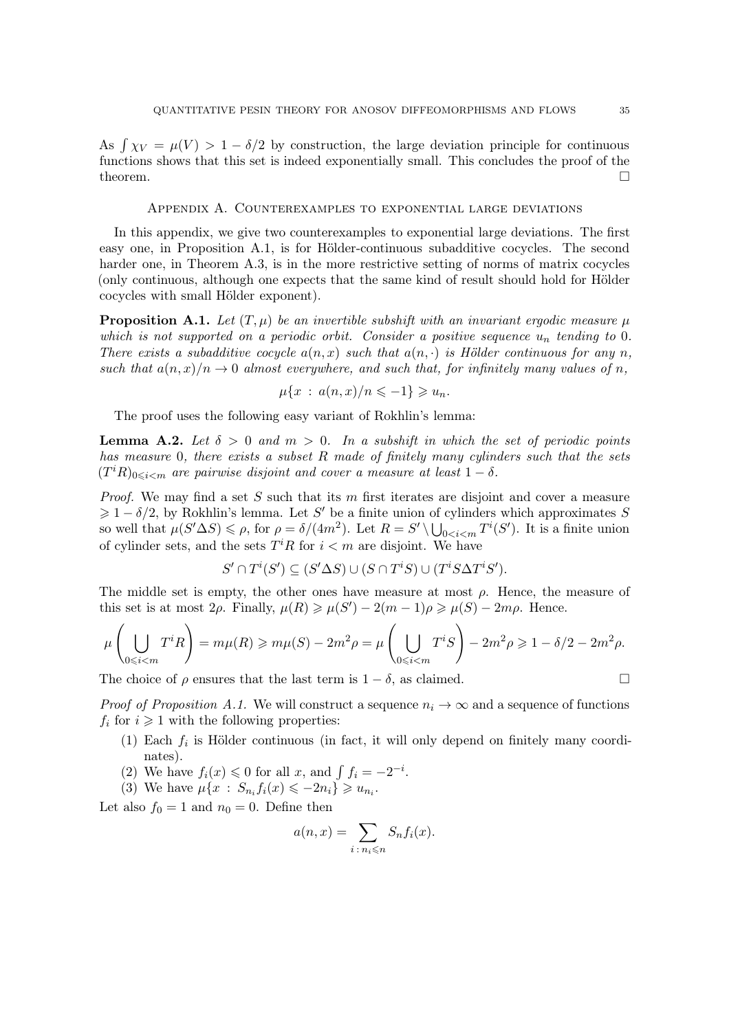As $\int \chi_V = \mu(V) > 1 - \delta/2$ by construction, the large deviation principle for continuous functions shows that this set is indeed exponentially small. This concludes the proof of the theorem. □

## Appendix A. Counterexamples to exponential large deviations

In this appendix, we give two counterexamples to exponential large deviations. The first easy one, in Proposition A.1, is for Hölder-continuous subadditive cocycles. The second harder one, in Theorem A.3, is in the more restrictive setting of norms of matrix cocycles (only continuous, although one expects that the same kind of result should hold for Hölder cocycles with small Hölder exponent).

**Proposition A.1.** *Let $(T, \mu)$ be an invertible subshift with an invariant ergodic measure $\mu$ which is not supported on a periodic orbit. Consider a positive sequence $u_n$ tending to 0. There exists a subadditive cocycle $a(n, x)$ such that $a(n, \cdot)$ is Hölder continuous for any $n$, such that $a(n, x)/n \to 0$ almost everywhere, and such that, for infinitely many values of $n$,*

$$\mu\{x : a(n, x)/n \leqslant -1\} \geqslant u_n.$$

The proof uses the following easy variant of Rokhlin's lemma:

**Lemma A.2.** *Let $\delta > 0$ and $m > 0$. In a subshift in which the set of periodic points has measure 0, there exists a subset $R$ made of finitely many cylinders such that the sets $(T^i R)_{0 \leqslant i < m}$ are pairwise disjoint and cover a measure at least $1 - \delta$.*

*Proof.* We may find a set $S$ such that its $m$ first iterates are disjoint and cover a measure $\geqslant 1 - \delta/2$, by Rokhlin's lemma. Let $S'$ be a finite union of cylinders which approximates $S$ so well that $\mu(S' \Delta S) \leqslant \rho$, for $\rho = \delta/(4m^2)$. Let $R = S' \setminus \bigcup_{0<i<m} T^i(S')$. It is a finite union of cylinder sets, and the sets $T^i R$ for $i < m$ are disjoint. We have

$$S' \cap T^i(S') \subseteq (S' \Delta S) \cup (S \cap T^i S) \cup (T^i S \Delta T^i S').$$

The middle set is empty, the other ones have measure at most $\rho$. Hence, the measure of this set is at most $2\rho$. Finally, $\mu(R) \geqslant \mu(S') - 2(m-1)\rho \geqslant \mu(S) - 2m\rho$. Hence.

$$\mu\left(\bigcup_{0 \leqslant i < m} T^i R\right) = m\mu(R) \geqslant m\mu(S) - 2m^2\rho = \mu\left(\bigcup_{0 \leqslant i < m} T^i S\right) - 2m^2\rho \geqslant 1 - \delta/2 - 2m^2\rho.$$

The choice of $\rho$ ensures that the last term is $1 - \delta$, as claimed. □

*Proof of Proposition A.1.* We will construct a sequence $n_i \to \infty$ and a sequence of functions $f_i$ for $i \geqslant 1$ with the following properties:

1. Each $f_i$ is Hölder continuous (in fact, it will only depend on finitely many coordinates).
2. We have $f_i(x) \leqslant 0$ for all $x$, and $\int f_i = -2^{-i}$.
3. We have $\mu\{x : S_{n_i} f_i(x) \leqslant -2n_i\} \geqslant u_{n_i}$.

Let also $f_0 = 1$ and $n_0 = 0$. Define then

$$a(n, x) = \sum_{i \,:\, n_i \leqslant n} S_n f_i(x).$$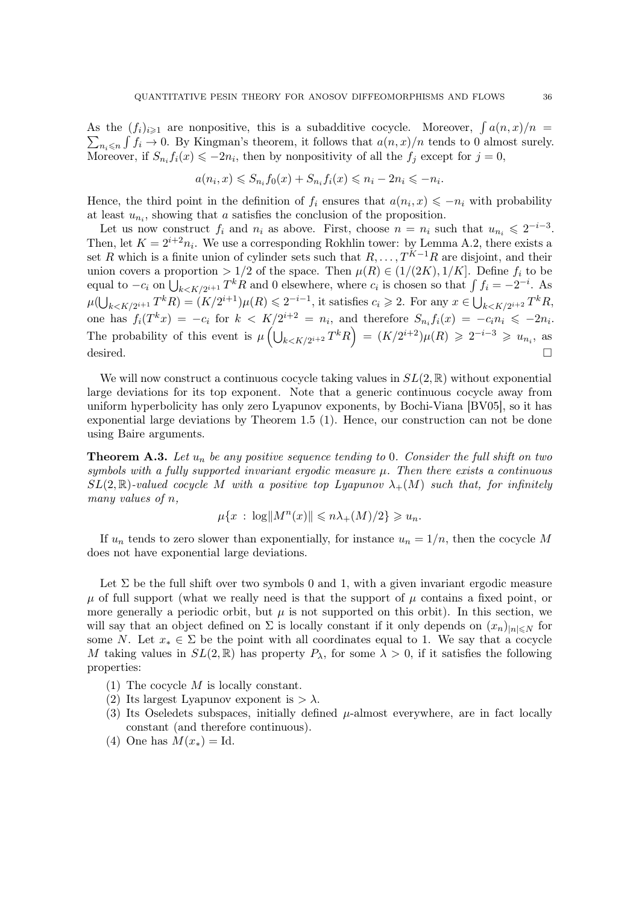As the $(f_i)_{i\geqslant 1}$ are nonpositive, this is a subadditive cocycle. Moreover, $\int a(n,x)/n = \sum_{n_i \leqslant n} \int f_i \to 0$. By Kingman's theorem, it follows that $a(n,x)/n$ tends to 0 almost surely. Moreover, if $S_{n_i} f_i(x) \leqslant -2n_i$, then by nonpositivity of all the $f_j$ except for $j = 0$,

$$a(n_i, x) \leqslant S_{n_i} f_0(x) + S_{n_i} f_i(x) \leqslant n_i - 2n_i \leqslant -n_i.$$

Hence, the third point in the definition of $f_i$ ensures that $a(n_i, x) \leqslant -n_i$ with probability at least $u_{n_i}$, showing that $a$ satisfies the conclusion of the proposition.

Let us now construct $f_i$ and $n_i$ as above. First, choose $n = n_i$ such that $u_{n_i} \leqslant 2^{-i-3}$. Then, let $K = 2^{i+2} n_i$. We use a corresponding Rokhlin tower: by Lemma A.2, there exists a set $R$ which is a finite union of cylinder sets such that $R, \dots, T^{K-1}R$ are disjoint, and their union covers a proportion $> 1/2$ of the space. Then $\mu(R) \in (1/(2K), 1/K]$. Define $f_i$ to be equal to $-c_i$ on $\bigcup_{k<K/2^{i+1}} T^k R$ and 0 elsewhere, where $c_i$ is chosen so that $\int f_i = -2^{-i}$. As $\mu(\bigcup_{k<K/2^{i+1}} T^k R) = (K/2^{i+1})\mu(R) \leqslant 2^{-i-1}$, it satisfies $c_i \geqslant 2$. For any $x \in \bigcup_{k<K/2^{i+2}} T^k R$, one has $f_i(T^k x) = -c_i$ for $k < K/2^{i+2} = n_i$, and therefore $S_{n_i} f_i(x) = -c_i n_i \leqslant -2n_i$. The probability of this event is $\mu\left(\bigcup_{k<K/2^{i+2}} T^k R\right) = (K/2^{i+2})\mu(R) \geqslant 2^{-i-3} \geqslant u_{n_i}$, as desired. □

We will now construct a continuous cocycle taking values in $SL(2,\mathbb{R})$ without exponential large deviations for its top exponent. Note that a generic continuous cocycle away from uniform hyperbolicity has only zero Lyapunov exponents, by Bochi-Viana [BV05], so it has exponential large deviations by Theorem 1.5 (1). Hence, our construction can not be done using Baire arguments.

**Theorem A.3.** *Let $u_n$ be any positive sequence tending to 0. Consider the full shift on two symbols with a fully supported invariant ergodic measure $\mu$. Then there exists a continuous $SL(2,\mathbb{R})$-valued cocycle $M$ with a positive top Lyapunov $\lambda_+(M)$ such that, for infinitely many values of $n$,*

$$\mu\{x \,:\, \log\|M^n(x)\| \leqslant n\lambda_+(M)/2\} \geqslant u_n.$$

If $u_n$ tends to zero slower than exponentially, for instance $u_n = 1/n$, then the cocycle $M$ does not have exponential large deviations.

Let $\Sigma$ be the full shift over two symbols 0 and 1, with a given invariant ergodic measure $\mu$ of full support (what we really need is that the support of $\mu$ contains a fixed point, or more generally a periodic orbit, but $\mu$ is not supported on this orbit). In this section, we will say that an object defined on $\Sigma$ is locally constant if it only depends on $(x_n)_{|n|\leqslant N}$ for some $N$. Let $x_* \in \Sigma$ be the point with all coordinates equal to 1. We say that a cocycle $M$ taking values in $SL(2,\mathbb{R})$ has property $P_\lambda$, for some $\lambda > 0$, if it satisfies the following properties:

1. The cocycle $M$ is locally constant.
2. Its largest Lyapunov exponent is $> \lambda$.
3. Its Oseledets subspaces, initially defined $\mu$-almost everywhere, are in fact locally constant (and therefore continuous).
4. One has $M(x_*) = \mathrm{Id}$.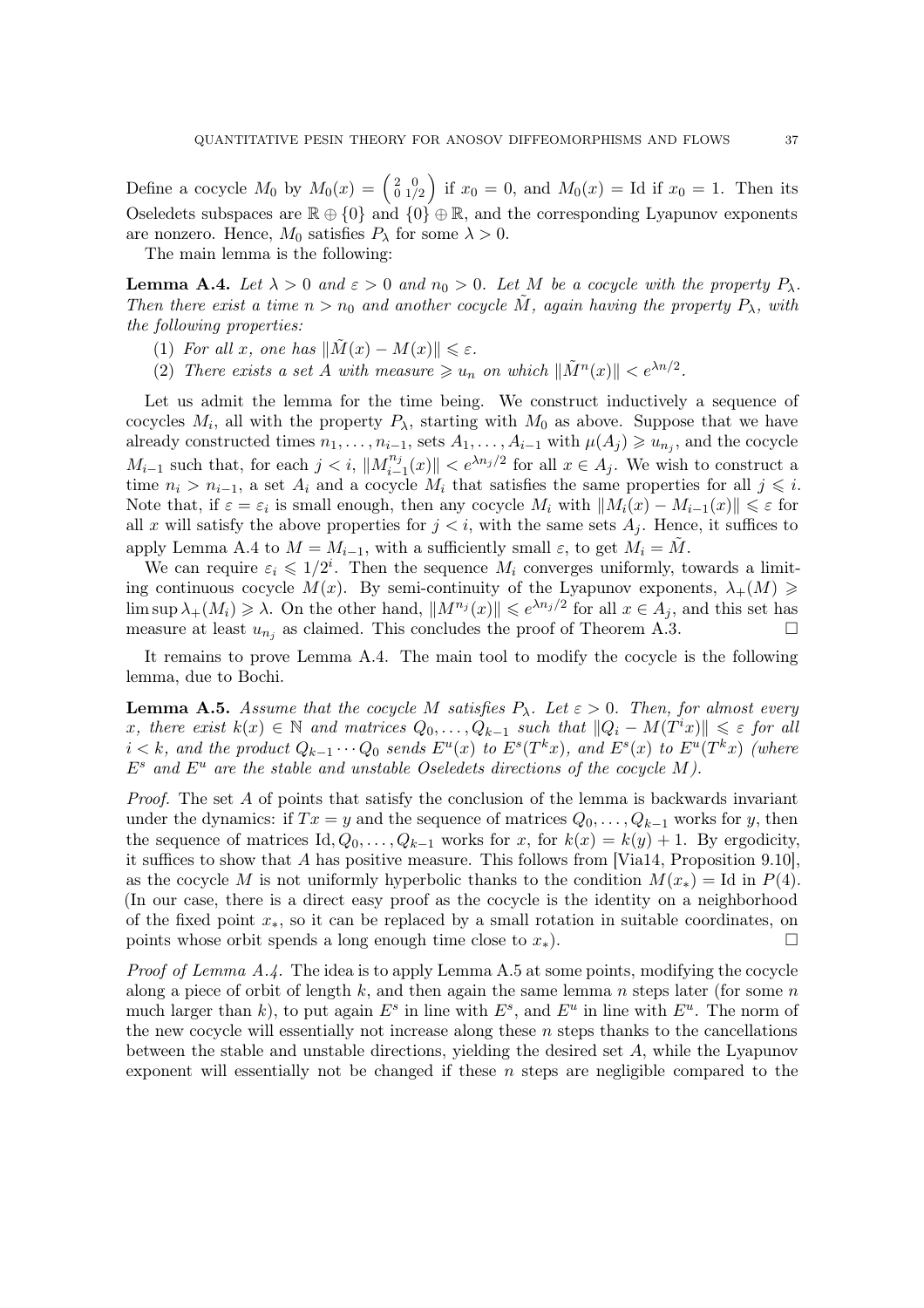Define a cocycle $M_0$ by $M_0(x) = \begin{pmatrix} 2 & 0 \\ 0 & 1/2 \end{pmatrix}$ if $x_0 = 0$, and $M_0(x) = \mathrm{Id}$ if $x_0 = 1$. Then its Oseledets subspaces are $\mathbb{R} \oplus \{0\}$ and $\{0\} \oplus \mathbb{R}$, and the corresponding Lyapunov exponents are nonzero. Hence, $M_0$ satisfies $P_\lambda$ for some $\lambda > 0$.

The main lemma is the following:

**Lemma A.4.** *Let $\lambda > 0$ and $\varepsilon > 0$ and $n_0 > 0$. Let $M$ be a cocycle with the property $P_\lambda$. Then there exist a time $n > n_0$ and another cocycle $\tilde{M}$, again having the property $P_\lambda$, with the following properties:*

1. *For all $x$, one has $\|\tilde{M}(x) - M(x)\| \leqslant \varepsilon$.*
2. *There exists a set $A$ with measure $\geqslant u_n$ on which $\|\tilde{M}^n(x)\| < e^{\lambda n/2}$.*

Let us admit the lemma for the time being. We construct inductively a sequence of cocycles $M_i$, all with the property $P_\lambda$, starting with $M_0$ as above. Suppose that we have already constructed times $n_1, \dots, n_{i-1}$, sets $A_1, \dots, A_{i-1}$ with $\mu(A_j) \geqslant u_{n_j}$, and the cocycle $M_{i-1}$ such that, for each $j < i$, $\|M_{i-1}^{n_j}(x)\| < e^{\lambda n_j/2}$ for all $x \in A_j$. We wish to construct a time $n_i > n_{i-1}$, a set $A_i$ and a cocycle $M_i$ that satisfies the same properties for all $j \leqslant i$. Note that, if $\varepsilon = \varepsilon_i$ is small enough, then any cocycle $M_i$ with $\|M_i(x) - M_{i-1}(x)\| \leqslant \varepsilon$ for all $x$ will satisfy the above properties for $j < i$, with the same sets $A_j$. Hence, it suffices to apply Lemma A.4 to $M = M_{i-1}$, with a sufficiently small $\varepsilon$, to get $M_i = \tilde{M}$.

We can require $\varepsilon_i \leqslant 1/2^i$. Then the sequence $M_i$ converges uniformly, towards a limiting continuous cocycle $M(x)$. By semi-continuity of the Lyapunov exponents, $\lambda_+(M) \geqslant \limsup \lambda_+(M_i) \geqslant \lambda$. On the other hand, $\|M^{n_j}(x)\| \leqslant e^{\lambda n_j/2}$ for all $x \in A_j$, and this set has measure at least $u_{n_j}$ as claimed. This concludes the proof of Theorem A.3. $\square$

It remains to prove Lemma A.4. The main tool to modify the cocycle is the following lemma, due to Bochi.

**Lemma A.5.** *Assume that the cocycle $M$ satisfies $P_\lambda$. Let $\varepsilon > 0$. Then, for almost every $x$, there exist $k(x) \in \mathbb{N}$ and matrices $Q_0, \dots, Q_{k-1}$ such that $\|Q_i - M(T^i x)\| \leqslant \varepsilon$ for all $i < k$, and the product $Q_{k-1} \cdots Q_0$ sends $E^u(x)$ to $E^s(T^k x)$, and $E^s(x)$ to $E^u(T^k x)$ (where $E^s$ and $E^u$ are the stable and unstable Oseledets directions of the cocycle $M$).*

*Proof.* The set $A$ of points that satisfy the conclusion of the lemma is backwards invariant under the dynamics: if $Tx = y$ and the sequence of matrices $Q_0, \dots, Q_{k-1}$ works for $y$, then the sequence of matrices $\mathrm{Id}, Q_0, \dots, Q_{k-1}$ works for $x$, for $k(x) = k(y) + 1$. By ergodicity, it suffices to show that $A$ has positive measure. This follows from [Via14, Proposition 9.10], as the cocycle $M$ is not uniformly hyperbolic thanks to the condition $M(x_*) = \mathrm{Id}$ in $P(4)$. (In our case, there is a direct easy proof as the cocycle is the identity on a neighborhood of the fixed point $x_*$, so it can be replaced by a small rotation in suitable coordinates, on points whose orbit spends a long enough time close to $x_*$). $\square$

*Proof of Lemma A.4.* The idea is to apply Lemma A.5 at some points, modifying the cocycle along a piece of orbit of length $k$, and then again the same lemma $n$ steps later (for some $n$ much larger than $k$), to put again $E^s$ in line with $E^s$, and $E^u$ in line with $E^u$. The norm of the new cocycle will essentially not increase along these $n$ steps thanks to the cancellations between the stable and unstable directions, yielding the desired set $A$, while the Lyapunov exponent will essentially not be changed if these $n$ steps are negligible compared to the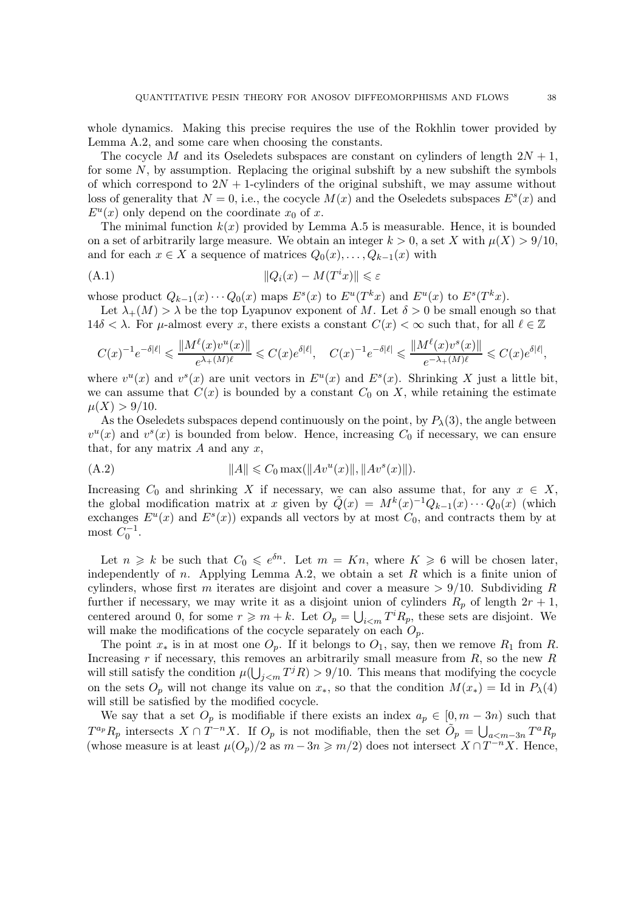whole dynamics. Making this precise requires the use of the Rokhlin tower provided by Lemma A.2, and some care when choosing the constants.

The cocycle $M$ and its Oseledets subspaces are constant on cylinders of length $2N+1$, for some $N$, by assumption. Replacing the original subshift by a new subshift the symbols of which correspond to $2N+1$-cylinders of the original subshift, we may assume without loss of generality that $N=0$, i.e., the cocycle $M(x)$ and the Oseledets subspaces $E^s(x)$ and $E^u(x)$ only depend on the coordinate $x_0$ of $x$.

The minimal function $k(x)$ provided by Lemma A.5 is measurable. Hence, it is bounded on a set of arbitrarily large measure. We obtain an integer $k > 0$, a set $X$ with $\mu(X) > 9/10$, and for each $x \in X$ a sequence of matrices $Q_0(x), \dots, Q_{k-1}(x)$ with

$$\|Q_i(x) - M(T^i x)\| \leqslant \varepsilon \tag{A.1}$$

whose product $Q_{k-1}(x) \cdots Q_0(x)$ maps $E^s(x)$ to $E^u(T^k x)$ and $E^u(x)$ to $E^s(T^k x)$.

Let $\lambda_+(M) > \lambda$ be the top Lyapunov exponent of $M$. Let $\delta > 0$ be small enough so that $14\delta < \lambda$. For $\mu$-almost every $x$, there exists a constant $C(x) < \infty$ such that, for all $\ell \in \mathbb{Z}$

$$C(x)^{-1} e^{-\delta|\ell|} \leqslant \frac{\|M^\ell(x) v^u(x)\|}{e^{\lambda_+(M)\ell}} \leqslant C(x) e^{\delta|\ell|}, \quad C(x)^{-1} e^{-\delta|\ell|} \leqslant \frac{\|M^\ell(x) v^s(x)\|}{e^{-\lambda_+(M)\ell}} \leqslant C(x) e^{\delta|\ell|},$$

where $v^u(x)$ and $v^s(x)$ are unit vectors in $E^u(x)$ and $E^s(x)$. Shrinking $X$ just a little bit, we can assume that $C(x)$ is bounded by a constant $C_0$ on $X$, while retaining the estimate $\mu(X) > 9/10$.

As the Oseledets subspaces depend continuously on the point, by $P_\lambda(3)$, the angle between $v^u(x)$ and $v^s(x)$ is bounded from below. Hence, increasing $C_0$ if necessary, we can ensure that, for any matrix $A$ and any $x$,

$$\|A\| \leqslant C_0 \max(\|A v^u(x)\|, \|A v^s(x)\|). \tag{A.2}$$

Increasing $C_0$ and shrinking $X$ if necessary, we can also assume that, for any $x \in X$, the global modification matrix at $x$ given by $\tilde{Q}(x) = M^k(x)^{-1} Q_{k-1}(x) \cdots Q_0(x)$ (which exchanges $E^u(x)$ and $E^s(x)$) expands all vectors by at most $C_0$, and contracts them by at most $C_0^{-1}$.

Let $n \geqslant k$ be such that $C_0 \leqslant e^{\delta n}$. Let $m = Kn$, where $K \geqslant 6$ will be chosen later, independently of $n$. Applying Lemma A.2, we obtain a set $R$ which is a finite union of cylinders, whose first $m$ iterates are disjoint and cover a measure $> 9/10$. Subdividing $R$ further if necessary, we may write it as a disjoint union of cylinders $R_p$ of length $2r+1$, centered around 0, for some $r \geqslant m+k$. Let $O_p = \bigcup_{i<m} T^i R_p$, these sets are disjoint. We will make the modifications of the cocycle separately on each $O_p$.

The point $x_*$ is in at most one $O_p$. If it belongs to $O_1$, say, then we remove $R_1$ from $R$. Increasing $r$ if necessary, this removes an arbitrarily small measure from $R$, so the new $R$ will still satisfy the condition $\mu(\bigcup_{j<m} T^j R) > 9/10$. This means that modifying the cocycle on the sets $O_p$ will not change its value on $x_*$, so that the condition $M(x_*) = \mathrm{Id}$ in $P_\lambda(4)$ will still be satisfied by the modified cocycle.

We say that a set $O_p$ is modifiable if there exists an index $a_p \in [0, m-3n)$ such that $T^{a_p} R_p$ intersects $X \cap T^{-n} X$. If $O_p$ is not modifiable, then the set $\tilde{O}_p = \bigcup_{a<m-3n} T^a R_p$ (whose measure is at least $\mu(O_p)/2$ as $m - 3n \geqslant m/2$) does not intersect $X \cap T^{-n} X$. Hence,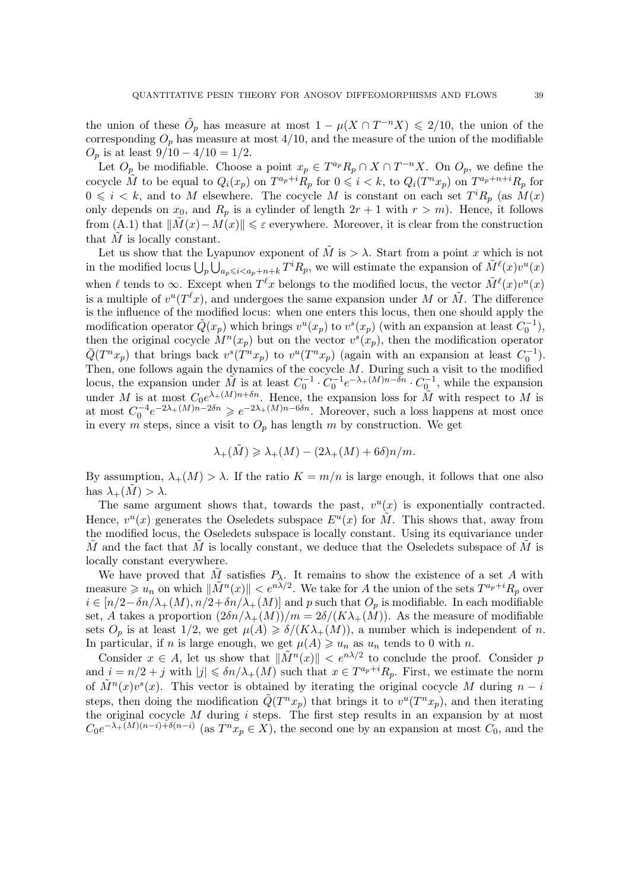the union of these $\tilde{O}_p$ has measure at most $1 - \mu(X \cap T^{-n}X) \leqslant 2/10$, the union of the corresponding $O_p$ has measure at most $4/10$, and the measure of the union of the modifiable $O_p$ is at least $9/10 - 4/10 = 1/2$.

Let $O_p$ be modifiable. Choose a point $x_p \in T^{a_p} R_p \cap X \cap T^{-n}X$. On $O_p$, we define the cocycle $\tilde{M}$ to be equal to $Q_i(x_p)$ on $T^{a_p+i}R_p$ for $0 \leqslant i < k$, to $Q_i(T^n x_p)$ on $T^{a_p+n+i}R_p$ for $0 \leqslant i < k$, and to $M$ elsewhere. The cocycle $M$ is constant on each set $T^i R_p$ (as $M(x)$ only depends on $x_0$, and $R_p$ is a cylinder of length $2r+1$ with $r > m$). Hence, it follows from (A.1) that $\|\tilde{M}(x) - M(x)\| \leqslant \varepsilon$ everywhere. Moreover, it is clear from the construction that $\tilde{M}$ is locally constant.

Let us show that the Lyapunov exponent of $\tilde{M}$ is $> \lambda$. Start from a point $x$ which is not in the modified locus $\bigcup_p \bigcup_{a_p \leqslant i < a_p+n+k} T^i R_p$, we will estimate the expansion of $\tilde{M}^\ell(x) v^u(x)$ when $\ell$ tends to $\infty$. Except when $T^\ell x$ belongs to the modified locus, the vector $\tilde{M}^\ell(x) v^u(x)$ is a multiple of $v^u(T^\ell x)$, and undergoes the same expansion under $M$ or $\tilde{M}$. The difference is the influence of the modified locus: when one enters this locus, then one should apply the modification operator $\tilde{Q}(x_p)$ which brings $v^u(x_p)$ to $v^s(x_p)$ (with an expansion at least $C_0^{-1}$), then the original cocycle $M^n(x_p)$ but on the vector $v^s(x_p)$, then the modification operator $\tilde{Q}(T^n x_p)$ that brings back $v^s(T^n x_p)$ to $v^u(T^n x_p)$ (again with an expansion at least $C_0^{-1}$). Then, one follows again the dynamics of the cocycle $M$. During such a visit to the modified locus, the expansion under $\tilde{M}$ is at least $C_0^{-1} \cdot C_0^{-1} e^{-\lambda_+(M)n - \delta n} \cdot C_0^{-1}$, while the expansion under $M$ is at most $C_0 e^{\lambda_+(M)n + \delta n}$. Hence, the expansion loss for $\tilde{M}$ with respect to $M$ is at most $C_0^{-4} e^{-2\lambda_+(M)n - 2\delta n} \geqslant e^{-2\lambda_+(M)n - 6\delta n}$. Moreover, such a loss happens at most once in every $m$ steps, since a visit to $O_p$ has length $m$ by construction. We get

$$\lambda_+(\tilde{M}) \geqslant \lambda_+(M) - (2\lambda_+(M) + 6\delta)n/m.$$

By assumption, $\lambda_+(M) > \lambda$. If the ratio $K = m/n$ is large enough, it follows that one also has $\lambda_+(\tilde{M}) > \lambda$.

The same argument shows that, towards the past, $v^u(x)$ is exponentially contracted. Hence, $v^u(x)$ generates the Oseledets subspace $E^u(x)$ for $\tilde{M}$. This shows that, away from the modified locus, the Oseledets subspace is locally constant. Using its equivariance under $\tilde{M}$ and the fact that $\tilde{M}$ is locally constant, we deduce that the Oseledets subspace of $\tilde{M}$ is locally constant everywhere.

We have proved that $\tilde{M}$ satisfies $P_\lambda$. It remains to show the existence of a set $A$ with measure $\geqslant u_n$ on which $\|\tilde{M}^n(x)\| < e^{n\lambda/2}$. We take for $A$ the union of the sets $T^{a_p+i}R_p$ over $i \in [n/2 - \delta n/\lambda_+(M), n/2 + \delta n/\lambda_+(M)]$ and $p$ such that $O_p$ is modifiable. In each modifiable set, $A$ takes a proportion $(2\delta n/\lambda_+(M))/m = 2\delta/(K\lambda_+(M))$. As the measure of modifiable sets $O_p$ is at least $1/2$, we get $\mu(A) \geqslant \delta/(K\lambda_+(M))$, a number which is independent of $n$. In particular, if $n$ is large enough, we get $\mu(A) \geqslant u_n$ as $u_n$ tends to $0$ with $n$.

Consider $x \in A$, let us show that $\|\tilde{M}^n(x)\| < e^{n\lambda/2}$ to conclude the proof. Consider $p$ and $i = n/2 + j$ with $|j| \leqslant \delta n/\lambda_+(M)$ such that $x \in T^{a_p+i}R_p$. First, we estimate the norm of $\tilde{M}^n(x) v^s(x)$. This vector is obtained by iterating the original cocycle $M$ during $n - i$ steps, then doing the modification $\tilde{Q}(T^n x_p)$ that brings it to $v^u(T^n x_p)$, and then iterating the original cocycle $M$ during $i$ steps. The first step results in an expansion by at most $C_0 e^{-\lambda_+(M)(n-i) + \delta(n-i)}$ (as $T^n x_p \in X$), the second one by an expansion at most $C_0$, and the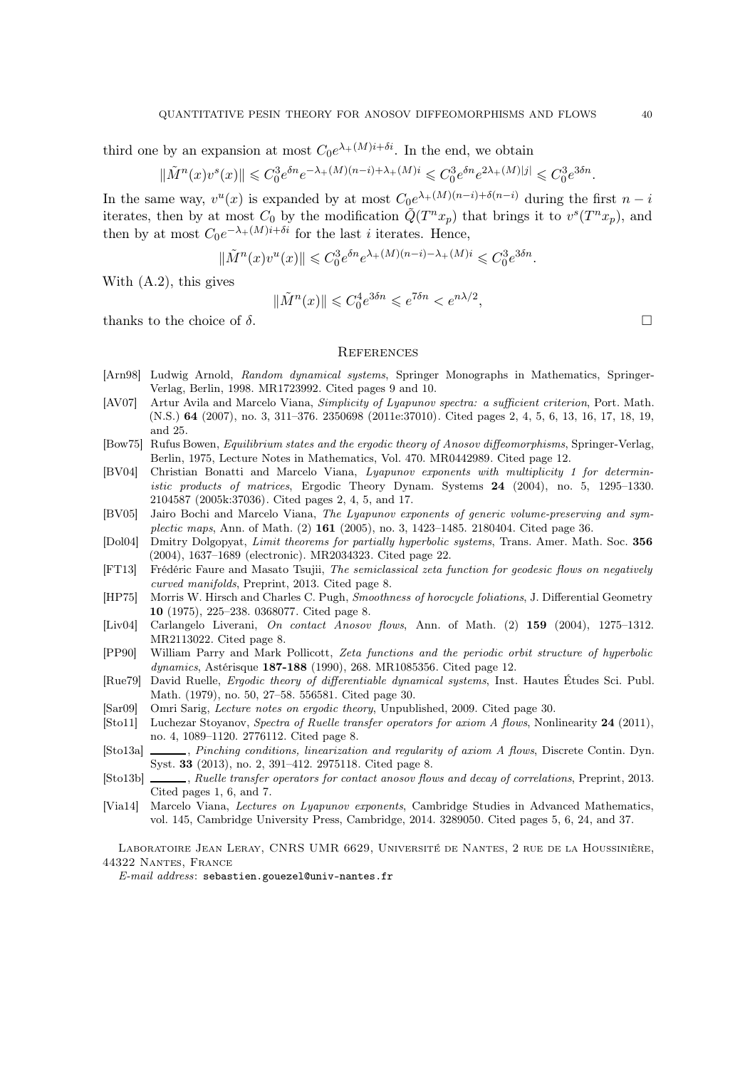third one by an expansion at most $C_0 e^{\lambda_+(M)i+\delta i}$. In the end, we obtain

$$\|\tilde{M}^n(x)v^s(x)\| \leqslant C_0^3 e^{\delta n} e^{-\lambda_+(M)(n-i)+\lambda_+(M)i} \leqslant C_0^3 e^{\delta n} e^{2\lambda_+(M)|j|} \leqslant C_0^3 e^{3\delta n}.$$

In the same way, $v^u(x)$ is expanded by at most $C_0 e^{\lambda_+(M)(n-i)+\delta(n-i)}$ during the first $n-i$ iterates, then by at most $C_0$ by the modification $\tilde{Q}(T^n x_p)$ that brings it to $v^s(T^n x_p)$, and then by at most $C_0 e^{-\lambda_+(M)i+\delta i}$ for the last $i$ iterates. Hence,

$$\|\tilde{M}^n(x)v^u(x)\| \leqslant C_0^3 e^{\delta n} e^{\lambda_+(M)(n-i)-\lambda_+(M)i} \leqslant C_0^3 e^{3\delta n}.$$

With (A.2), this gives

$$\|\tilde{M}^n(x)\| \leqslant C_0^4 e^{3\delta n} \leqslant e^{7\delta n} < e^{n\lambda/2},$$

thanks to the choice of $\delta$. $\square$

## References

[Arn98] Ludwig Arnold, *Random dynamical systems*, Springer Monographs in Mathematics, Springer-Verlag, Berlin, 1998. MR1723992. Cited pages 9 and 10.

[AV07] Artur Avila and Marcelo Viana, *Simplicity of Lyapunov spectra: a sufficient criterion*, Port. Math. (N.S.) **64** (2007), no. 3, 311–376. 2350698 (2011e:37010). Cited pages 2, 4, 5, 6, 13, 16, 17, 18, 19, and 25.

[Bow75] Rufus Bowen, *Equilibrium states and the ergodic theory of Anosov diffeomorphisms*, Springer-Verlag, Berlin, 1975, Lecture Notes in Mathematics, Vol. 470. MR0442989. Cited page 12.

[BV04] Christian Bonatti and Marcelo Viana, *Lyapunov exponents with multiplicity 1 for deterministic products of matrices*, Ergodic Theory Dynam. Systems **24** (2004), no. 5, 1295–1330. 2104587 (2005k:37036). Cited pages 2, 4, 5, and 17.

[BV05] Jairo Bochi and Marcelo Viana, *The Lyapunov exponents of generic volume-preserving and symplectic maps*, Ann. of Math. (2) **161** (2005), no. 3, 1423–1485. 2180404. Cited page 36.

[Dol04] Dmitry Dolgopyat, *Limit theorems for partially hyperbolic systems*, Trans. Amer. Math. Soc. **356** (2004), 1637–1689 (electronic). MR2034323. Cited page 22.

[FT13] Frédéric Faure and Masato Tsujii, *The semiclassical zeta function for geodesic flows on negatively curved manifolds*, Preprint, 2013. Cited page 8.

[HP75] Morris W. Hirsch and Charles C. Pugh, *Smoothness of horocycle foliations*, J. Differential Geometry **10** (1975), 225–238. 0368077. Cited page 8.

[Liv04] Carlangelo Liverani, *On contact Anosov flows*, Ann. of Math. (2) **159** (2004), 1275–1312. MR2113022. Cited page 8.

[PP90] William Parry and Mark Pollicott, *Zeta functions and the periodic orbit structure of hyperbolic dynamics*, Astérisque **187-188** (1990), 268. MR1085356. Cited page 12.

[Rue79] David Ruelle, *Ergodic theory of differentiable dynamical systems*, Inst. Hautes Études Sci. Publ. Math. (1979), no. 50, 27–58. 556581. Cited page 30.

[Sar09] Omri Sarig, *Lecture notes on ergodic theory*, Unpublished, 2009. Cited page 30.

[Sto11] Luchezar Stoyanov, *Spectra of Ruelle transfer operators for axiom A flows*, Nonlinearity **24** (2011), no. 4, 1089–1120. 2776112. Cited page 8.

[Sto13a] ———, *Pinching conditions, linearization and regularity of axiom A flows*, Discrete Contin. Dyn. Syst. **33** (2013), no. 2, 391–412. 2975118. Cited page 8.

[Sto13b] ———, *Ruelle transfer operators for contact anosov flows and decay of correlations*, Preprint, 2013. Cited pages 1, 6, and 7.

[Via14] Marcelo Viana, *Lectures on Lyapunov exponents*, Cambridge Studies in Advanced Mathematics, vol. 145, Cambridge University Press, Cambridge, 2014. 3289050. Cited pages 5, 6, 24, and 37.

Laboratoire Jean Leray, CNRS UMR 6629, Université de Nantes, 2 rue de la Houssinière, 44322 Nantes, France

*E-mail address*: sebastien.gouezel@univ-nantes.fr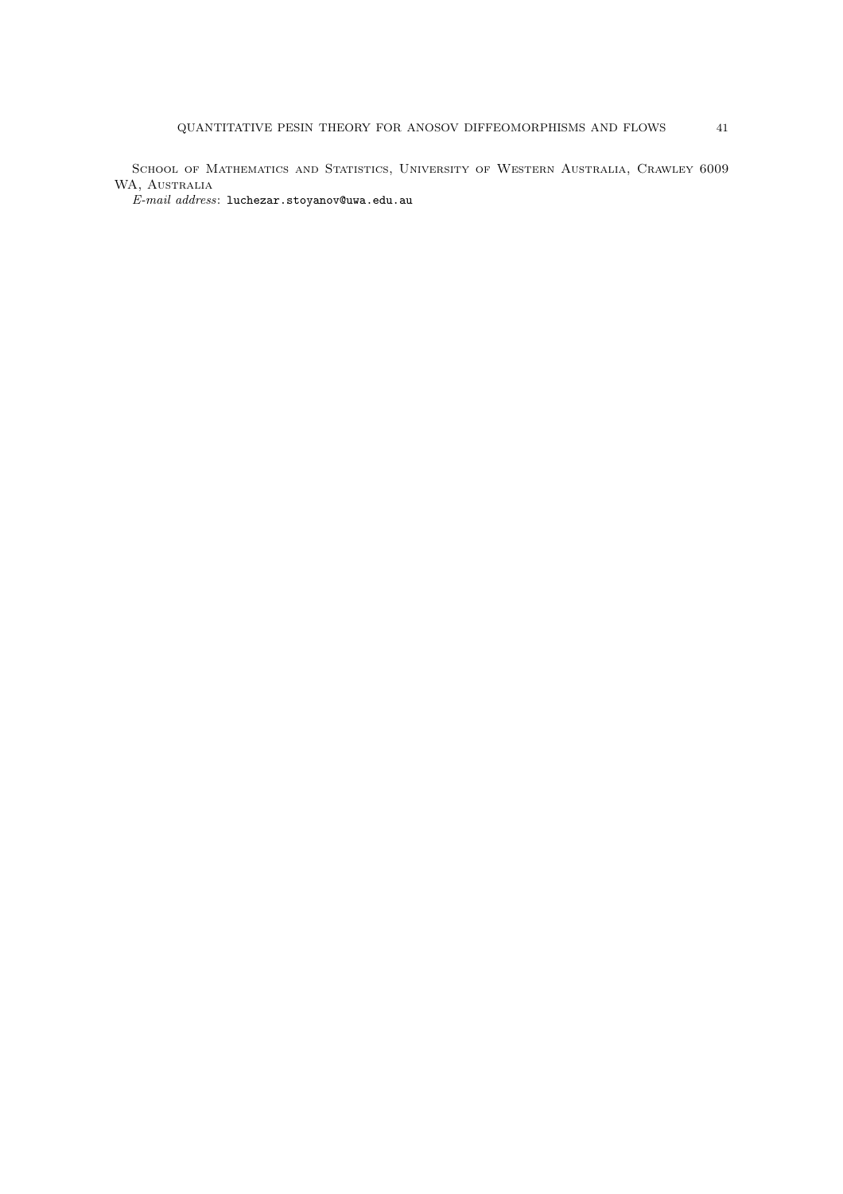School of Mathematics and Statistics, University of Western Australia, Crawley 6009 WA, Australia

*E-mail address*: luchezar.stoyanov@uwa.edu.au